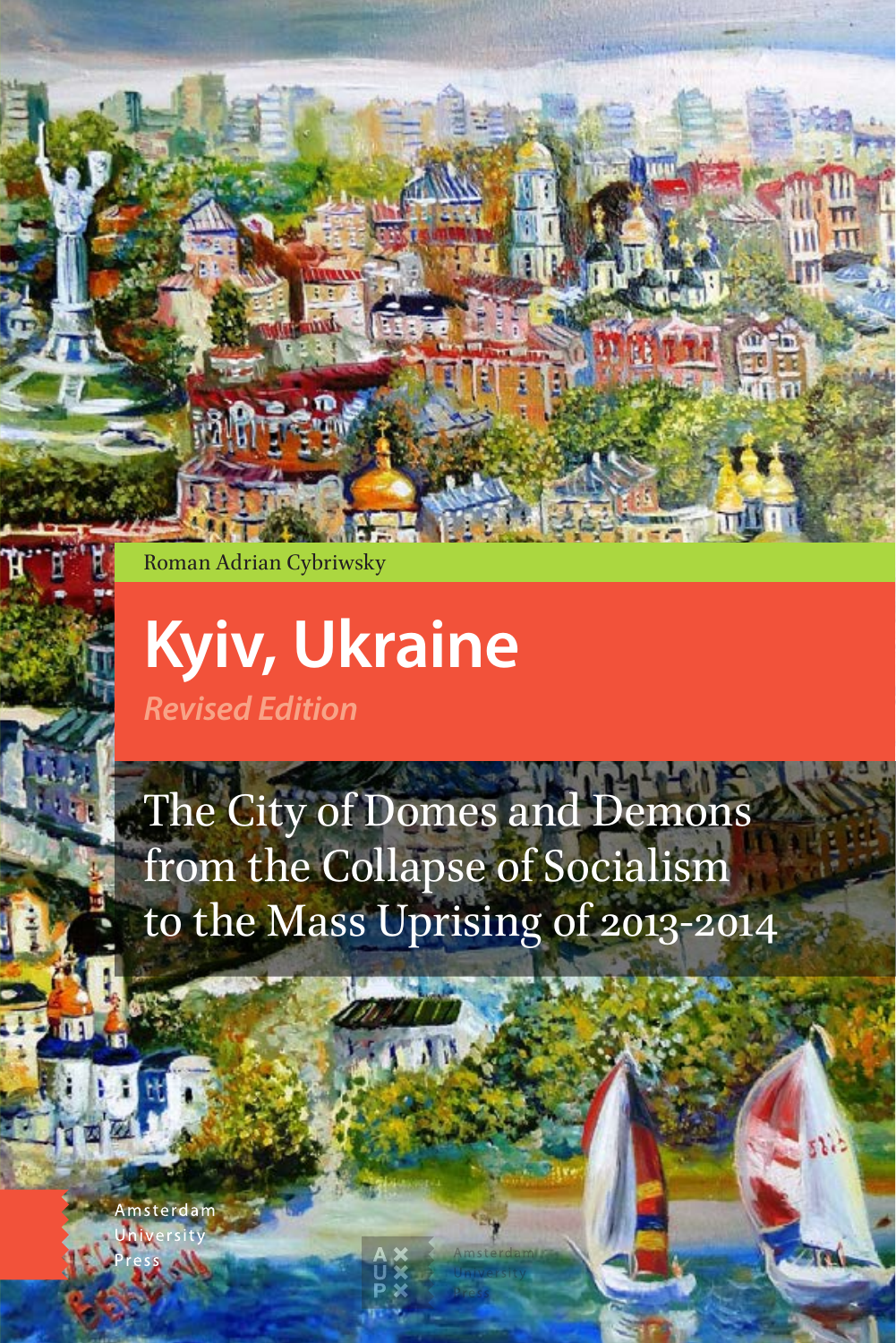Roman Adrian Cybriwsky

# Kyiv, Ukraine

*Revised Edition*

## The City of Domes and Demons from the Collapse of Socialism to the Mass Uprising of 2013-2014

Amsterdam University Press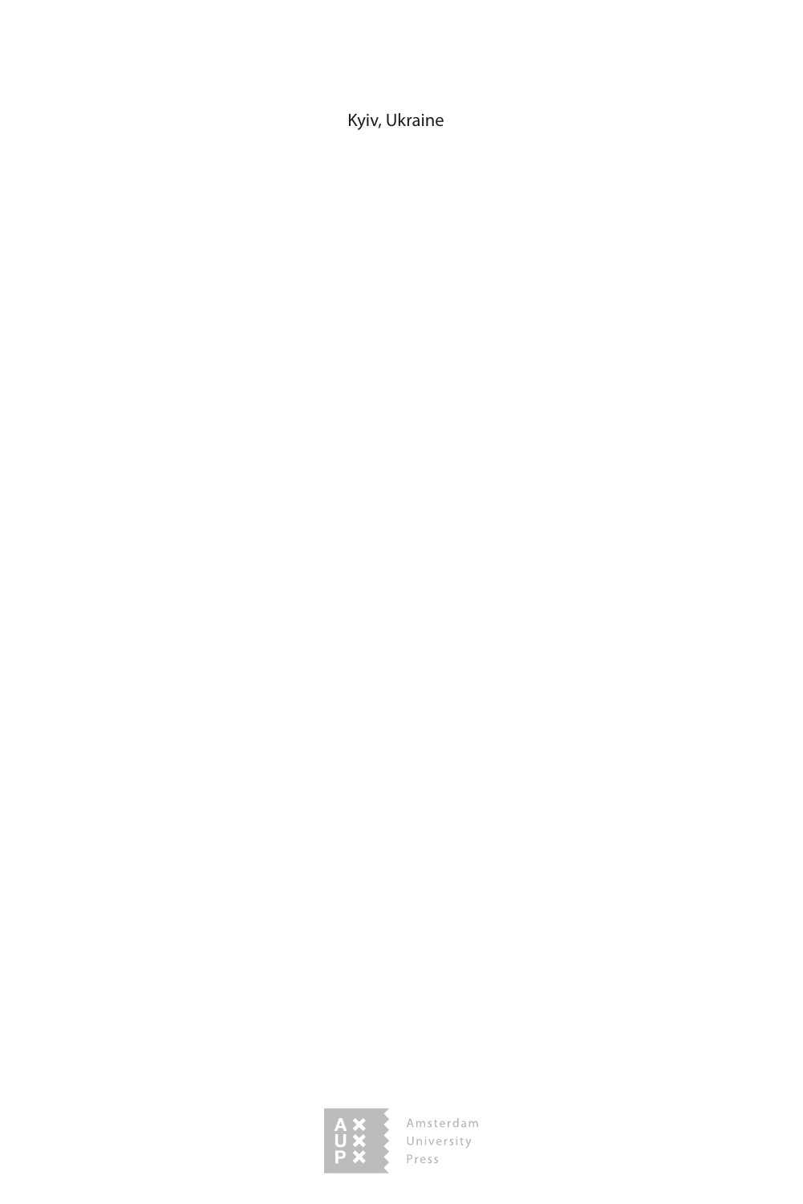Kyiv, Ukraine

Amsterdam University Press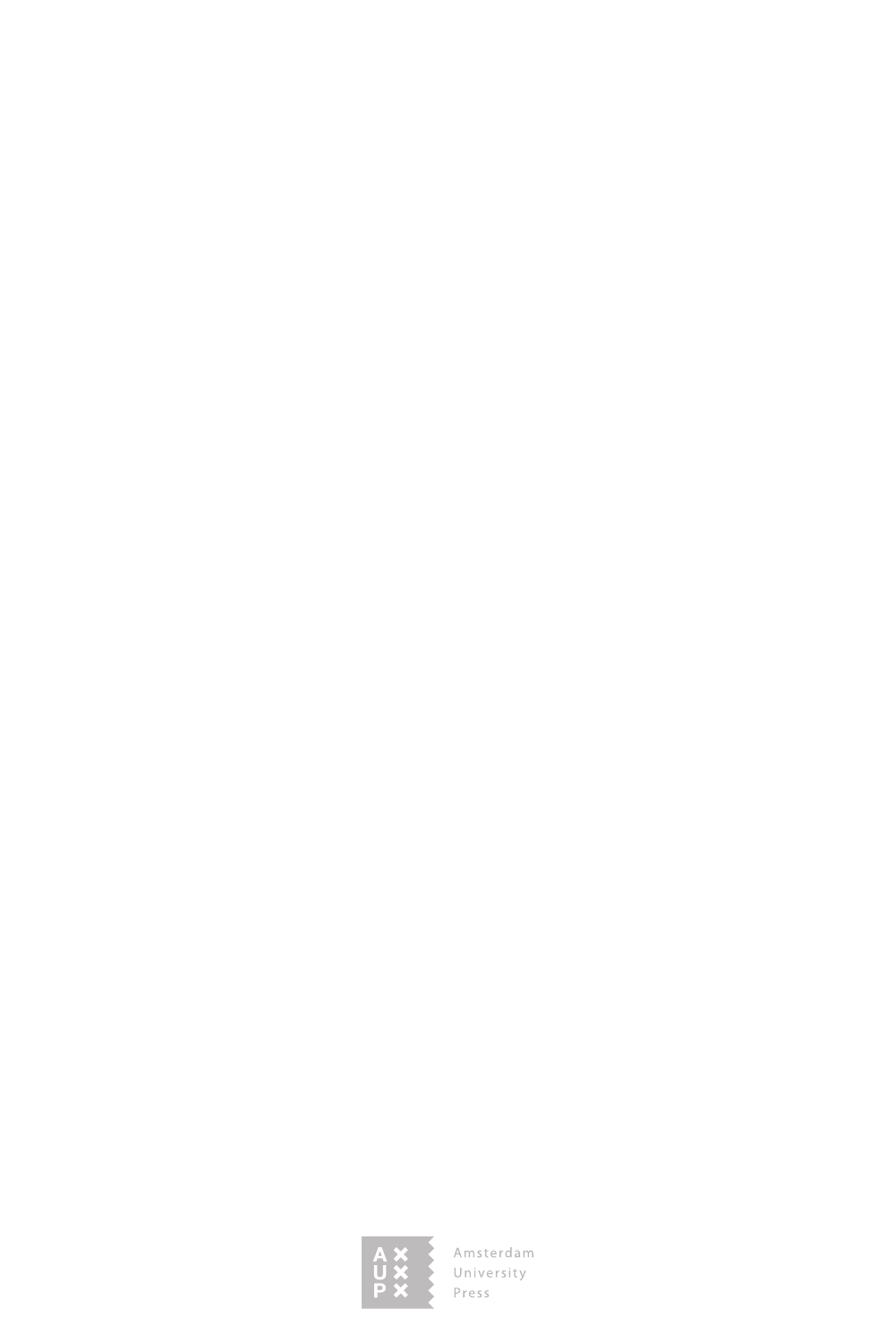Amsterdam University Press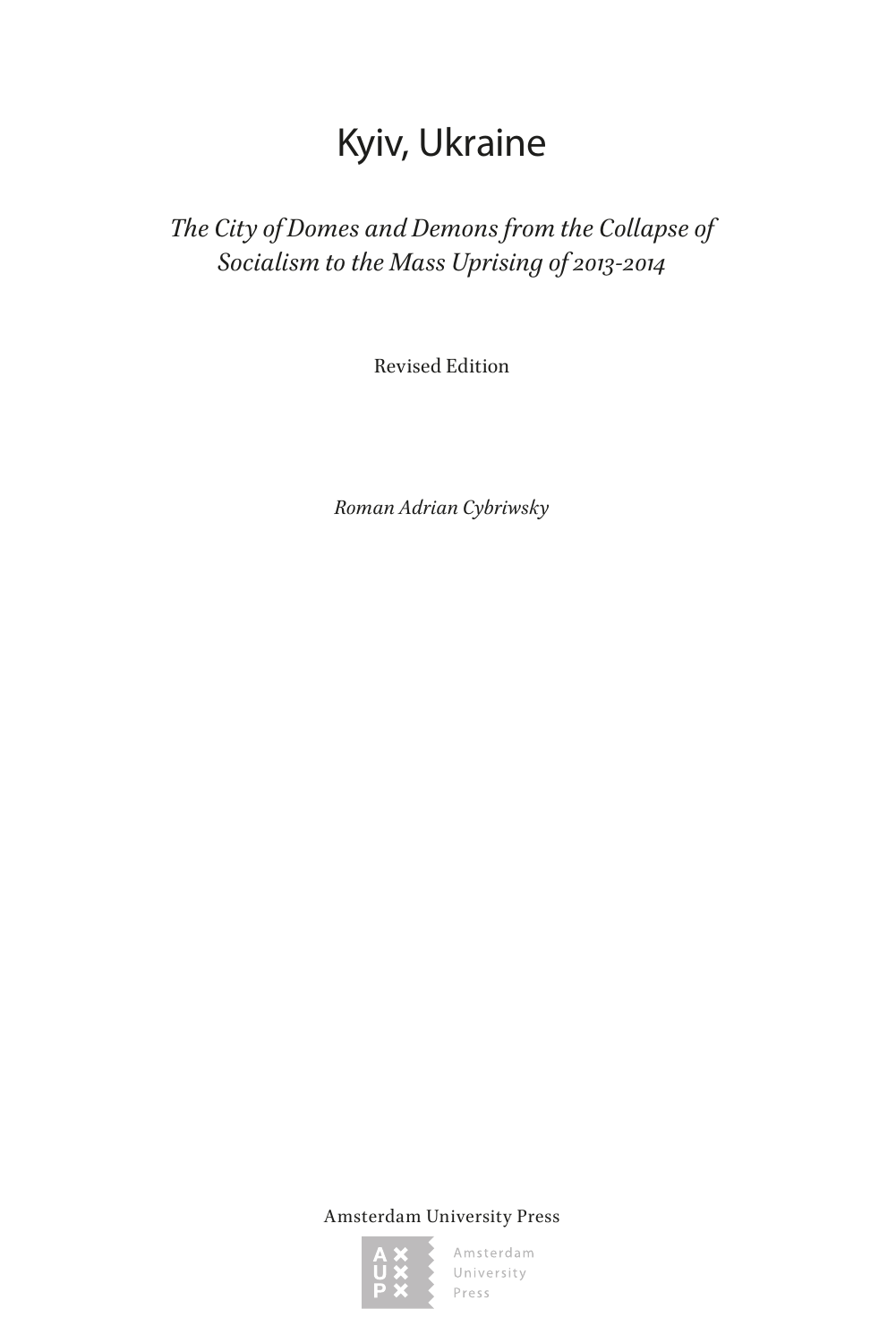# Kyiv, Ukraine

*The City of Domes and Demons from the Collapse of Socialism to the Mass Uprising of 2013-2014*

Revised Edition

*Roman Adrian Cybriwsky*

Amsterdam University Press

Amsterdam University Press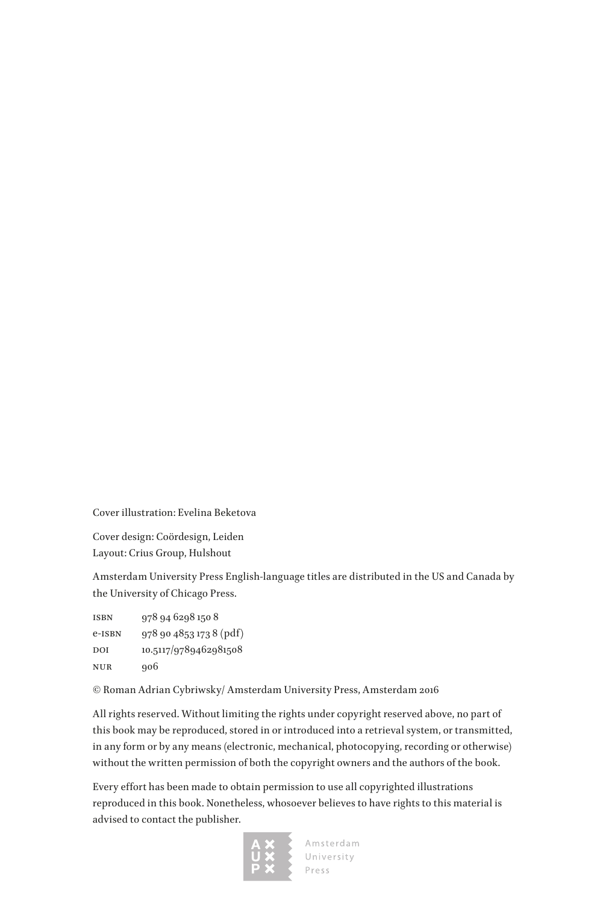Cover illustration: Evelina Beketova

Cover design: Coördesign, Leiden
Layout: Crius Group, Hulshout

Amsterdam University Press English-language titles are distributed in the US and Canada by the University of Chicago Press.

| | |
|---|---|
| ISBN | 978 94 6298 150 8 |
| e-ISBN | 978 90 4853 173 8 (pdf) |
| DOI | 10.5117/9789462981508 |
| NUR | 906 |

© Roman Adrian Cybriwsky/ Amsterdam University Press, Amsterdam 2016

All rights reserved. Without limiting the rights under copyright reserved above, no part of this book may be reproduced, stored in or introduced into a retrieval system, or transmitted, in any form or by any means (electronic, mechanical, photocopying, recording or otherwise) without the written permission of both the copyright owners and the authors of the book.

Every effort has been made to obtain permission to use all copyrighted illustrations reproduced in this book. Nonetheless, whosoever believes to have rights to this material is advised to contact the publisher.

Amsterdam University Press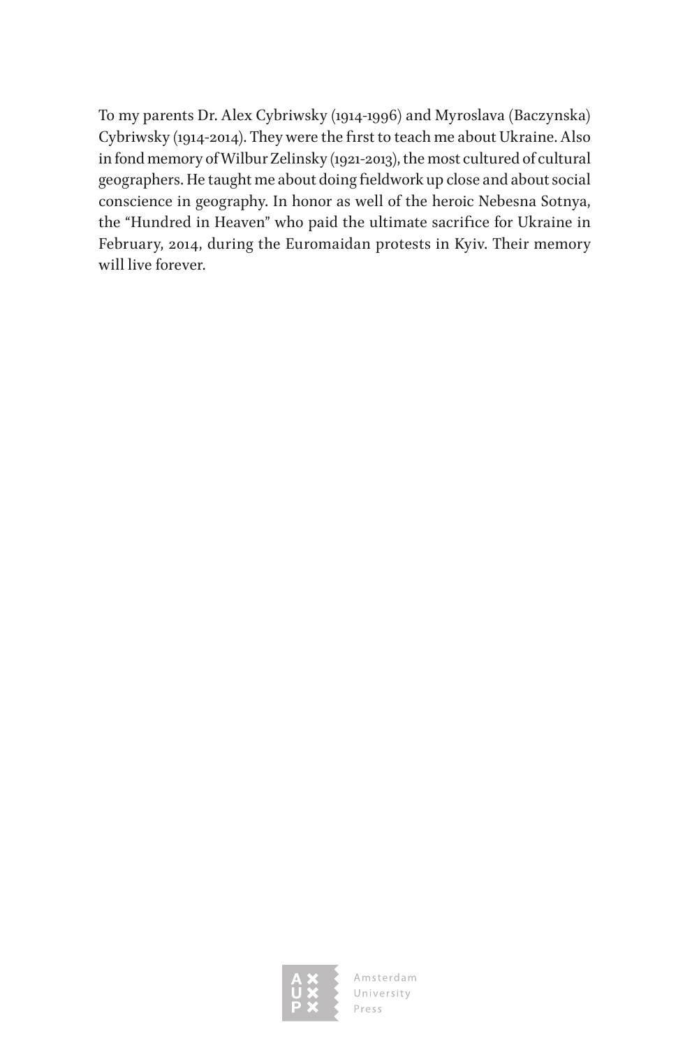To my parents Dr. Alex Cybriwsky (1914-1996) and Myroslava (Baczynska) Cybriwsky (1914-2014). They were the first to teach me about Ukraine. Also in fond memory of Wilbur Zelinsky (1921-2013), the most cultured of cultural geographers. He taught me about doing fieldwork up close and about social conscience in geography. In honor as well of the heroic Nebesna Sotnya, the "Hundred in Heaven" who paid the ultimate sacrifice for Ukraine in February, 2014, during the Euromaidan protests in Kyiv. Their memory will live forever.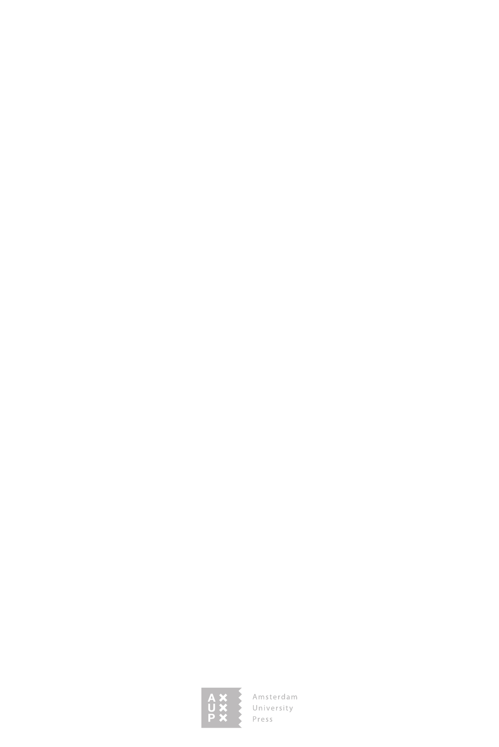Amsterdam
University
Press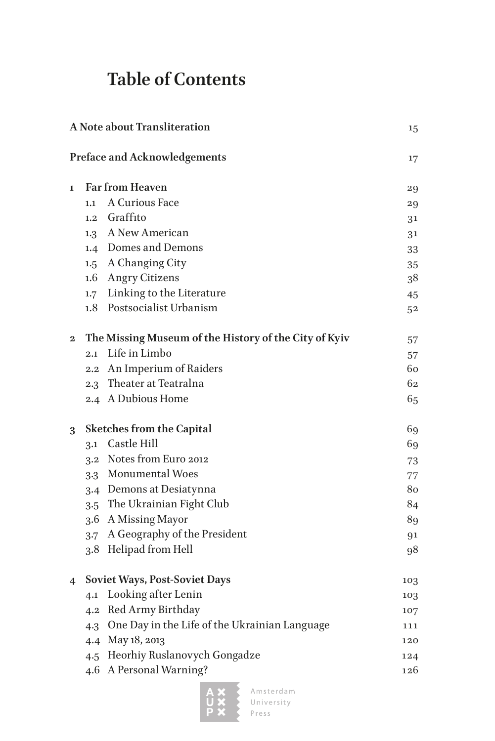# Table of Contents

| | | |
|---|---|---|
| **A Note about Transliteration** | | 15 |
| **Preface and Acknowledgements** | | 17 |
| **1** | **Far from Heaven** | 29 |
| 1.1 | A Curious Face | 29 |
| 1.2 | Graffito | 31 |
| 1.3 | A New American | 31 |
| 1.4 | Domes and Demons | 33 |
| 1.5 | A Changing City | 35 |
| 1.6 | Angry Citizens | 38 |
| 1.7 | Linking to the Literature | 45 |
| 1.8 | Postsocialist Urbanism | 52 |
| **2** | **The Missing Museum of the History of the City of Kyiv** | 57 |
| 2.1 | Life in Limbo | 57 |
| 2.2 | An Imperium of Raiders | 60 |
| 2.3 | Theater at Teatralna | 62 |
| 2.4 | A Dubious Home | 65 |
| **3** | **Sketches from the Capital** | 69 |
| 3.1 | Castle Hill | 69 |
| 3.2 | Notes from Euro 2012 | 73 |
| 3.3 | Monumental Woes | 77 |
| 3.4 | Demons at Desiatynna | 80 |
| 3.5 | The Ukrainian Fight Club | 84 |
| 3.6 | A Missing Mayor | 89 |
| 3.7 | A Geography of the President | 91 |
| 3.8 | Helipad from Hell | 98 |
| **4** | **Soviet Ways, Post-Soviet Days** | 103 |
| 4.1 | Looking after Lenin | 103 |
| 4.2 | Red Army Birthday | 107 |
| 4.3 | One Day in the Life of the Ukrainian Language | 111 |
| 4.4 | May 18, 2013 | 120 |
| 4.5 | Heorhiy Ruslanovych Gongadze | 124 |
| 4.6 | A Personal Warning? | 126 |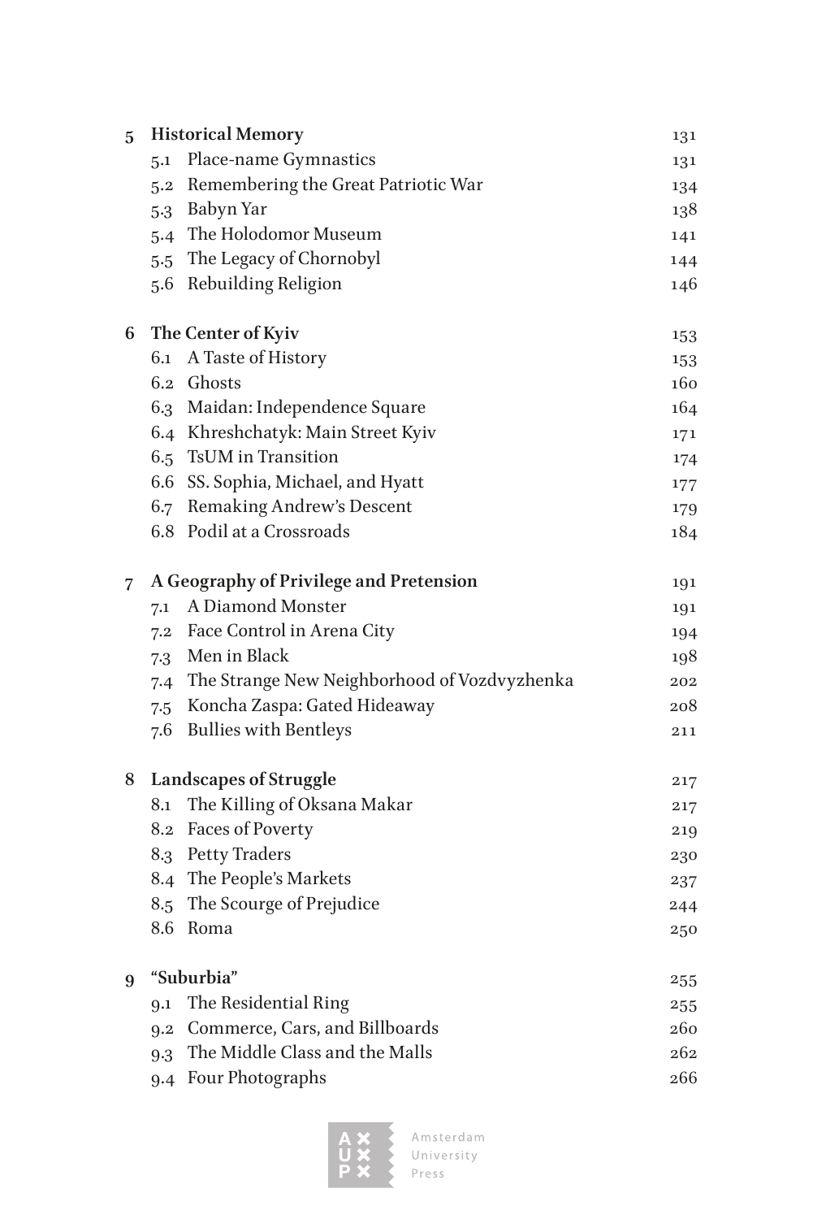| | | |
|---|---|---|
| **5** | **Historical Memory** | 131 |
| 5.1 | Place-name Gymnastics | 131 |
| 5.2 | Remembering the Great Patriotic War | 134 |
| 5.3 | Babyn Yar | 138 |
| 5.4 | The Holodomor Museum | 141 |
| 5.5 | The Legacy of Chornobyl | 144 |
| 5.6 | Rebuilding Religion | 146 |
| **6** | **The Center of Kyiv** | 153 |
| 6.1 | A Taste of History | 153 |
| 6.2 | Ghosts | 160 |
| 6.3 | Maidan: Independence Square | 164 |
| 6.4 | Khreshchatyk: Main Street Kyiv | 171 |
| 6.5 | TsUM in Transition | 174 |
| 6.6 | SS. Sophia, Michael, and Hyatt | 177 |
| 6.7 | Remaking Andrew's Descent | 179 |
| 6.8 | Podil at a Crossroads | 184 |
| **7** | **A Geography of Privilege and Pretension** | 191 |
| 7.1 | A Diamond Monster | 191 |
| 7.2 | Face Control in Arena City | 194 |
| 7.3 | Men in Black | 198 |
| 7.4 | The Strange New Neighborhood of Vozdvyzhenka | 202 |
| 7.5 | Koncha Zaspa: Gated Hideaway | 208 |
| 7.6 | Bullies with Bentleys | 211 |
| **8** | **Landscapes of Struggle** | 217 |
| 8.1 | The Killing of Oksana Makar | 217 |
| 8.2 | Faces of Poverty | 219 |
| 8.3 | Petty Traders | 230 |
| 8.4 | The People's Markets | 237 |
| 8.5 | The Scourge of Prejudice | 244 |
| 8.6 | Roma | 250 |
| **9** | **"Suburbia"** | 255 |
| 9.1 | The Residential Ring | 255 |
| 9.2 | Commerce, Cars, and Billboards | 260 |
| 9.3 | The Middle Class and the Malls | 262 |
| 9.4 | Four Photographs | 266 |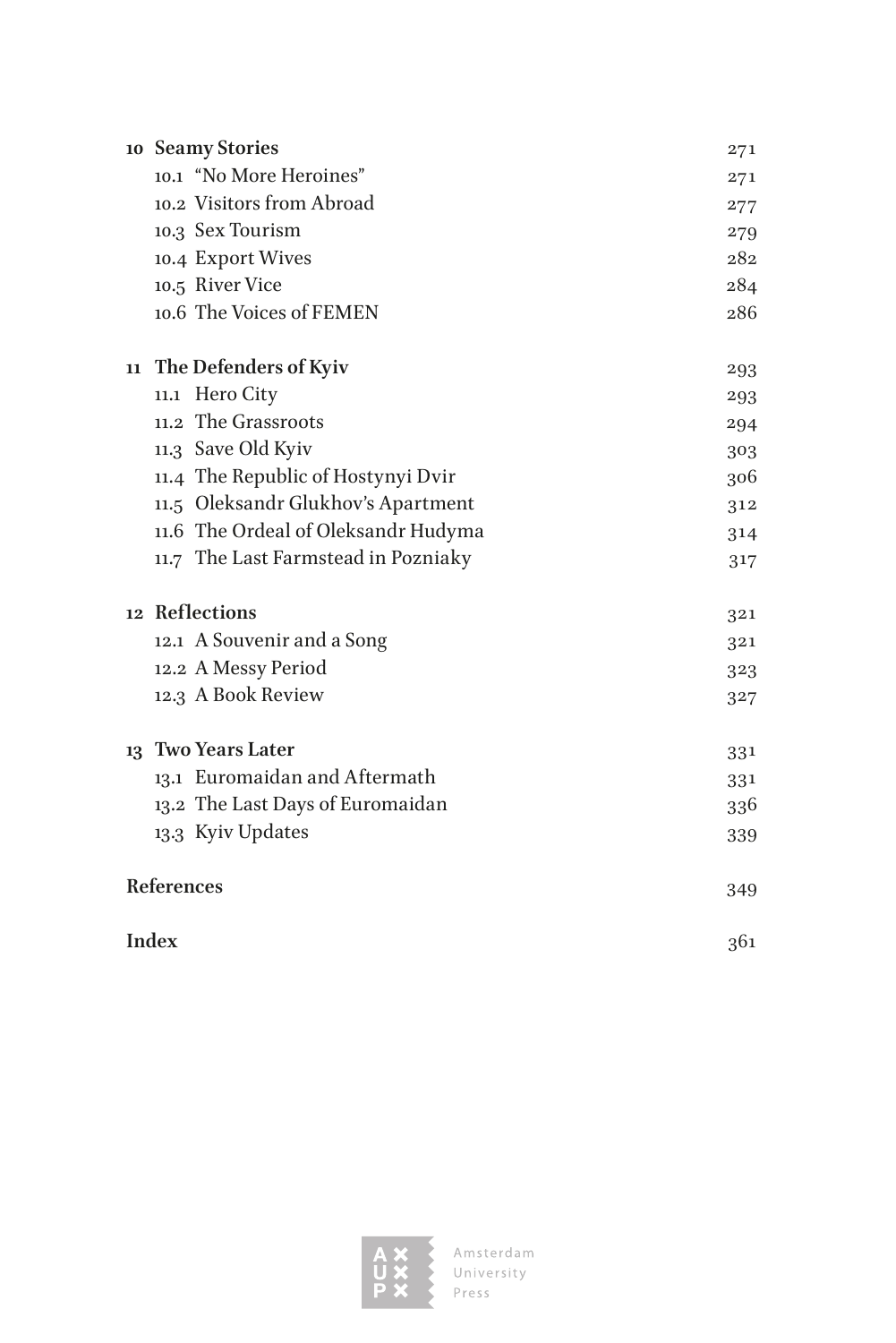| | |
|---|---|
| **10 Seamy Stories** | 271 |
| 10.1 "No More Heroines" | 271 |
| 10.2 Visitors from Abroad | 277 |
| 10.3 Sex Tourism | 279 |
| 10.4 Export Wives | 282 |
| 10.5 River Vice | 284 |
| 10.6 The Voices of FEMEN | 286 |
| **11 The Defenders of Kyiv** | 293 |
| 11.1 Hero City | 293 |
| 11.2 The Grassroots | 294 |
| 11.3 Save Old Kyiv | 303 |
| 11.4 The Republic of Hostynyi Dvir | 306 |
| 11.5 Oleksandr Glukhov's Apartment | 312 |
| 11.6 The Ordeal of Oleksandr Hudyma | 314 |
| 11.7 The Last Farmstead in Pozniaky | 317 |
| **12 Reflections** | 321 |
| 12.1 A Souvenir and a Song | 321 |
| 12.2 A Messy Period | 323 |
| 12.3 A Book Review | 327 |
| **13 Two Years Later** | 331 |
| 13.1 Euromaidan and Aftermath | 331 |
| 13.2 The Last Days of Euromaidan | 336 |
| 13.3 Kyiv Updates | 339 |
| **References** | 349 |
| **Index** | 361 |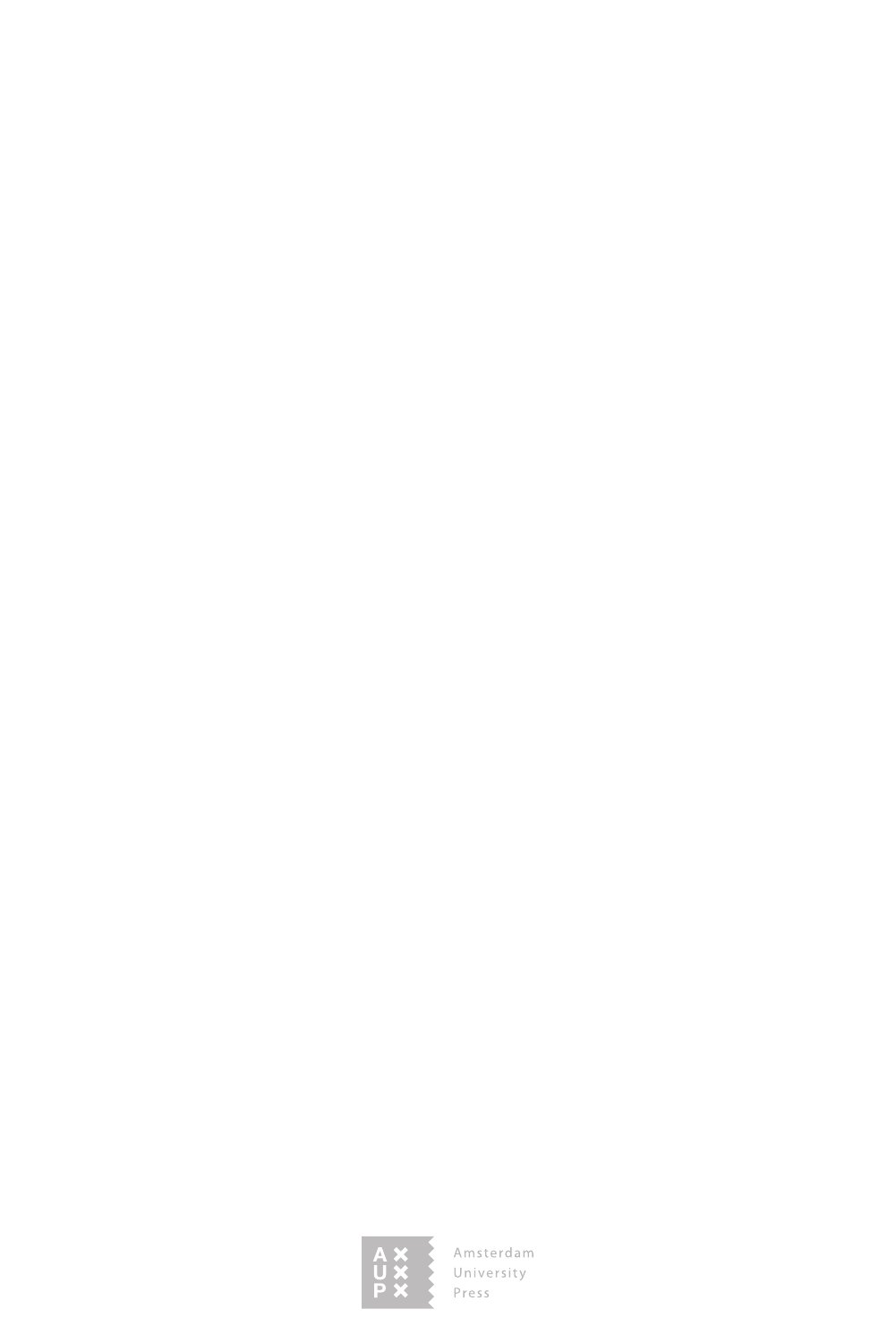Amsterdam
University
Press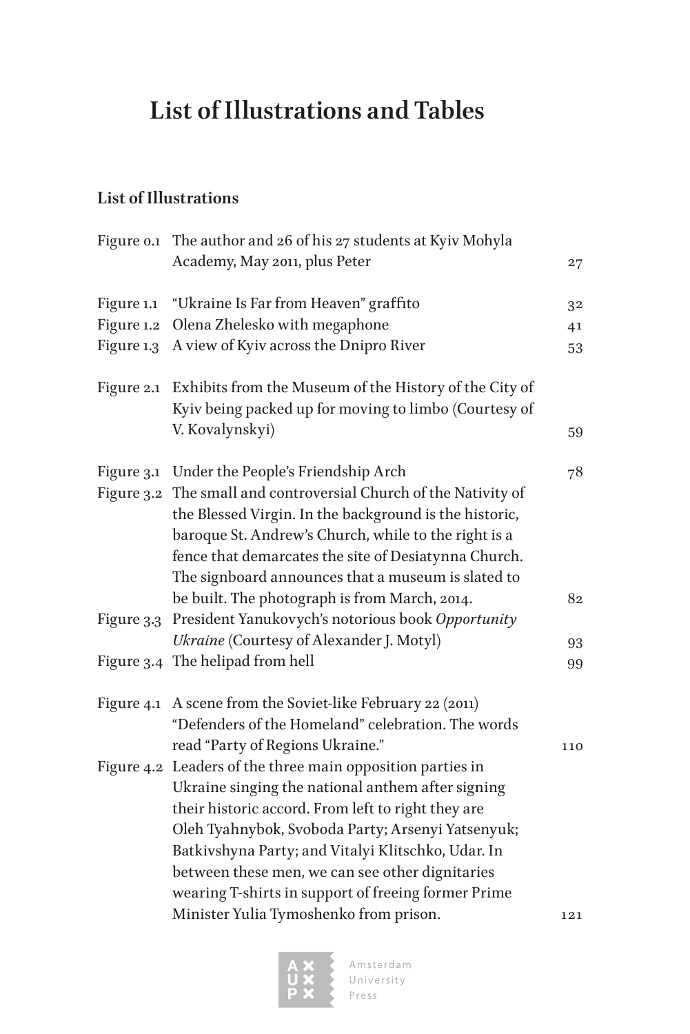# List of Illustrations and Tables

## List of Illustrations

| | | |
|---|---|---|
| Figure 0.1 | The author and 26 of his 27 students at Kyiv Mohyla Academy, May 2011, plus Peter | 27 |
| Figure 1.1 | "Ukraine Is Far from Heaven" graffito | 32 |
| Figure 1.2 | Olena Zhelesko with megaphone | 41 |
| Figure 1.3 | A view of Kyiv across the Dnipro River | 53 |
| Figure 2.1 | Exhibits from the Museum of the History of the City of Kyiv being packed up for moving to limbo (Courtesy of V. Kovalynskyi) | 59 |
| Figure 3.1 | Under the People's Friendship Arch | 78 |
| Figure 3.2 | The small and controversial Church of the Nativity of the Blessed Virgin. In the background is the historic, baroque St. Andrew's Church, while to the right is a fence that demarcates the site of Desiatynna Church. The signboard announces that a museum is slated to be built. The photograph is from March, 2014. | 82 |
| Figure 3.3 | President Yanukovych's notorious book *Opportunity Ukraine* (Courtesy of Alexander J. Motyl) | 93 |
| Figure 3.4 | The helipad from hell | 99 |
| Figure 4.1 | A scene from the Soviet-like February 22 (2011) "Defenders of the Homeland" celebration. The words read "Party of Regions Ukraine." | 110 |
| Figure 4.2 | Leaders of the three main opposition parties in Ukraine singing the national anthem after signing their historic accord. From left to right they are Oleh Tyahnybok, Svoboda Party; Arsenyi Yatsenyuk; Batkivshyna Party; and Vitalyi Klitschko, Udar. In between these men, we can see other dignitaries wearing T-shirts in support of freeing former Prime Minister Yulia Tymoshenko from prison. | 121 |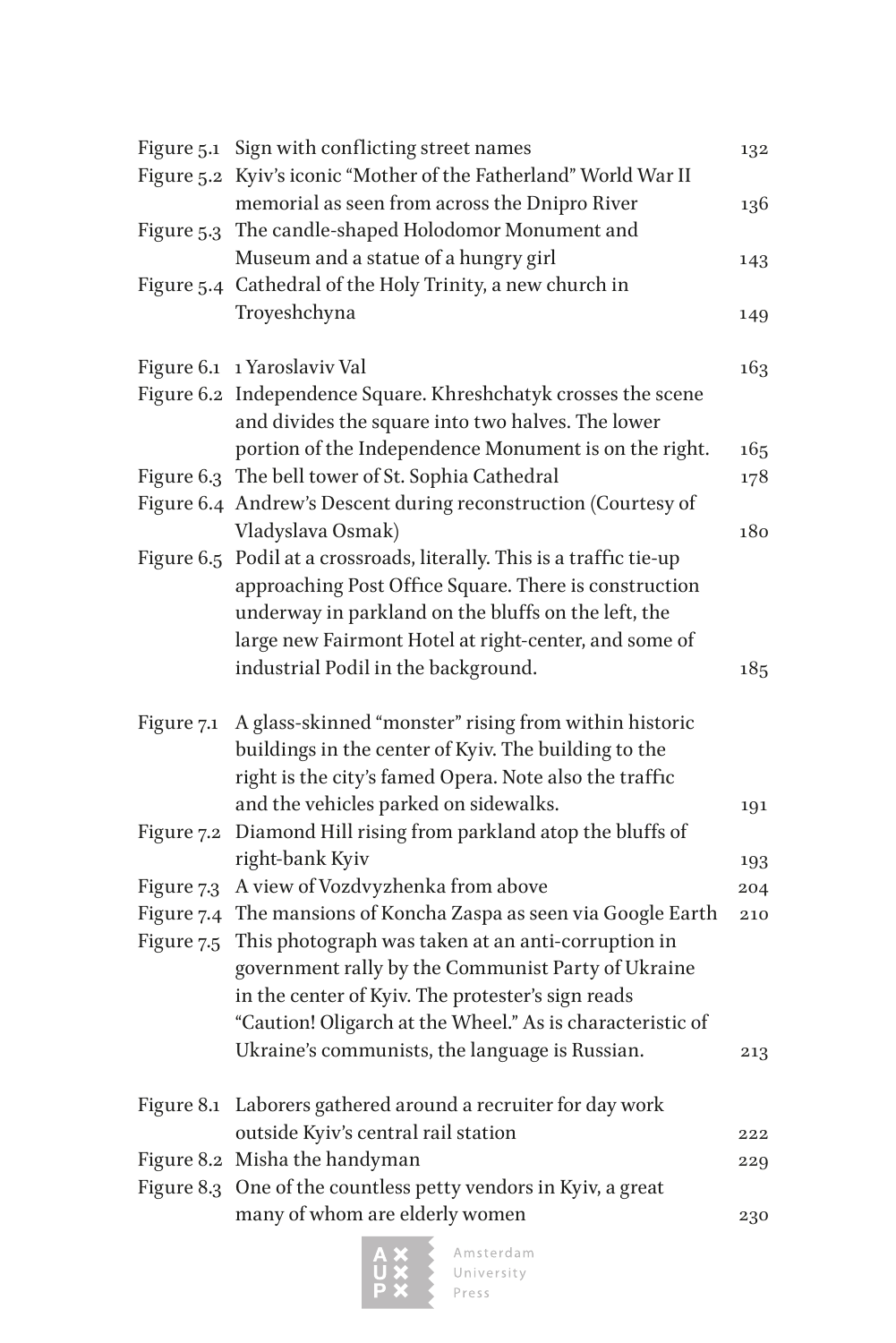| | | |
|---|---|---|
| Figure 5.1 | Sign with conflicting street names | 132 |
| Figure 5.2 | Kyiv's iconic "Mother of the Fatherland" World War II memorial as seen from across the Dnipro River | 136 |
| Figure 5.3 | The candle-shaped Holodomor Monument and Museum and a statue of a hungry girl | 143 |
| Figure 5.4 | Cathedral of the Holy Trinity, a new church in Troyeshchyna | 149 |
| Figure 6.1 | 1 Yaroslaviv Val | 163 |
| Figure 6.2 | Independence Square. Khreshchatyk crosses the scene and divides the square into two halves. The lower portion of the Independence Monument is on the right. | 165 |
| Figure 6.3 | The bell tower of St. Sophia Cathedral | 178 |
| Figure 6.4 | Andrew's Descent during reconstruction (Courtesy of Vladyslava Osmak) | 180 |
| Figure 6.5 | Podil at a crossroads, literally. This is a traffic tie-up approaching Post Office Square. There is construction underway in parkland on the bluffs on the left, the large new Fairmont Hotel at right-center, and some of industrial Podil in the background. | 185 |
| Figure 7.1 | A glass-skinned "monster" rising from within historic buildings in the center of Kyiv. The building to the right is the city's famed Opera. Note also the traffic and the vehicles parked on sidewalks. | 191 |
| Figure 7.2 | Diamond Hill rising from parkland atop the bluffs of right-bank Kyiv | 193 |
| Figure 7.3 | A view of Vozdvyzhenka from above | 204 |
| Figure 7.4 | The mansions of Koncha Zaspa as seen via Google Earth | 210 |
| Figure 7.5 | This photograph was taken at an anti-corruption in government rally by the Communist Party of Ukraine in the center of Kyiv. The protester's sign reads "Caution! Oligarch at the Wheel." As is characteristic of Ukraine's communists, the language is Russian. | 213 |
| Figure 8.1 | Laborers gathered around a recruiter for day work outside Kyiv's central rail station | 222 |
| Figure 8.2 | Misha the handyman | 229 |
| Figure 8.3 | One of the countless petty vendors in Kyiv, a great many of whom are elderly women | 230 |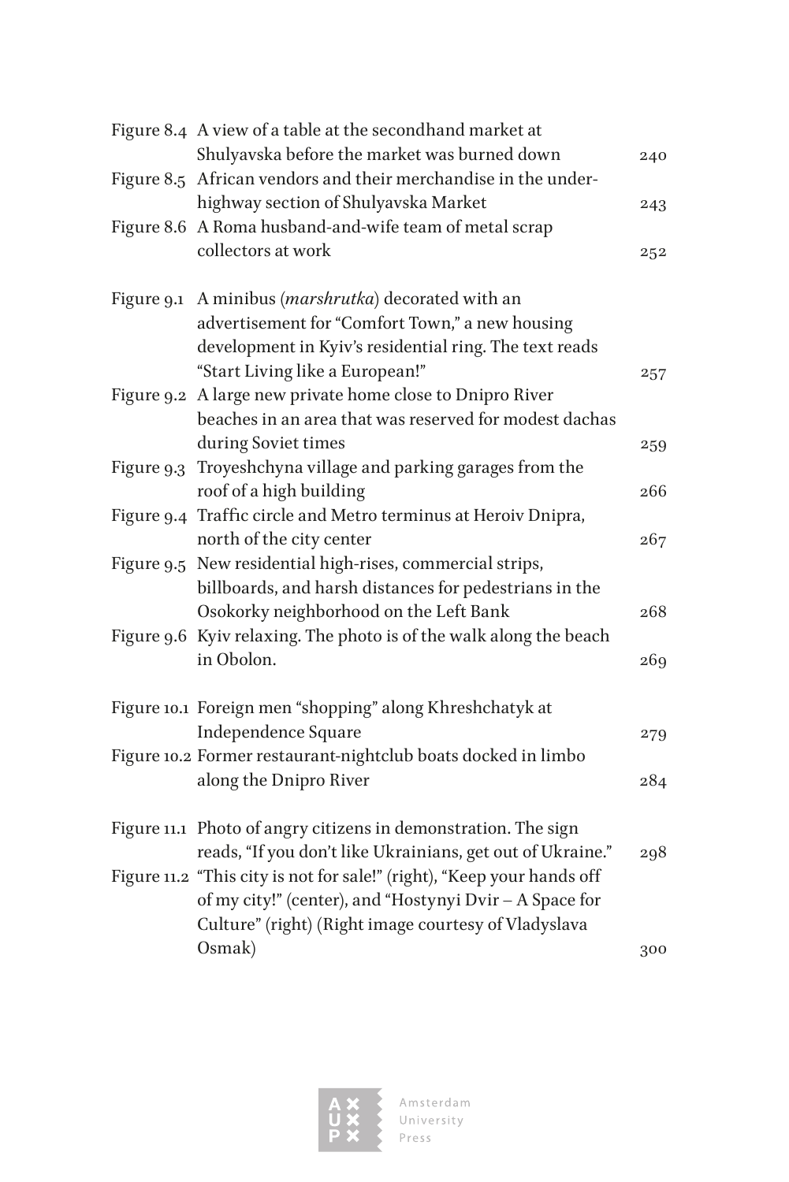| | | |
|---|---|---|
| Figure 8.4 | A view of a table at the secondhand market at Shulyavska before the market was burned down | 240 |
| Figure 8.5 | African vendors and their merchandise in the under-highway section of Shulyavska Market | 243 |
| Figure 8.6 | A Roma husband-and-wife team of metal scrap collectors at work | 252 |
| Figure 9.1 | A minibus (*marshrutka*) decorated with an advertisement for "Comfort Town," a new housing development in Kyiv's residential ring. The text reads "Start Living like a European!" | 257 |
| Figure 9.2 | A large new private home close to Dnipro River beaches in an area that was reserved for modest dachas during Soviet times | 259 |
| Figure 9.3 | Troyeshchyna village and parking garages from the roof of a high building | 266 |
| Figure 9.4 | Traffic circle and Metro terminus at Heroiv Dnipra, north of the city center | 267 |
| Figure 9.5 | New residential high-rises, commercial strips, billboards, and harsh distances for pedestrians in the Osokorky neighborhood on the Left Bank | 268 |
| Figure 9.6 | Kyiv relaxing. The photo is of the walk along the beach in Obolon. | 269 |
| Figure 10.1 | Foreign men "shopping" along Khreshchatyk at Independence Square | 279 |
| Figure 10.2 | Former restaurant-nightclub boats docked in limbo along the Dnipro River | 284 |
| Figure 11.1 | Photo of angry citizens in demonstration. The sign reads, "If you don't like Ukrainians, get out of Ukraine." | 298 |
| Figure 11.2 | "This city is not for sale!" (right), "Keep your hands off of my city!" (center), and "Hostynyi Dvir – A Space for Culture" (right) (Right image courtesy of Vladyslava Osmak) | 300 |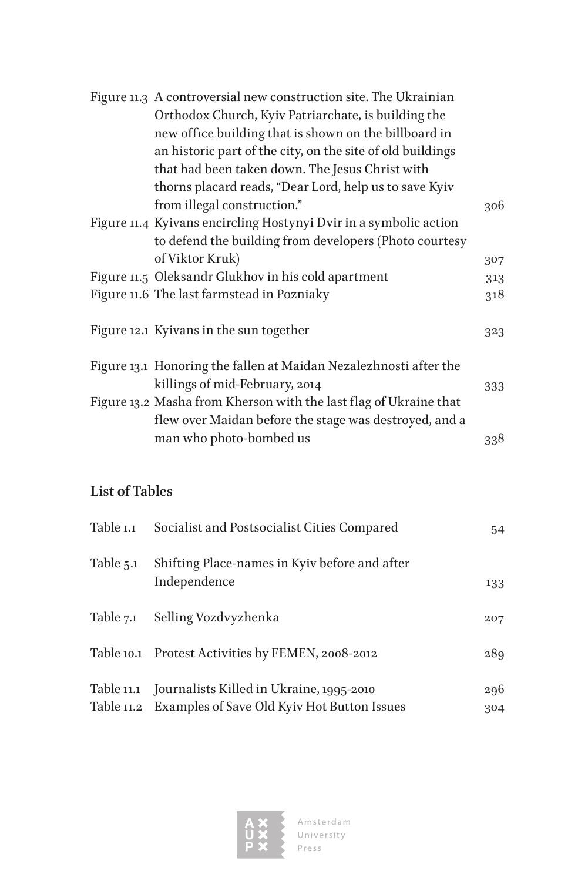| | | |
|---|---|---|
| Figure 11.3 | A controversial new construction site. The Ukrainian Orthodox Church, Kyiv Patriarchate, is building the new office building that is shown on the billboard in an historic part of the city, on the site of old buildings that had been taken down. The Jesus Christ with thorns placard reads, “Dear Lord, help us to save Kyiv from illegal construction.” | 306 |
| Figure 11.4 | Kyivans encircling Hostynyi Dvir in a symbolic action to defend the building from developers (Photo courtesy of Viktor Kruk) | 307 |
| Figure 11.5 | Oleksandr Glukhov in his cold apartment | 313 |
| Figure 11.6 | The last farmstead in Pozniaky | 318 |
| Figure 12.1 | Kyivans in the sun together | 323 |
| Figure 13.1 | Honoring the fallen at Maidan Nezalezhnosti after the killings of mid-February, 2014 | 333 |
| Figure 13.2 | Masha from Kherson with the last flag of Ukraine that flew over Maidan before the stage was destroyed, and a man who photo-bombed us | 338 |

## List of Tables

| | | |
|---|---|---|
| Table 1.1 | Socialist and Postsocialist Cities Compared | 54 |
| Table 5.1 | Shifting Place-names in Kyiv before and after Independence | 133 |
| Table 7.1 | Selling Vozdvyzhenka | 207 |
| Table 10.1 | Protest Activities by FEMEN, 2008-2012 | 289 |
| Table 11.1 | Journalists Killed in Ukraine, 1995-2010 | 296 |
| Table 11.2 | Examples of Save Old Kyiv Hot Button Issues | 304 |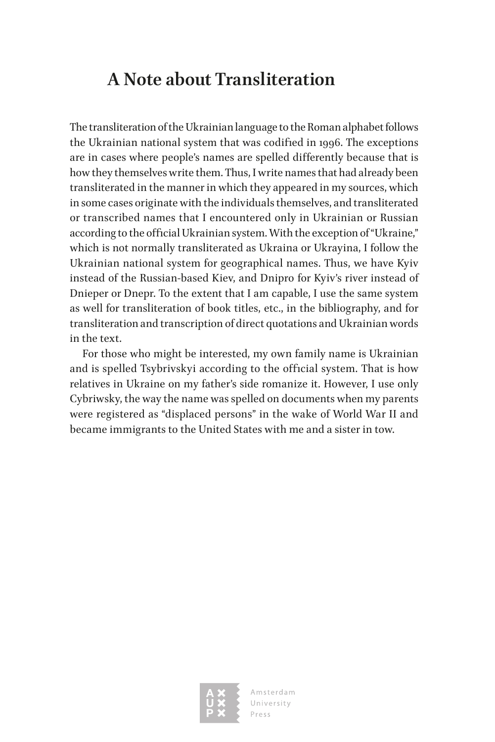# A Note about Transliteration

The transliteration of the Ukrainian language to the Roman alphabet follows the Ukrainian national system that was codified in 1996. The exceptions are in cases where people's names are spelled differently because that is how they themselves write them. Thus, I write names that had already been transliterated in the manner in which they appeared in my sources, which in some cases originate with the individuals themselves, and transliterated or transcribed names that I encountered only in Ukrainian or Russian according to the official Ukrainian system. With the exception of "Ukraine," which is not normally transliterated as Ukraina or Ukrayina, I follow the Ukrainian national system for geographical names. Thus, we have Kyiv instead of the Russian-based Kiev, and Dnipro for Kyiv's river instead of Dnieper or Dnepr. To the extent that I am capable, I use the same system as well for transliteration of book titles, etc., in the bibliography, and for transliteration and transcription of direct quotations and Ukrainian words in the text.

For those who might be interested, my own family name is Ukrainian and is spelled Tsybrivskyi according to the official system. That is how relatives in Ukraine on my father's side romanize it. However, I use only Cybriwsky, the way the name was spelled on documents when my parents were registered as "displaced persons" in the wake of World War II and became immigrants to the United States with me and a sister in tow.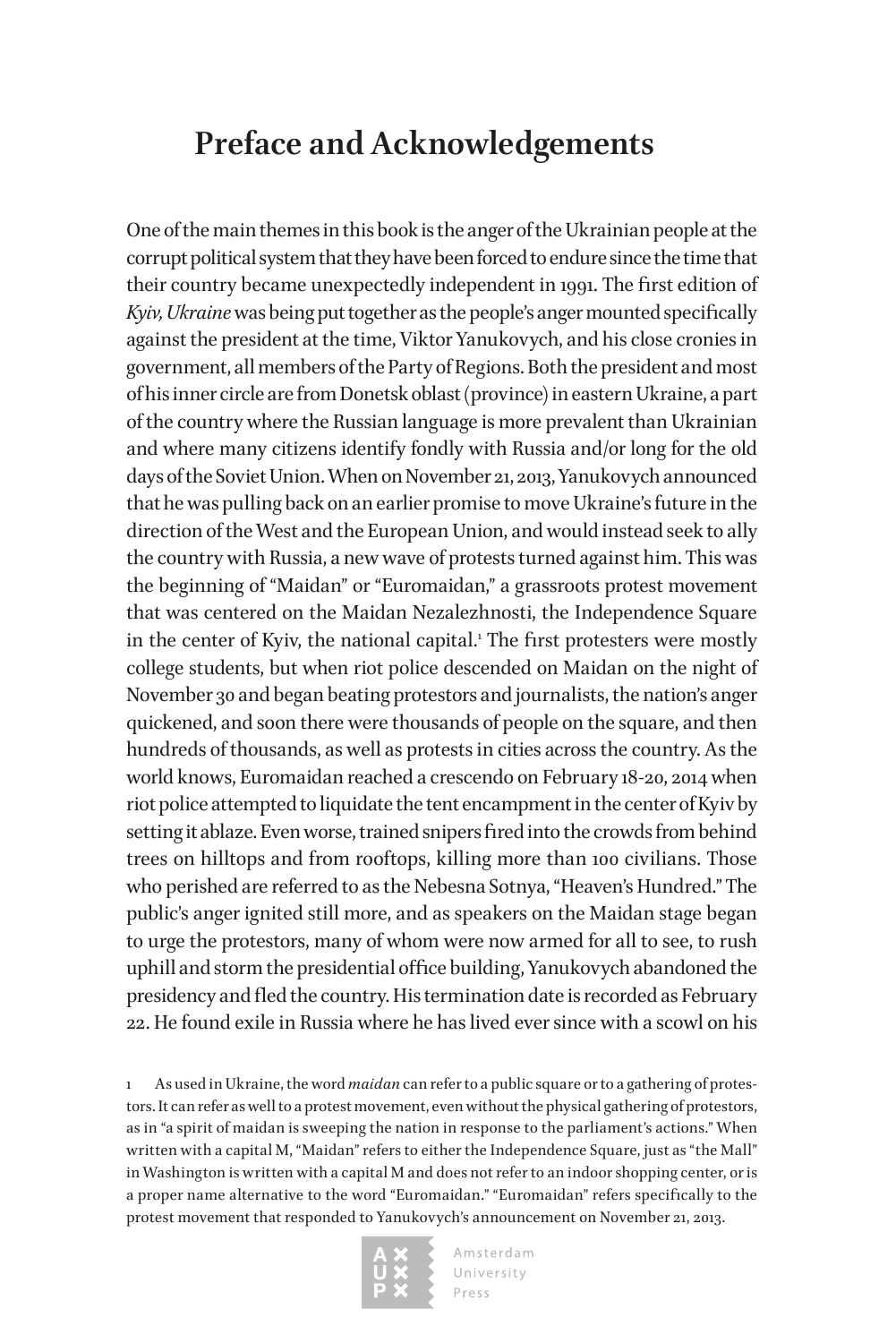# Preface and Acknowledgements

One of the main themes in this book is the anger of the Ukrainian people at the corrupt political system that they have been forced to endure since the time that their country became unexpectedly independent in 1991. The first edition of *Kyiv, Ukraine* was being put together as the people's anger mounted specifically against the president at the time, Viktor Yanukovych, and his close cronies in government, all members of the Party of Regions. Both the president and most of his inner circle are from Donetsk oblast (province) in eastern Ukraine, a part of the country where the Russian language is more prevalent than Ukrainian and where many citizens identify fondly with Russia and/or long for the old days of the Soviet Union. When on November 21, 2013, Yanukovych announced that he was pulling back on an earlier promise to move Ukraine's future in the direction of the West and the European Union, and would instead seek to ally the country with Russia, a new wave of protests turned against him. This was the beginning of "Maidan" or "Euromaidan," a grassroots protest movement that was centered on the Maidan Nezalezhnosti, the Independence Square in the center of Kyiv, the national capital.[1] The first protesters were mostly college students, but when riot police descended on Maidan on the night of November 30 and began beating protestors and journalists, the nation's anger quickened, and soon there were thousands of people on the square, and then hundreds of thousands, as well as protests in cities across the country. As the world knows, Euromaidan reached a crescendo on February 18-20, 2014 when riot police attempted to liquidate the tent encampment in the center of Kyiv by setting it ablaze. Even worse, trained snipers fired into the crowds from behind trees on hilltops and from rooftops, killing more than 100 civilians. Those who perished are referred to as the Nebesna Sotnya, "Heaven's Hundred." The public's anger ignited still more, and as speakers on the Maidan stage began to urge the protestors, many of whom were now armed for all to see, to rush uphill and storm the presidential office building, Yanukovych abandoned the presidency and fled the country. His termination date is recorded as February 22. He found exile in Russia where he has lived ever since with a scowl on his

1 As used in Ukraine, the word *maidan* can refer to a public square or to a gathering of protestors. It can refer as well to a protest movement, even without the physical gathering of protestors, as in "a spirit of maidan is sweeping the nation in response to the parliament's actions." When written with a capital M, "Maidan" refers to either the Independence Square, just as "the Mall" in Washington is written with a capital M and does not refer to an indoor shopping center, or is a proper name alternative to the word "Euromaidan." "Euromaidan" refers specifically to the protest movement that responded to Yanukovych's announcement on November 21, 2013.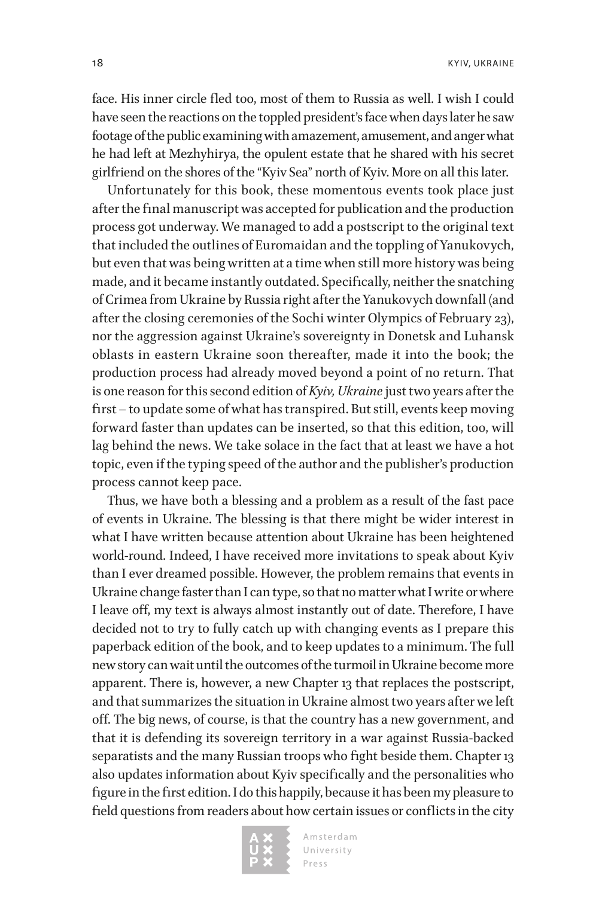face. His inner circle fled too, most of them to Russia as well. I wish I could have seen the reactions on the toppled president's face when days later he saw footage of the public examining with amazement, amusement, and anger what he had left at Mezhyhirya, the opulent estate that he shared with his secret girlfriend on the shores of the "Kyiv Sea" north of Kyiv. More on all this later.

Unfortunately for this book, these momentous events took place just after the final manuscript was accepted for publication and the production process got underway. We managed to add a postscript to the original text that included the outlines of Euromaidan and the toppling of Yanukovych, but even that was being written at a time when still more history was being made, and it became instantly outdated. Specifically, neither the snatching of Crimea from Ukraine by Russia right after the Yanukovych downfall (and after the closing ceremonies of the Sochi winter Olympics of February 23), nor the aggression against Ukraine's sovereignty in Donetsk and Luhansk oblasts in eastern Ukraine soon thereafter, made it into the book; the production process had already moved beyond a point of no return. That is one reason for this second edition of *Kyiv, Ukraine* just two years after the first – to update some of what has transpired. But still, events keep moving forward faster than updates can be inserted, so that this edition, too, will lag behind the news. We take solace in the fact that at least we have a hot topic, even if the typing speed of the author and the publisher's production process cannot keep pace.

Thus, we have both a blessing and a problem as a result of the fast pace of events in Ukraine. The blessing is that there might be wider interest in what I have written because attention about Ukraine has been heightened world-round. Indeed, I have received more invitations to speak about Kyiv than I ever dreamed possible. However, the problem remains that events in Ukraine change faster than I can type, so that no matter what I write or where I leave off, my text is always almost instantly out of date. Therefore, I have decided not to try to fully catch up with changing events as I prepare this paperback edition of the book, and to keep updates to a minimum. The full new story can wait until the outcomes of the turmoil in Ukraine become more apparent. There is, however, a new Chapter 13 that replaces the postscript, and that summarizes the situation in Ukraine almost two years after we left off. The big news, of course, is that the country has a new government, and that it is defending its sovereign territory in a war against Russia-backed separatists and the many Russian troops who fight beside them. Chapter 13 also updates information about Kyiv specifically and the personalities who figure in the first edition. I do this happily, because it has been my pleasure to field questions from readers about how certain issues or conflicts in the city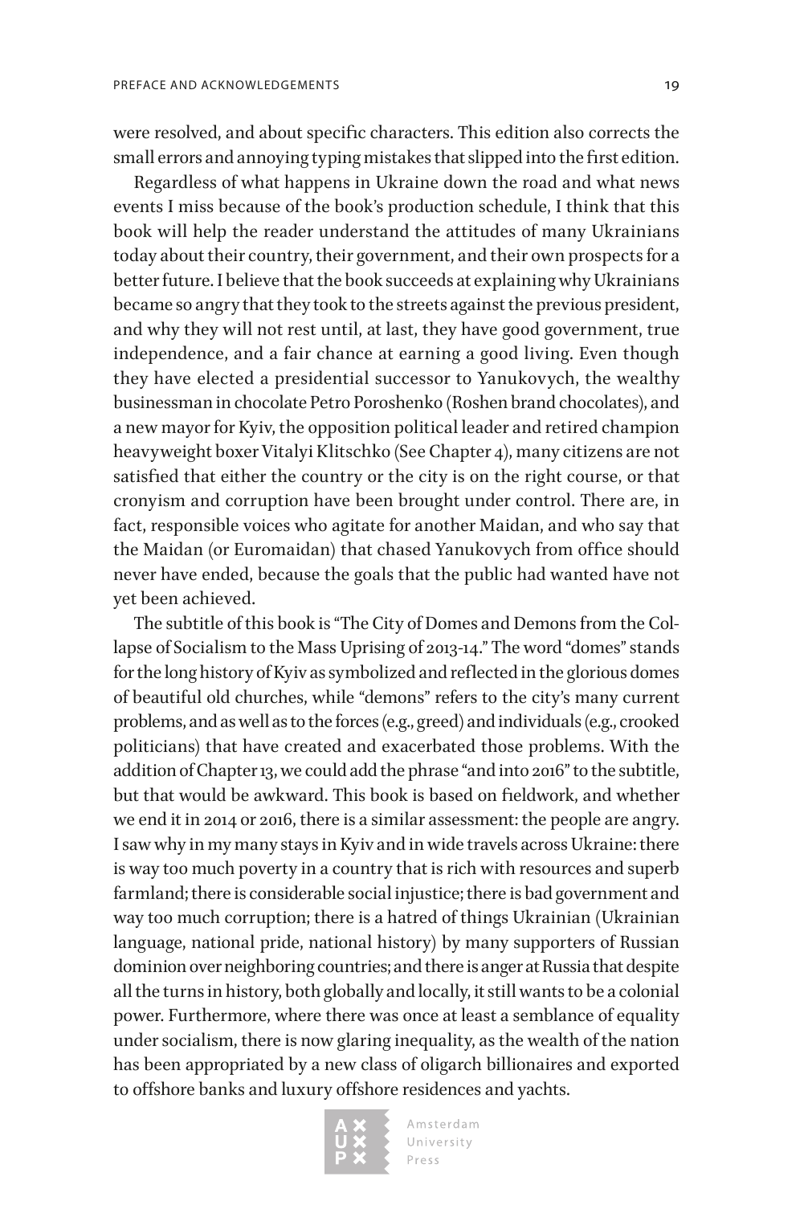were resolved, and about specific characters. This edition also corrects the small errors and annoying typing mistakes that slipped into the first edition.

Regardless of what happens in Ukraine down the road and what news events I miss because of the book's production schedule, I think that this book will help the reader understand the attitudes of many Ukrainians today about their country, their government, and their own prospects for a better future. I believe that the book succeeds at explaining why Ukrainians became so angry that they took to the streets against the previous president, and why they will not rest until, at last, they have good government, true independence, and a fair chance at earning a good living. Even though they have elected a presidential successor to Yanukovych, the wealthy businessman in chocolate Petro Poroshenko (Roshen brand chocolates), and a new mayor for Kyiv, the opposition political leader and retired champion heavyweight boxer Vitalyi Klitschko (See Chapter 4), many citizens are not satisfied that either the country or the city is on the right course, or that cronyism and corruption have been brought under control. There are, in fact, responsible voices who agitate for another Maidan, and who say that the Maidan (or Euromaidan) that chased Yanukovych from office should never have ended, because the goals that the public had wanted have not yet been achieved.

The subtitle of this book is "The City of Domes and Demons from the Collapse of Socialism to the Mass Uprising of 2013-14." The word "domes" stands for the long history of Kyiv as symbolized and reflected in the glorious domes of beautiful old churches, while "demons" refers to the city's many current problems, and as well as to the forces (e.g., greed) and individuals (e.g., crooked politicians) that have created and exacerbated those problems. With the addition of Chapter 13, we could add the phrase "and into 2016" to the subtitle, but that would be awkward. This book is based on fieldwork, and whether we end it in 2014 or 2016, there is a similar assessment: the people are angry. I saw why in my many stays in Kyiv and in wide travels across Ukraine: there is way too much poverty in a country that is rich with resources and superb farmland; there is considerable social injustice; there is bad government and way too much corruption; there is a hatred of things Ukrainian (Ukrainian language, national pride, national history) by many supporters of Russian dominion over neighboring countries; and there is anger at Russia that despite all the turns in history, both globally and locally, it still wants to be a colonial power. Furthermore, where there was once at least a semblance of equality under socialism, there is now glaring inequality, as the wealth of the nation has been appropriated by a new class of oligarch billionaires and exported to offshore banks and luxury offshore residences and yachts.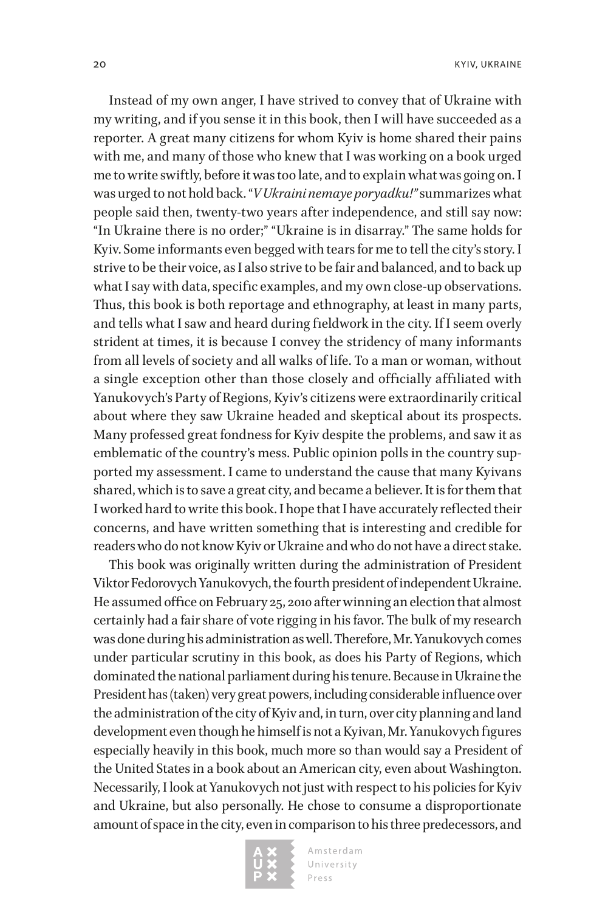Instead of my own anger, I have strived to convey that of Ukraine with my writing, and if you sense it in this book, then I will have succeeded as a reporter. A great many citizens for whom Kyiv is home shared their pains with me, and many of those who knew that I was working on a book urged me to write swiftly, before it was too late, and to explain what was going on. I was urged to not hold back. "*V Ukraini nemaye poryadku!*" summarizes what people said then, twenty-two years after independence, and still say now: "In Ukraine there is no order;" "Ukraine is in disarray." The same holds for Kyiv. Some informants even begged with tears for me to tell the city's story. I strive to be their voice, as I also strive to be fair and balanced, and to back up what I say with data, specific examples, and my own close-up observations. Thus, this book is both reportage and ethnography, at least in many parts, and tells what I saw and heard during fieldwork in the city. If I seem overly strident at times, it is because I convey the stridency of many informants from all levels of society and all walks of life. To a man or woman, without a single exception other than those closely and officially affiliated with Yanukovych's Party of Regions, Kyiv's citizens were extraordinarily critical about where they saw Ukraine headed and skeptical about its prospects. Many professed great fondness for Kyiv despite the problems, and saw it as emblematic of the country's mess. Public opinion polls in the country supported my assessment. I came to understand the cause that many Kyivans shared, which is to save a great city, and became a believer. It is for them that I worked hard to write this book. I hope that I have accurately reflected their concerns, and have written something that is interesting and credible for readers who do not know Kyiv or Ukraine and who do not have a direct stake.

This book was originally written during the administration of President Viktor Fedorovych Yanukovych, the fourth president of independent Ukraine. He assumed office on February 25, 2010 after winning an election that almost certainly had a fair share of vote rigging in his favor. The bulk of my research was done during his administration as well. Therefore, Mr. Yanukovych comes under particular scrutiny in this book, as does his Party of Regions, which dominated the national parliament during his tenure. Because in Ukraine the President has (taken) very great powers, including considerable influence over the administration of the city of Kyiv and, in turn, over city planning and land development even though he himself is not a Kyivan, Mr. Yanukovych figures especially heavily in this book, much more so than would say a President of the United States in a book about an American city, even about Washington. Necessarily, I look at Yanukovych not just with respect to his policies for Kyiv and Ukraine, but also personally. He chose to consume a disproportionate amount of space in the city, even in comparison to his three predecessors, and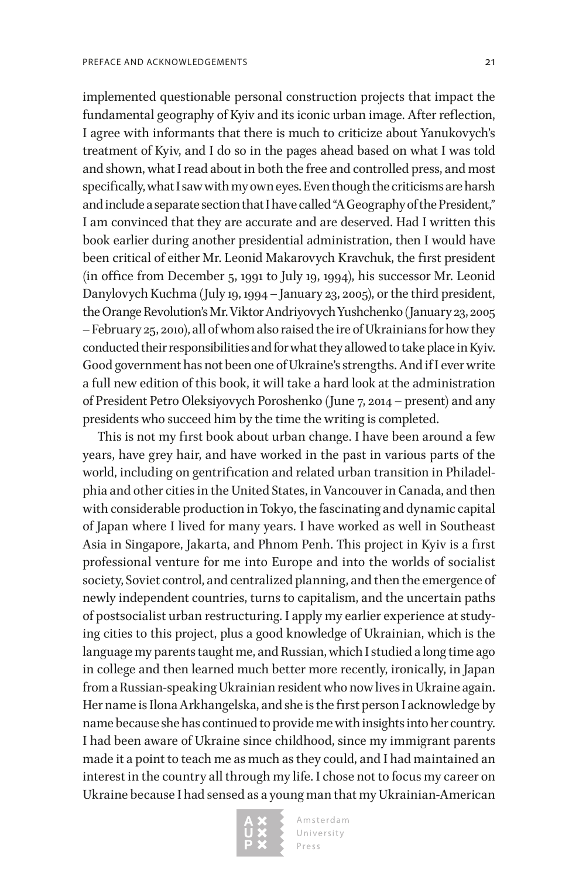implemented questionable personal construction projects that impact the fundamental geography of Kyiv and its iconic urban image. After reflection, I agree with informants that there is much to criticize about Yanukovych's treatment of Kyiv, and I do so in the pages ahead based on what I was told and shown, what I read about in both the free and controlled press, and most specifically, what I saw with my own eyes. Even though the criticisms are harsh and include a separate section that I have called "A Geography of the President," I am convinced that they are accurate and are deserved. Had I written this book earlier during another presidential administration, then I would have been critical of either Mr. Leonid Makarovych Kravchuk, the first president (in office from December 5, 1991 to July 19, 1994), his successor Mr. Leonid Danylovych Kuchma (July 19, 1994 – January 23, 2005), or the third president, the Orange Revolution's Mr. Viktor Andriyovych Yushchenko (January 23, 2005 – February 25, 2010), all of whom also raised the ire of Ukrainians for how they conducted their responsibilities and for what they allowed to take place in Kyiv. Good government has not been one of Ukraine's strengths. And if I ever write a full new edition of this book, it will take a hard look at the administration of President Petro Oleksiyovych Poroshenko (June 7, 2014 – present) and any presidents who succeed him by the time the writing is completed.

This is not my first book about urban change. I have been around a few years, have grey hair, and have worked in the past in various parts of the world, including on gentrification and related urban transition in Philadelphia and other cities in the United States, in Vancouver in Canada, and then with considerable production in Tokyo, the fascinating and dynamic capital of Japan where I lived for many years. I have worked as well in Southeast Asia in Singapore, Jakarta, and Phnom Penh. This project in Kyiv is a first professional venture for me into Europe and into the worlds of socialist society, Soviet control, and centralized planning, and then the emergence of newly independent countries, turns to capitalism, and the uncertain paths of postsocialist urban restructuring. I apply my earlier experience at studying cities to this project, plus a good knowledge of Ukrainian, which is the language my parents taught me, and Russian, which I studied a long time ago in college and then learned much better more recently, ironically, in Japan from a Russian-speaking Ukrainian resident who now lives in Ukraine again. Her name is Ilona Arkhangelska, and she is the first person I acknowledge by name because she has continued to provide me with insights into her country. I had been aware of Ukraine since childhood, since my immigrant parents made it a point to teach me as much as they could, and I had maintained an interest in the country all through my life. I chose not to focus my career on Ukraine because I had sensed as a young man that my Ukrainian-American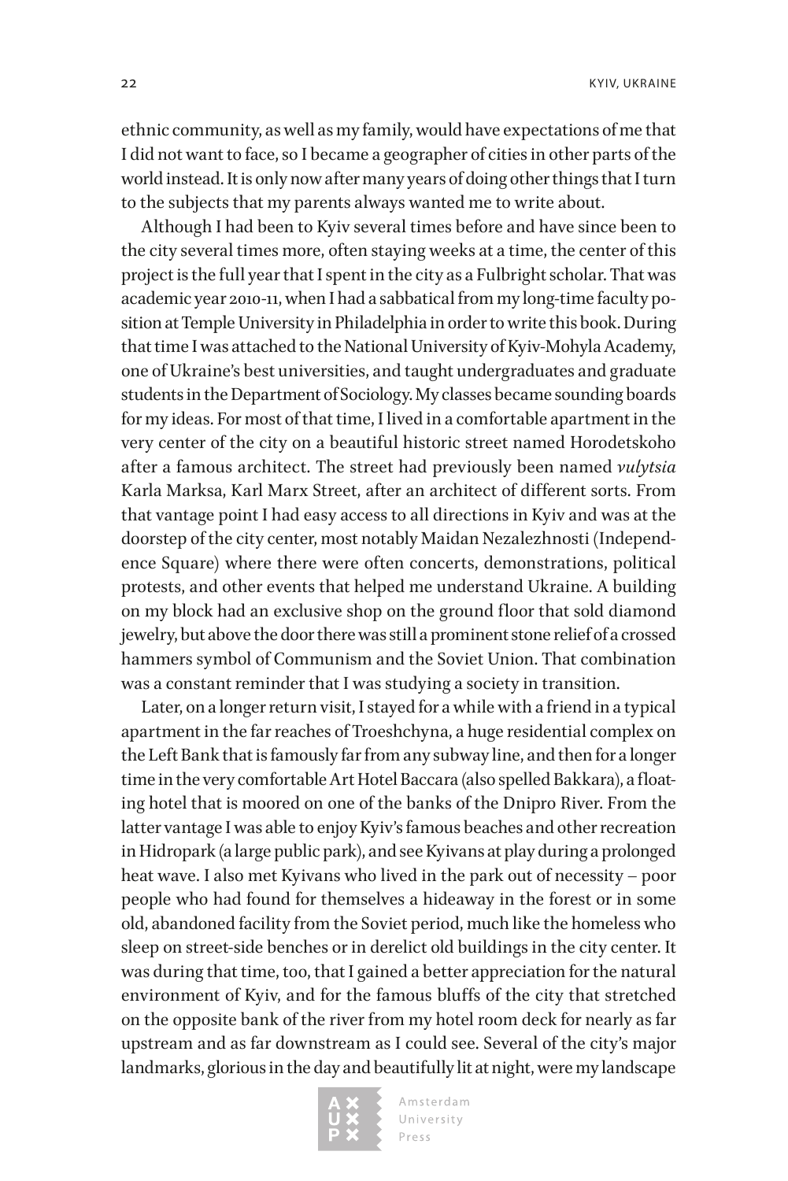ethnic community, as well as my family, would have expectations of me that I did not want to face, so I became a geographer of cities in other parts of the world instead. It is only now after many years of doing other things that I turn to the subjects that my parents always wanted me to write about.

Although I had been to Kyiv several times before and have since been to the city several times more, often staying weeks at a time, the center of this project is the full year that I spent in the city as a Fulbright scholar. That was academic year 2010-11, when I had a sabbatical from my long-time faculty position at Temple University in Philadelphia in order to write this book. During that time I was attached to the National University of Kyiv-Mohyla Academy, one of Ukraine's best universities, and taught undergraduates and graduate students in the Department of Sociology. My classes became sounding boards for my ideas. For most of that time, I lived in a comfortable apartment in the very center of the city on a beautiful historic street named Horodetskoho after a famous architect. The street had previously been named *vulytsia* Karla Marksa, Karl Marx Street, after an architect of different sorts. From that vantage point I had easy access to all directions in Kyiv and was at the doorstep of the city center, most notably Maidan Nezalezhnosti (Independence Square) where there were often concerts, demonstrations, political protests, and other events that helped me understand Ukraine. A building on my block had an exclusive shop on the ground floor that sold diamond jewelry, but above the door there was still a prominent stone relief of a crossed hammers symbol of Communism and the Soviet Union. That combination was a constant reminder that I was studying a society in transition.

Later, on a longer return visit, I stayed for a while with a friend in a typical apartment in the far reaches of Troeshchyna, a huge residential complex on the Left Bank that is famously far from any subway line, and then for a longer time in the very comfortable Art Hotel Baccara (also spelled Bakkara), a floating hotel that is moored on one of the banks of the Dnipro River. From the latter vantage I was able to enjoy Kyiv's famous beaches and other recreation in Hidropark (a large public park), and see Kyivans at play during a prolonged heat wave. I also met Kyivans who lived in the park out of necessity – poor people who had found for themselves a hideaway in the forest or in some old, abandoned facility from the Soviet period, much like the homeless who sleep on street-side benches or in derelict old buildings in the city center. It was during that time, too, that I gained a better appreciation for the natural environment of Kyiv, and for the famous bluffs of the city that stretched on the opposite bank of the river from my hotel room deck for nearly as far upstream and as far downstream as I could see. Several of the city's major landmarks, glorious in the day and beautifully lit at night, were my landscape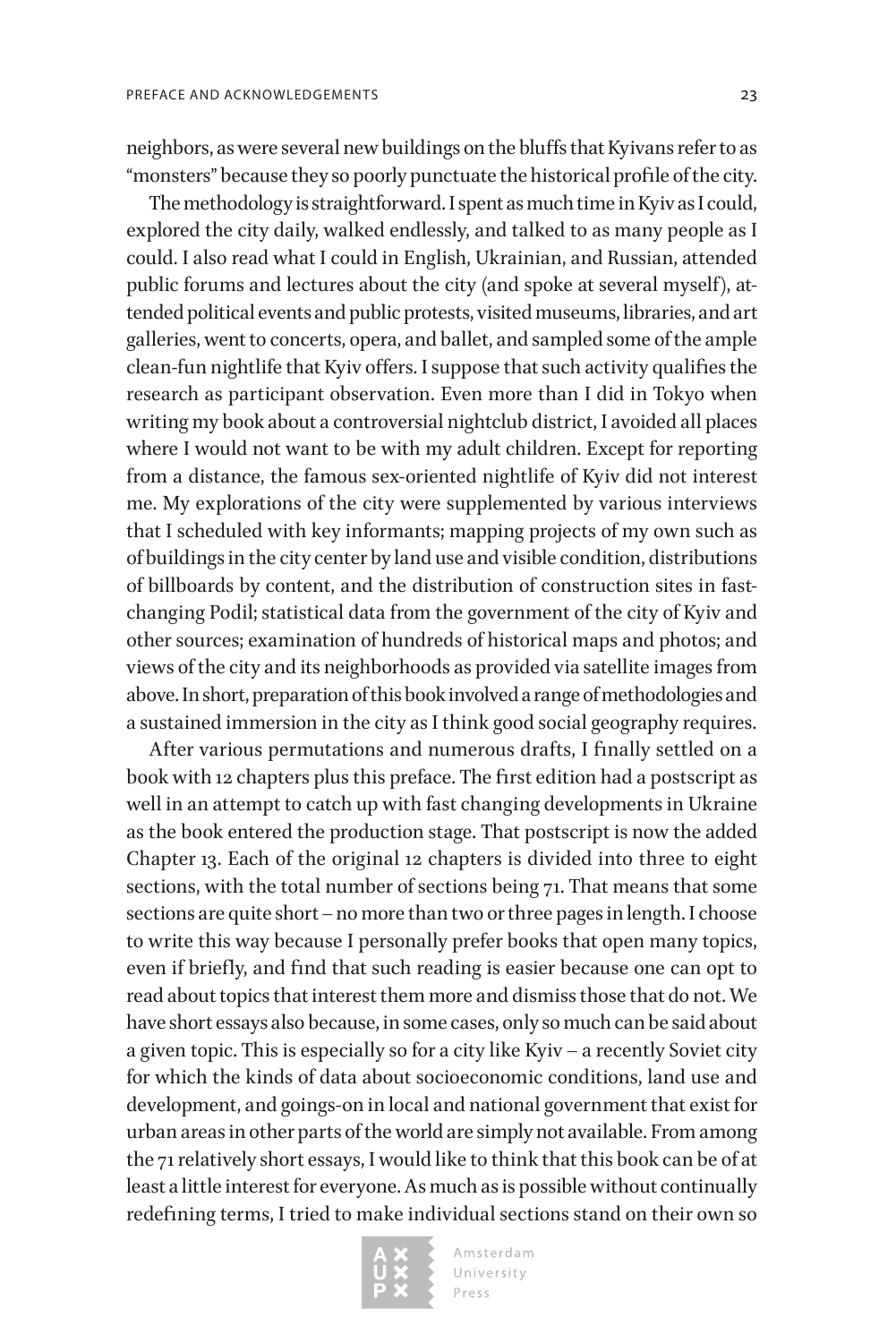neighbors, as were several new buildings on the bluffs that Kyivans refer to as "monsters" because they so poorly punctuate the historical profile of the city.

The methodology is straightforward. I spent as much time in Kyiv as I could, explored the city daily, walked endlessly, and talked to as many people as I could. I also read what I could in English, Ukrainian, and Russian, attended public forums and lectures about the city (and spoke at several myself), attended political events and public protests, visited museums, libraries, and art galleries, went to concerts, opera, and ballet, and sampled some of the ample clean-fun nightlife that Kyiv offers. I suppose that such activity qualifies the research as participant observation. Even more than I did in Tokyo when writing my book about a controversial nightclub district, I avoided all places where I would not want to be with my adult children. Except for reporting from a distance, the famous sex-oriented nightlife of Kyiv did not interest me. My explorations of the city were supplemented by various interviews that I scheduled with key informants; mapping projects of my own such as of buildings in the city center by land use and visible condition, distributions of billboards by content, and the distribution of construction sites in fast-changing Podil; statistical data from the government of the city of Kyiv and other sources; examination of hundreds of historical maps and photos; and views of the city and its neighborhoods as provided via satellite images from above. In short, preparation of this book involved a range of methodologies and a sustained immersion in the city as I think good social geography requires.

After various permutations and numerous drafts, I finally settled on a book with 12 chapters plus this preface. The first edition had a postscript as well in an attempt to catch up with fast changing developments in Ukraine as the book entered the production stage. That postscript is now the added Chapter 13. Each of the original 12 chapters is divided into three to eight sections, with the total number of sections being 71. That means that some sections are quite short – no more than two or three pages in length. I choose to write this way because I personally prefer books that open many topics, even if briefly, and find that such reading is easier because one can opt to read about topics that interest them more and dismiss those that do not. We have short essays also because, in some cases, only so much can be said about a given topic. This is especially so for a city like Kyiv – a recently Soviet city for which the kinds of data about socioeconomic conditions, land use and development, and goings-on in local and national government that exist for urban areas in other parts of the world are simply not available. From among the 71 relatively short essays, I would like to think that this book can be of at least a little interest for everyone. As much as is possible without continually redefining terms, I tried to make individual sections stand on their own so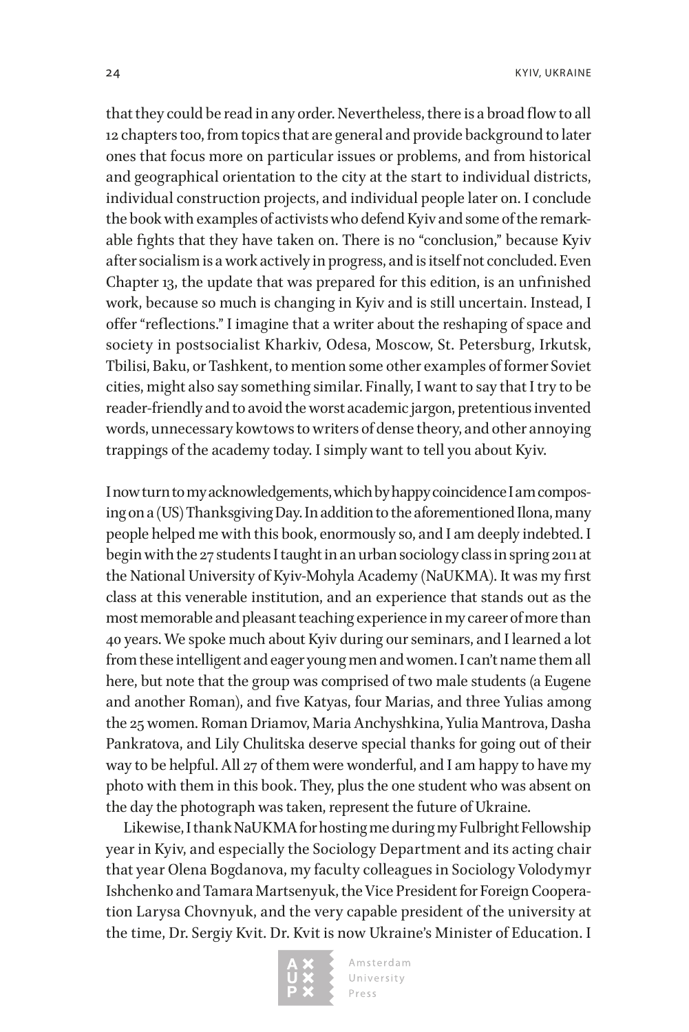that they could be read in any order. Nevertheless, there is a broad flow to all 12 chapters too, from topics that are general and provide background to later ones that focus more on particular issues or problems, and from historical and geographical orientation to the city at the start to individual districts, individual construction projects, and individual people later on. I conclude the book with examples of activists who defend Kyiv and some of the remarkable fights that they have taken on. There is no "conclusion," because Kyiv after socialism is a work actively in progress, and is itself not concluded. Even Chapter 13, the update that was prepared for this edition, is an unfinished work, because so much is changing in Kyiv and is still uncertain. Instead, I offer "reflections." I imagine that a writer about the reshaping of space and society in postsocialist Kharkiv, Odesa, Moscow, St. Petersburg, Irkutsk, Tbilisi, Baku, or Tashkent, to mention some other examples of former Soviet cities, might also say something similar. Finally, I want to say that I try to be reader-friendly and to avoid the worst academic jargon, pretentious invented words, unnecessary kowtows to writers of dense theory, and other annoying trappings of the academy today. I simply want to tell you about Kyiv.

I now turn to my acknowledgements, which by happy coincidence I am composing on a (US) Thanksgiving Day. In addition to the aforementioned Ilona, many people helped me with this book, enormously so, and I am deeply indebted. I begin with the 27 students I taught in an urban sociology class in spring 2011 at the National University of Kyiv-Mohyla Academy (NaUKMA). It was my first class at this venerable institution, and an experience that stands out as the most memorable and pleasant teaching experience in my career of more than 40 years. We spoke much about Kyiv during our seminars, and I learned a lot from these intelligent and eager young men and women. I can't name them all here, but note that the group was comprised of two male students (a Eugene and another Roman), and five Katyas, four Marias, and three Yulias among the 25 women. Roman Driamov, Maria Anchyshkina, Yulia Mantrova, Dasha Pankratova, and Lily Chulitska deserve special thanks for going out of their way to be helpful. All 27 of them were wonderful, and I am happy to have my photo with them in this book. They, plus the one student who was absent on the day the photograph was taken, represent the future of Ukraine.

Likewise, I thank NaUKMA for hosting me during my Fulbright Fellowship year in Kyiv, and especially the Sociology Department and its acting chair that year Olena Bogdanova, my faculty colleagues in Sociology Volodymyr Ishchenko and Tamara Martsenyuk, the Vice President for Foreign Cooperation Larysa Chovnyuk, and the very capable president of the university at the time, Dr. Sergiy Kvit. Dr. Kvit is now Ukraine's Minister of Education. I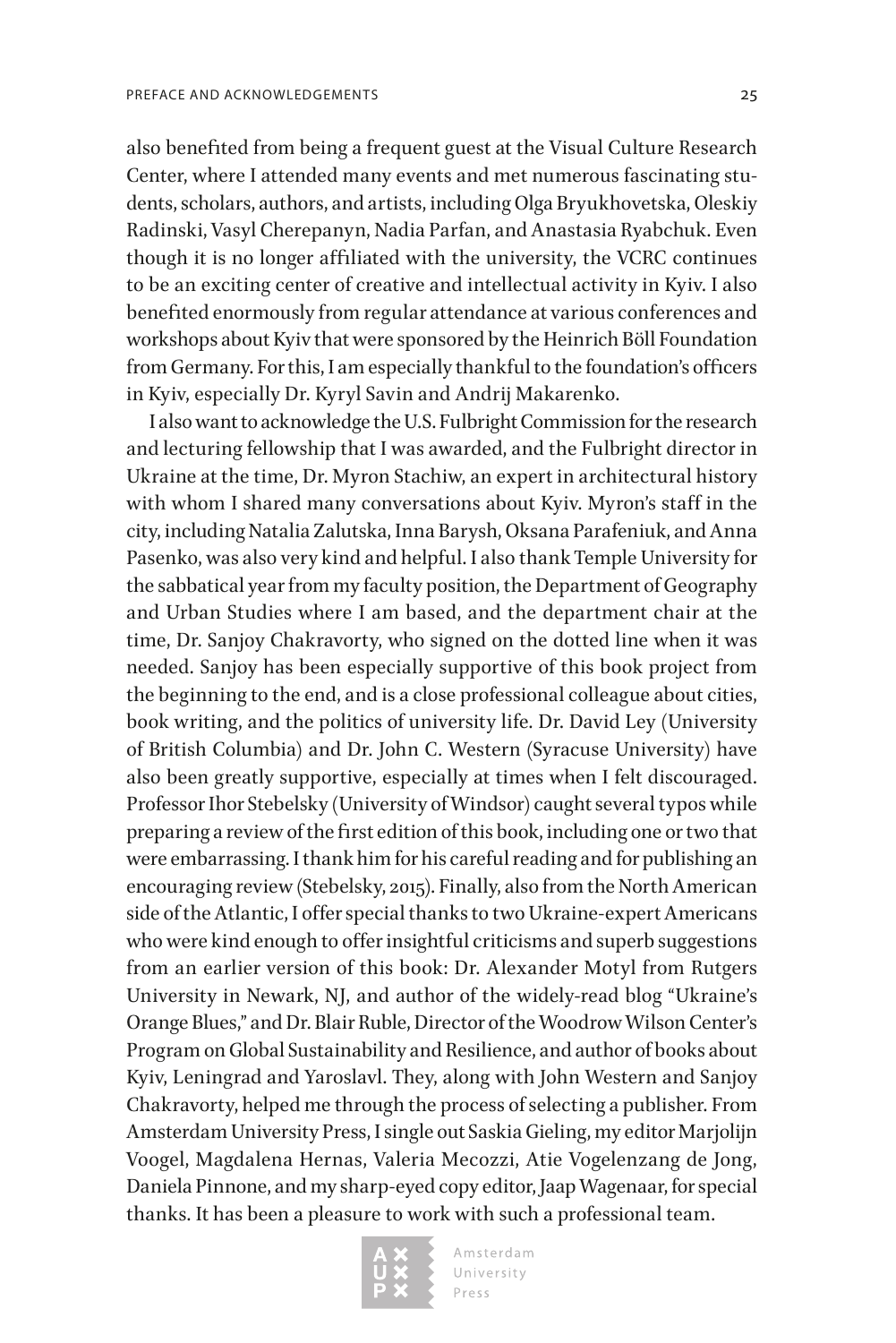also benefited from being a frequent guest at the Visual Culture Research Center, where I attended many events and met numerous fascinating students, scholars, authors, and artists, including Olga Bryukhovetska, Oleskiy Radinski, Vasyl Cherepanyn, Nadia Parfan, and Anastasia Ryabchuk. Even though it is no longer affiliated with the university, the VCRC continues to be an exciting center of creative and intellectual activity in Kyiv. I also benefited enormously from regular attendance at various conferences and workshops about Kyiv that were sponsored by the Heinrich Böll Foundation from Germany. For this, I am especially thankful to the foundation's officers in Kyiv, especially Dr. Kyryl Savin and Andrij Makarenko.

I also want to acknowledge the U.S. Fulbright Commission for the research and lecturing fellowship that I was awarded, and the Fulbright director in Ukraine at the time, Dr. Myron Stachiw, an expert in architectural history with whom I shared many conversations about Kyiv. Myron's staff in the city, including Natalia Zalutska, Inna Barysh, Oksana Parafeniuk, and Anna Pasenko, was also very kind and helpful. I also thank Temple University for the sabbatical year from my faculty position, the Department of Geography and Urban Studies where I am based, and the department chair at the time, Dr. Sanjoy Chakravorty, who signed on the dotted line when it was needed. Sanjoy has been especially supportive of this book project from the beginning to the end, and is a close professional colleague about cities, book writing, and the politics of university life. Dr. David Ley (University of British Columbia) and Dr. John C. Western (Syracuse University) have also been greatly supportive, especially at times when I felt discouraged. Professor Ihor Stebelsky (University of Windsor) caught several typos while preparing a review of the first edition of this book, including one or two that were embarrassing. I thank him for his careful reading and for publishing an encouraging review (Stebelsky, 2015). Finally, also from the North American side of the Atlantic, I offer special thanks to two Ukraine-expert Americans who were kind enough to offer insightful criticisms and superb suggestions from an earlier version of this book: Dr. Alexander Motyl from Rutgers University in Newark, NJ, and author of the widely-read blog "Ukraine's Orange Blues," and Dr. Blair Ruble, Director of the Woodrow Wilson Center's Program on Global Sustainability and Resilience, and author of books about Kyiv, Leningrad and Yaroslavl. They, along with John Western and Sanjoy Chakravorty, helped me through the process of selecting a publisher. From Amsterdam University Press, I single out Saskia Gieling, my editor Marjolijn Voogel, Magdalena Hernas, Valeria Mecozzi, Atie Vogelenzang de Jong, Daniela Pinnone, and my sharp-eyed copy editor, Jaap Wagenaar, for special thanks. It has been a pleasure to work with such a professional team.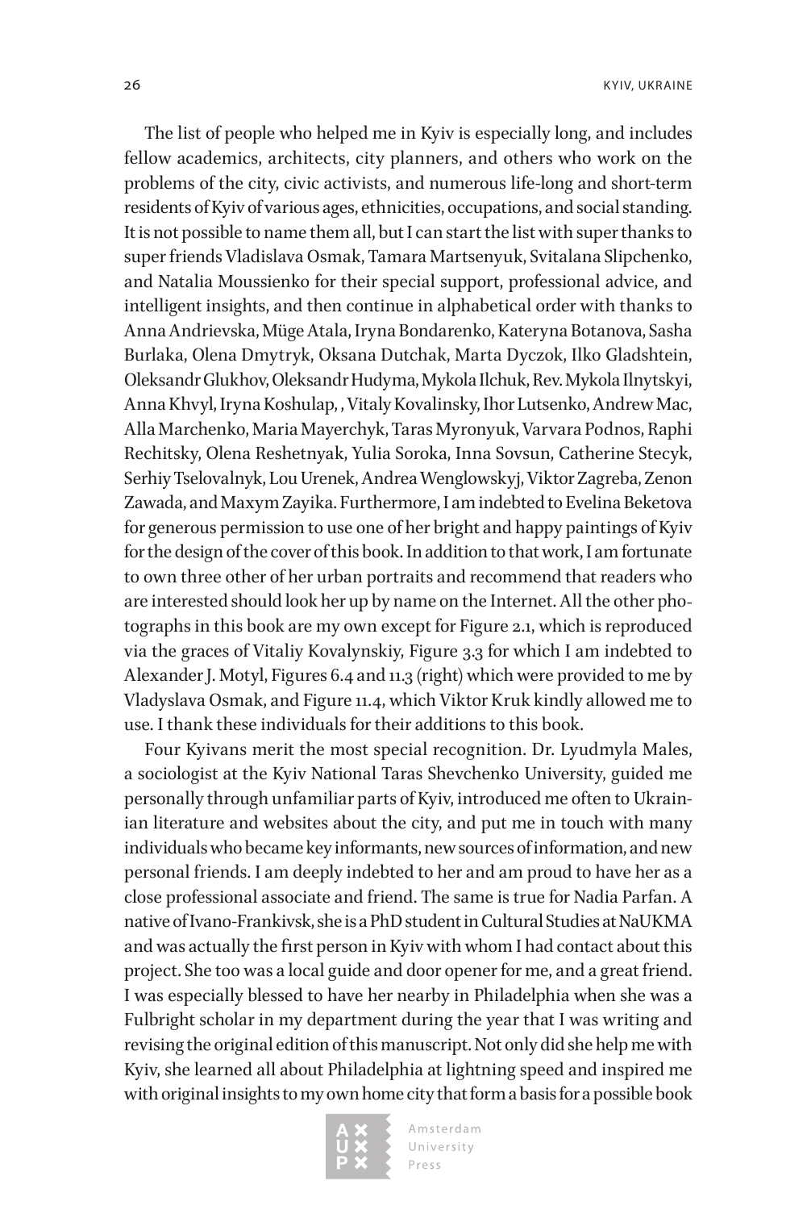The list of people who helped me in Kyiv is especially long, and includes fellow academics, architects, city planners, and others who work on the problems of the city, civic activists, and numerous life-long and short-term residents of Kyiv of various ages, ethnicities, occupations, and social standing. It is not possible to name them all, but I can start the list with super thanks to super friends Vladislava Osmak, Tamara Martsenyuk, Svitalana Slipchenko, and Natalia Moussienko for their special support, professional advice, and intelligent insights, and then continue in alphabetical order with thanks to Anna Andrievska, Müge Atala, Iryna Bondarenko, Kateryna Botanova, Sasha Burlaka, Olena Dmytryk, Oksana Dutchak, Marta Dyczok, Ilko Gladshtein, Oleksandr Glukhov, Oleksandr Hudyma, Mykola Ilchuk, Rev. Mykola Ilnytskyi, Anna Khvyl, Iryna Koshulap, , Vitaly Kovalinsky, Ihor Lutsenko, Andrew Mac, Alla Marchenko, Maria Mayerchyk, Taras Myronyuk, Varvara Podnos, Raphi Rechitsky, Olena Reshetnyak, Yulia Soroka, Inna Sovsun, Catherine Stecyk, Serhiy Tselovalnyk, Lou Urenek, Andrea Wenglowskyj, Viktor Zagreba, Zenon Zawada, and Maxym Zayika. Furthermore, I am indebted to Evelina Beketova for generous permission to use one of her bright and happy paintings of Kyiv for the design of the cover of this book. In addition to that work, I am fortunate to own three other of her urban portraits and recommend that readers who are interested should look her up by name on the Internet. All the other photographs in this book are my own except for Figure 2.1, which is reproduced via the graces of Vitaliy Kovalynskiy, Figure 3.3 for which I am indebted to Alexander J. Motyl, Figures 6.4 and 11.3 (right) which were provided to me by Vladyslava Osmak, and Figure 11.4, which Viktor Kruk kindly allowed me to use. I thank these individuals for their additions to this book.

Four Kyivans merit the most special recognition. Dr. Lyudmyla Males, a sociologist at the Kyiv National Taras Shevchenko University, guided me personally through unfamiliar parts of Kyiv, introduced me often to Ukrainian literature and websites about the city, and put me in touch with many individuals who became key informants, new sources of information, and new personal friends. I am deeply indebted to her and am proud to have her as a close professional associate and friend. The same is true for Nadia Parfan. A native of Ivano-Frankivsk, she is a PhD student in Cultural Studies at NaUKMA and was actually the first person in Kyiv with whom I had contact about this project. She too was a local guide and door opener for me, and a great friend. I was especially blessed to have her nearby in Philadelphia when she was a Fulbright scholar in my department during the year that I was writing and revising the original edition of this manuscript. Not only did she help me with Kyiv, she learned all about Philadelphia at lightning speed and inspired me with original insights to my own home city that form a basis for a possible book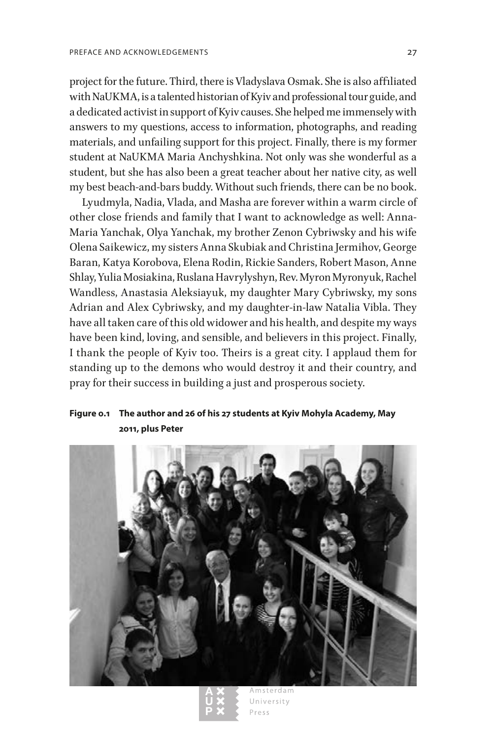project for the future. Third, there is Vladyslava Osmak. She is also affiliated with NaUKMA, is a talented historian of Kyiv and professional tour guide, and a dedicated activist in support of Kyiv causes. She helped me immensely with answers to my questions, access to information, photographs, and reading materials, and unfailing support for this project. Finally, there is my former student at NaUKMA Maria Anchyshkina. Not only was she wonderful as a student, but she has also been a great teacher about her native city, as well my best beach-and-bars buddy. Without such friends, there can be no book.

Lyudmyla, Nadia, Vlada, and Masha are forever within a warm circle of other close friends and family that I want to acknowledge as well: Anna-Maria Yanchak, Olya Yanchak, my brother Zenon Cybriwsky and his wife Olena Saikewicz, my sisters Anna Skubiak and Christina Jermihov, George Baran, Katya Korobova, Elena Rodin, Rickie Sanders, Robert Mason, Anne Shlay, Yulia Mosiakina, Ruslana Havrylyshyn, Rev. Myron Myronyuk, Rachel Wandless, Anastasia Aleksiayuk, my daughter Mary Cybriwsky, my sons Adrian and Alex Cybriwsky, and my daughter-in-law Natalia Vibla. They have all taken care of this old widower and his health, and despite my ways have been kind, loving, and sensible, and believers in this project. Finally, I thank the people of Kyiv too. Theirs is a great city. I applaud them for standing up to the demons who would destroy it and their country, and pray for their success in building a just and prosperous society.

**Figure 0.1 The author and 26 of his 27 students at Kyiv Mohyla Academy, May 2011, plus Peter**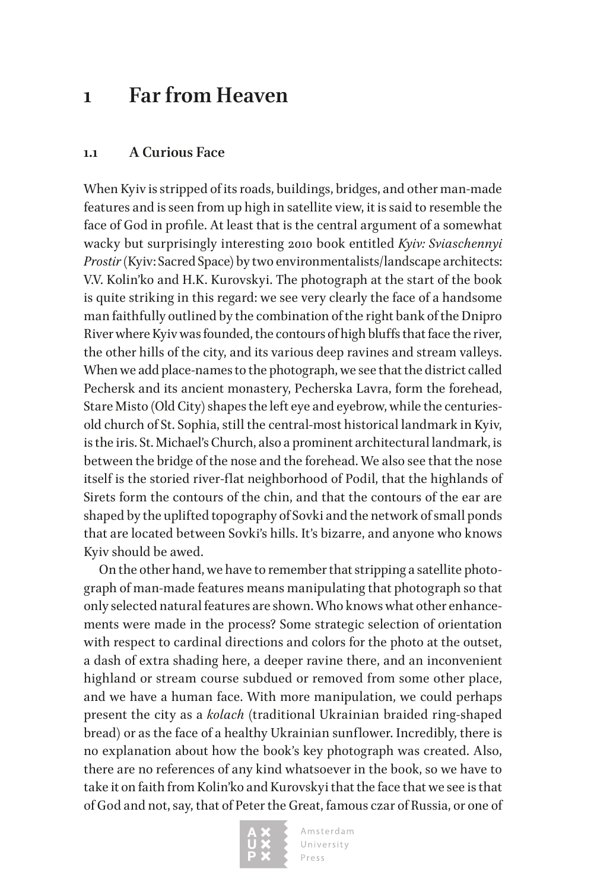# 1 Far from Heaven

## 1.1 A Curious Face

When Kyiv is stripped of its roads, buildings, bridges, and other man-made features and is seen from up high in satellite view, it is said to resemble the face of God in profile. At least that is the central argument of a somewhat wacky but surprisingly interesting 2010 book entitled *Kyiv: Sviaschennyi Prostir* (Kyiv: Sacred Space) by two environmentalists/landscape architects: V.V. Kolin'ko and H.K. Kurovskyi. The photograph at the start of the book is quite striking in this regard: we see very clearly the face of a handsome man faithfully outlined by the combination of the right bank of the Dnipro River where Kyiv was founded, the contours of high bluffs that face the river, the other hills of the city, and its various deep ravines and stream valleys. When we add place-names to the photograph, we see that the district called Pechersk and its ancient monastery, Pecherska Lavra, form the forehead, Stare Misto (Old City) shapes the left eye and eyebrow, while the centuries-old church of St. Sophia, still the central-most historical landmark in Kyiv, is the iris. St. Michael's Church, also a prominent architectural landmark, is between the bridge of the nose and the forehead. We also see that the nose itself is the storied river-flat neighborhood of Podil, that the highlands of Sirets form the contours of the chin, and that the contours of the ear are shaped by the uplifted topography of Sovki and the network of small ponds that are located between Sovki's hills. It's bizarre, and anyone who knows Kyiv should be awed.

On the other hand, we have to remember that stripping a satellite photograph of man-made features means manipulating that photograph so that only selected natural features are shown. Who knows what other enhancements were made in the process? Some strategic selection of orientation with respect to cardinal directions and colors for the photo at the outset, a dash of extra shading here, a deeper ravine there, and an inconvenient highland or stream course subdued or removed from some other place, and we have a human face. With more manipulation, we could perhaps present the city as a *kolach* (traditional Ukrainian braided ring-shaped bread) or as the face of a healthy Ukrainian sunflower. Incredibly, there is no explanation about how the book's key photograph was created. Also, there are no references of any kind whatsoever in the book, so we have to take it on faith from Kolin'ko and Kurovskyi that the face that we see is that of God and not, say, that of Peter the Great, famous czar of Russia, or one of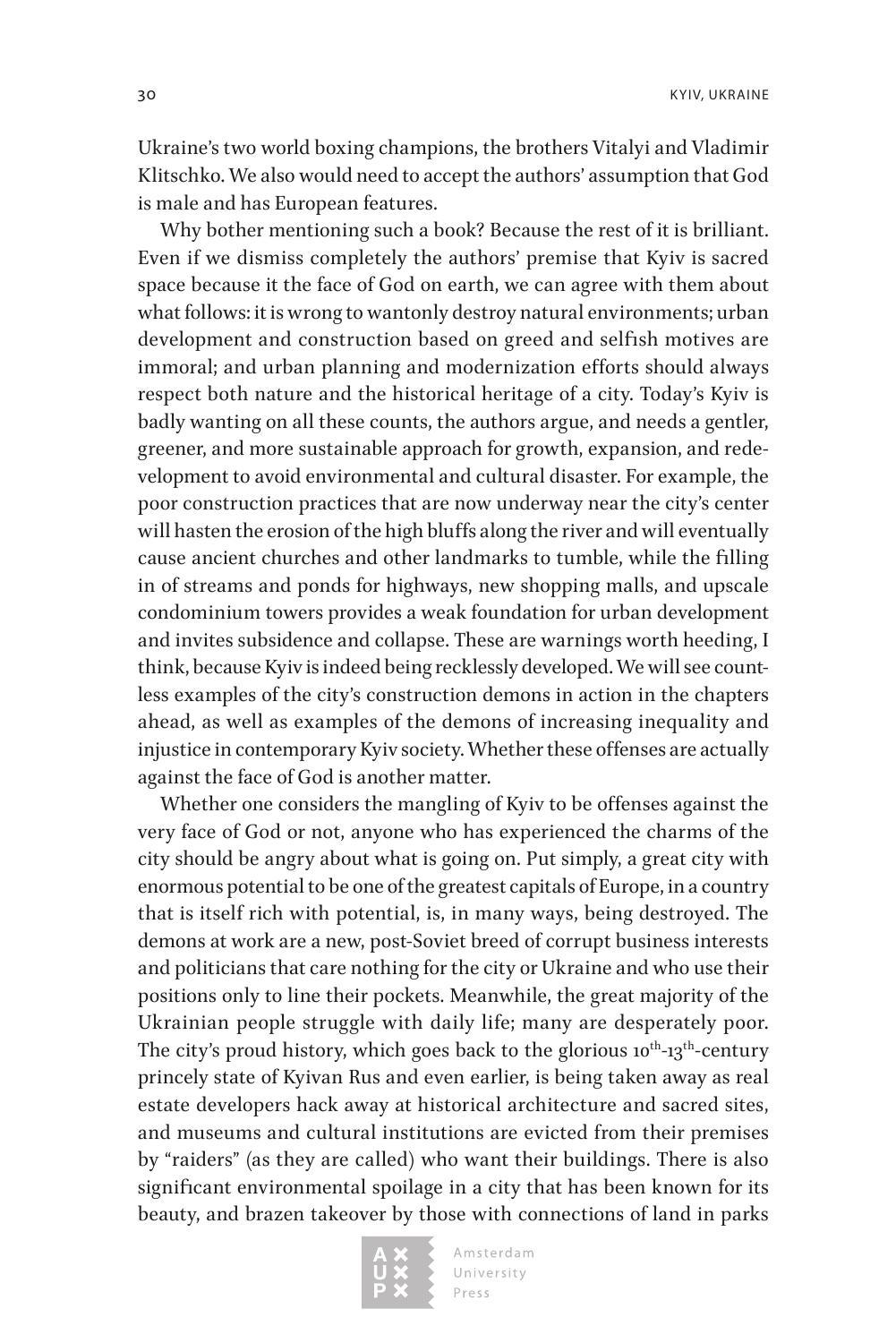Ukraine's two world boxing champions, the brothers Vitalyi and Vladimir Klitschko. We also would need to accept the authors' assumption that God is male and has European features.

Why bother mentioning such a book? Because the rest of it is brilliant. Even if we dismiss completely the authors' premise that Kyiv is sacred space because it the face of God on earth, we can agree with them about what follows: it is wrong to wantonly destroy natural environments; urban development and construction based on greed and selfish motives are immoral; and urban planning and modernization efforts should always respect both nature and the historical heritage of a city. Today's Kyiv is badly wanting on all these counts, the authors argue, and needs a gentler, greener, and more sustainable approach for growth, expansion, and redevelopment to avoid environmental and cultural disaster. For example, the poor construction practices that are now underway near the city's center will hasten the erosion of the high bluffs along the river and will eventually cause ancient churches and other landmarks to tumble, while the filling in of streams and ponds for highways, new shopping malls, and upscale condominium towers provides a weak foundation for urban development and invites subsidence and collapse. These are warnings worth heeding, I think, because Kyiv is indeed being recklessly developed. We will see countless examples of the city's construction demons in action in the chapters ahead, as well as examples of the demons of increasing inequality and injustice in contemporary Kyiv society. Whether these offenses are actually against the face of God is another matter.

Whether one considers the mangling of Kyiv to be offenses against the very face of God or not, anyone who has experienced the charms of the city should be angry about what is going on. Put simply, a great city with enormous potential to be one of the greatest capitals of Europe, in a country that is itself rich with potential, is, in many ways, being destroyed. The demons at work are a new, post-Soviet breed of corrupt business interests and politicians that care nothing for the city or Ukraine and who use their positions only to line their pockets. Meanwhile, the great majority of the Ukrainian people struggle with daily life; many are desperately poor. The city's proud history, which goes back to the glorious 10th-13th-century princely state of Kyivan Rus and even earlier, is being taken away as real estate developers hack away at historical architecture and sacred sites, and museums and cultural institutions are evicted from their premises by "raiders" (as they are called) who want their buildings. There is also significant environmental spoilage in a city that has been known for its beauty, and brazen takeover by those with connections of land in parks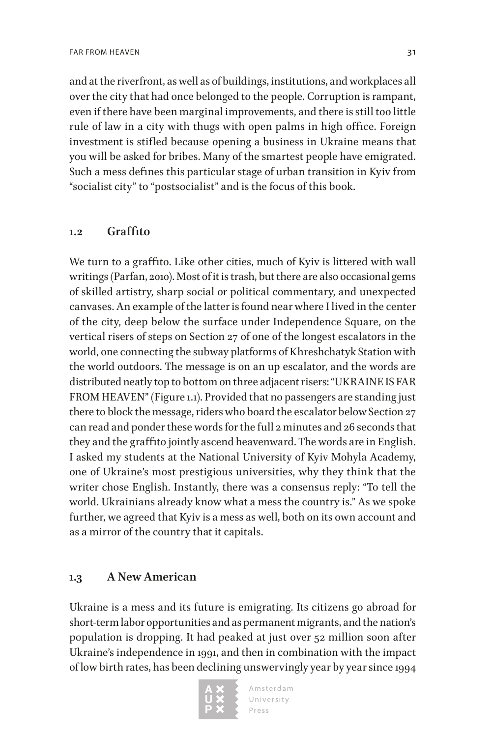and at the riverfront, as well as of buildings, institutions, and workplaces all over the city that had once belonged to the people. Corruption is rampant, even if there have been marginal improvements, and there is still too little rule of law in a city with thugs with open palms in high office. Foreign investment is stifled because opening a business in Ukraine means that you will be asked for bribes. Many of the smartest people have emigrated. Such a mess defines this particular stage of urban transition in Kyiv from "socialist city" to "postsocialist" and is the focus of this book.

## 1.2 Graffito

We turn to a graffito. Like other cities, much of Kyiv is littered with wall writings (Parfan, 2010). Most of it is trash, but there are also occasional gems of skilled artistry, sharp social or political commentary, and unexpected canvases. An example of the latter is found near where I lived in the center of the city, deep below the surface under Independence Square, on the vertical risers of steps on Section 27 of one of the longest escalators in the world, one connecting the subway platforms of Khreshchatyk Station with the world outdoors. The message is on an up escalator, and the words are distributed neatly top to bottom on three adjacent risers: "UKRAINE IS FAR FROM HEAVEN" (Figure 1.1). Provided that no passengers are standing just there to block the message, riders who board the escalator below Section 27 can read and ponder these words for the full 2 minutes and 26 seconds that they and the graffito jointly ascend heavenward. The words are in English. I asked my students at the National University of Kyiv Mohyla Academy, one of Ukraine's most prestigious universities, why they think that the writer chose English. Instantly, there was a consensus reply: "To tell the world. Ukrainians already know what a mess the country is." As we spoke further, we agreed that Kyiv is a mess as well, both on its own account and as a mirror of the country that it capitals.

## 1.3 A New American

Ukraine is a mess and its future is emigrating. Its citizens go abroad for short-term labor opportunities and as permanent migrants, and the nation's population is dropping. It had peaked at just over 52 million soon after Ukraine's independence in 1991, and then in combination with the impact of low birth rates, has been declining unswervingly year by year since 1994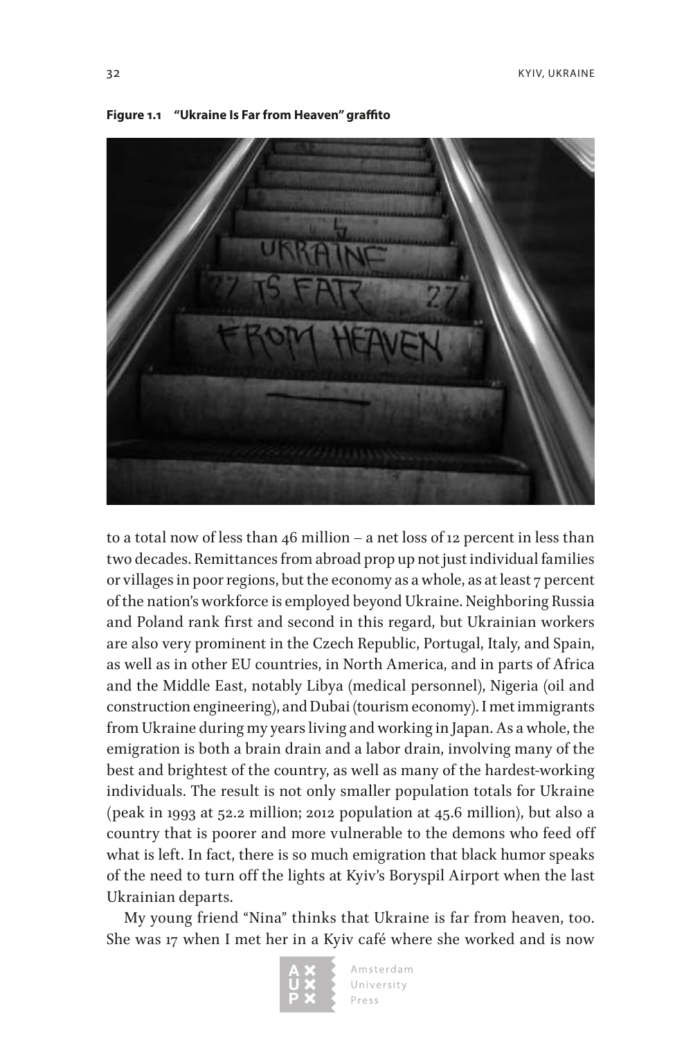**Figure 1.1 "Ukraine Is Far from Heaven" graffito**

to a total now of less than 46 million – a net loss of 12 percent in less than two decades. Remittances from abroad prop up not just individual families or villages in poor regions, but the economy as a whole, as at least 7 percent of the nation's workforce is employed beyond Ukraine. Neighboring Russia and Poland rank first and second in this regard, but Ukrainian workers are also very prominent in the Czech Republic, Portugal, Italy, and Spain, as well as in other EU countries, in North America, and in parts of Africa and the Middle East, notably Libya (medical personnel), Nigeria (oil and construction engineering), and Dubai (tourism economy). I met immigrants from Ukraine during my years living and working in Japan. As a whole, the emigration is both a brain drain and a labor drain, involving many of the best and brightest of the country, as well as many of the hardest-working individuals. The result is not only smaller population totals for Ukraine (peak in 1993 at 52.2 million; 2012 population at 45.6 million), but also a country that is poorer and more vulnerable to the demons who feed off what is left. In fact, there is so much emigration that black humor speaks of the need to turn off the lights at Kyiv's Boryspil Airport when the last Ukrainian departs.

My young friend "Nina" thinks that Ukraine is far from heaven, too. She was 17 when I met her in a Kyiv café where she worked and is now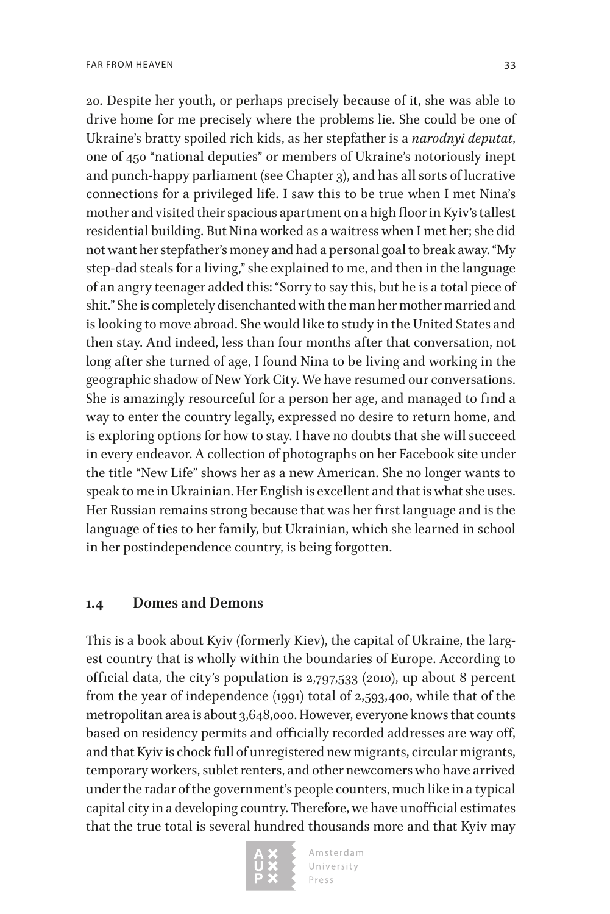20. Despite her youth, or perhaps precisely because of it, she was able to drive home for me precisely where the problems lie. She could be one of Ukraine's bratty spoiled rich kids, as her stepfather is a *narodnyi deputat*, one of 450 "national deputies" or members of Ukraine's notoriously inept and punch-happy parliament (see Chapter 3), and has all sorts of lucrative connections for a privileged life. I saw this to be true when I met Nina's mother and visited their spacious apartment on a high floor in Kyiv's tallest residential building. But Nina worked as a waitress when I met her; she did not want her stepfather's money and had a personal goal to break away. "My step-dad steals for a living," she explained to me, and then in the language of an angry teenager added this: "Sorry to say this, but he is a total piece of shit." She is completely disenchanted with the man her mother married and is looking to move abroad. She would like to study in the United States and then stay. And indeed, less than four months after that conversation, not long after she turned of age, I found Nina to be living and working in the geographic shadow of New York City. We have resumed our conversations. She is amazingly resourceful for a person her age, and managed to find a way to enter the country legally, expressed no desire to return home, and is exploring options for how to stay. I have no doubts that she will succeed in every endeavor. A collection of photographs on her Facebook site under the title "New Life" shows her as a new American. She no longer wants to speak to me in Ukrainian. Her English is excellent and that is what she uses. Her Russian remains strong because that was her first language and is the language of ties to her family, but Ukrainian, which she learned in school in her postindependence country, is being forgotten.

## 1.4 Domes and Demons

This is a book about Kyiv (formerly Kiev), the capital of Ukraine, the largest country that is wholly within the boundaries of Europe. According to official data, the city's population is 2,797,533 (2010), up about 8 percent from the year of independence (1991) total of 2,593,400, while that of the metropolitan area is about 3,648,000. However, everyone knows that counts based on residency permits and officially recorded addresses are way off, and that Kyiv is chock full of unregistered new migrants, circular migrants, temporary workers, sublet renters, and other newcomers who have arrived under the radar of the government's people counters, much like in a typical capital city in a developing country. Therefore, we have unofficial estimates that the true total is several hundred thousands more and that Kyiv may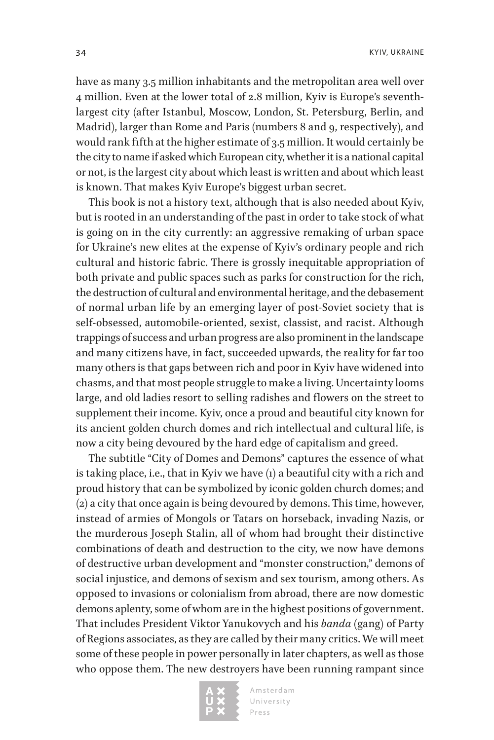have as many 3.5 million inhabitants and the metropolitan area well over 4 million. Even at the lower total of 2.8 million, Kyiv is Europe's seventh-largest city (after Istanbul, Moscow, London, St. Petersburg, Berlin, and Madrid), larger than Rome and Paris (numbers 8 and 9, respectively), and would rank fifth at the higher estimate of 3.5 million. It would certainly be the city to name if asked which European city, whether it is a national capital or not, is the largest city about which least is written and about which least is known. That makes Kyiv Europe's biggest urban secret.

This book is not a history text, although that is also needed about Kyiv, but is rooted in an understanding of the past in order to take stock of what is going on in the city currently: an aggressive remaking of urban space for Ukraine's new elites at the expense of Kyiv's ordinary people and rich cultural and historic fabric. There is grossly inequitable appropriation of both private and public spaces such as parks for construction for the rich, the destruction of cultural and environmental heritage, and the debasement of normal urban life by an emerging layer of post-Soviet society that is self-obsessed, automobile-oriented, sexist, classist, and racist. Although trappings of success and urban progress are also prominent in the landscape and many citizens have, in fact, succeeded upwards, the reality for far too many others is that gaps between rich and poor in Kyiv have widened into chasms, and that most people struggle to make a living. Uncertainty looms large, and old ladies resort to selling radishes and flowers on the street to supplement their income. Kyiv, once a proud and beautiful city known for its ancient golden church domes and rich intellectual and cultural life, is now a city being devoured by the hard edge of capitalism and greed.

The subtitle "City of Domes and Demons" captures the essence of what is taking place, i.e., that in Kyiv we have (1) a beautiful city with a rich and proud history that can be symbolized by iconic golden church domes; and (2) a city that once again is being devoured by demons. This time, however, instead of armies of Mongols or Tatars on horseback, invading Nazis, or the murderous Joseph Stalin, all of whom had brought their distinctive combinations of death and destruction to the city, we now have demons of destructive urban development and "monster construction," demons of social injustice, and demons of sexism and sex tourism, among others. As opposed to invasions or colonialism from abroad, there are now domestic demons aplenty, some of whom are in the highest positions of government. That includes President Viktor Yanukovych and his *banda* (gang) of Party of Regions associates, as they are called by their many critics. We will meet some of these people in power personally in later chapters, as well as those who oppose them. The new destroyers have been running rampant since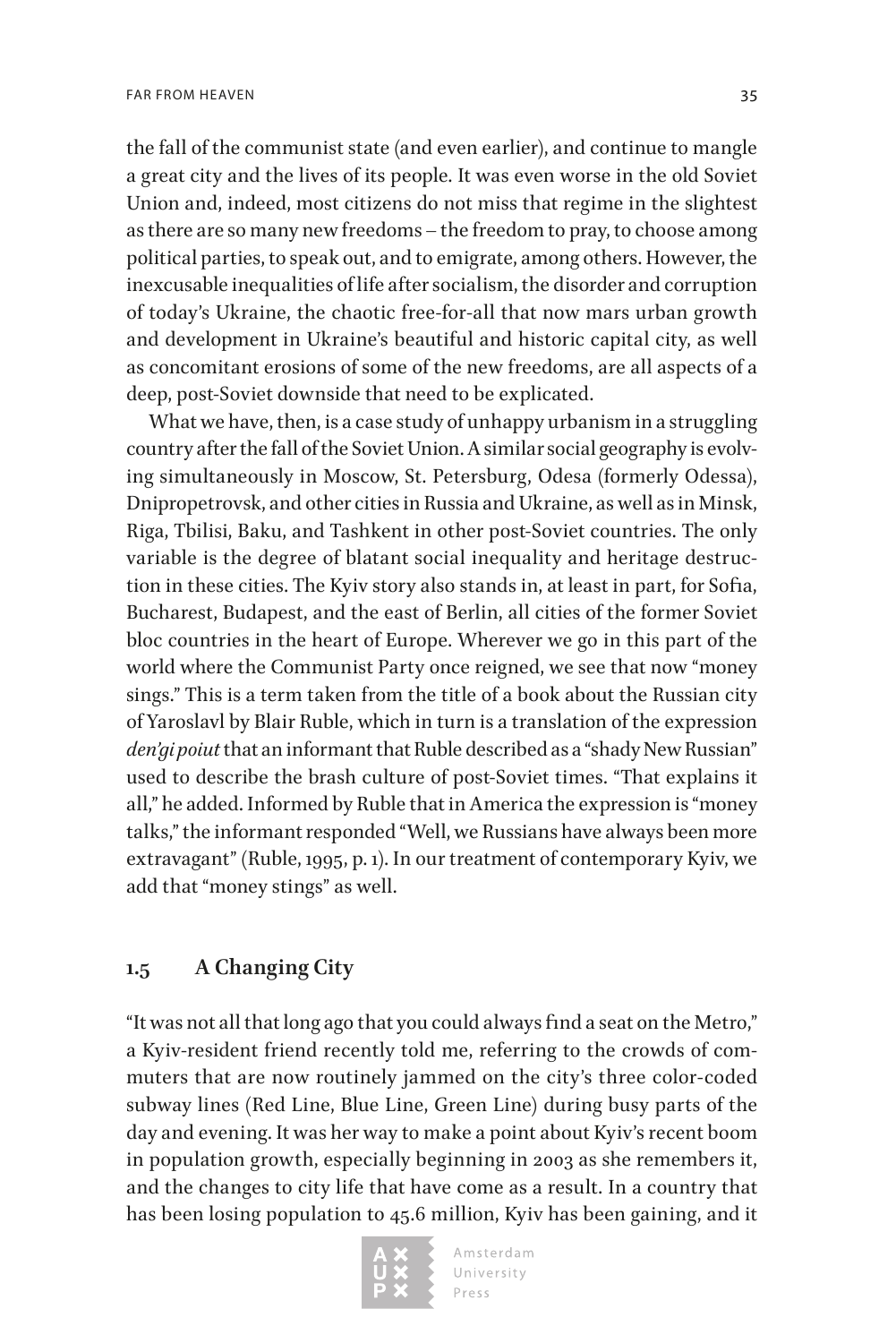the fall of the communist state (and even earlier), and continue to mangle a great city and the lives of its people. It was even worse in the old Soviet Union and, indeed, most citizens do not miss that regime in the slightest as there are so many new freedoms – the freedom to pray, to choose among political parties, to speak out, and to emigrate, among others. However, the inexcusable inequalities of life after socialism, the disorder and corruption of today's Ukraine, the chaotic free-for-all that now mars urban growth and development in Ukraine's beautiful and historic capital city, as well as concomitant erosions of some of the new freedoms, are all aspects of a deep, post-Soviet downside that need to be explicated.

What we have, then, is a case study of unhappy urbanism in a struggling country after the fall of the Soviet Union. A similar social geography is evolving simultaneously in Moscow, St. Petersburg, Odesa (formerly Odessa), Dnipropetrovsk, and other cities in Russia and Ukraine, as well as in Minsk, Riga, Tbilisi, Baku, and Tashkent in other post-Soviet countries. The only variable is the degree of blatant social inequality and heritage destruction in these cities. The Kyiv story also stands in, at least in part, for Sofia, Bucharest, Budapest, and the east of Berlin, all cities of the former Soviet bloc countries in the heart of Europe. Wherever we go in this part of the world where the Communist Party once reigned, we see that now "money sings." This is a term taken from the title of a book about the Russian city of Yaroslavl by Blair Ruble, which in turn is a translation of the expression *den'gi poiut* that an informant that Ruble described as a "shady New Russian" used to describe the brash culture of post-Soviet times. "That explains it all," he added. Informed by Ruble that in America the expression is "money talks," the informant responded "Well, we Russians have always been more extravagant" (Ruble, 1995, p. 1). In our treatment of contemporary Kyiv, we add that "money stings" as well.

## 1.5 A Changing City

"It was not all that long ago that you could always find a seat on the Metro," a Kyiv-resident friend recently told me, referring to the crowds of commuters that are now routinely jammed on the city's three color-coded subway lines (Red Line, Blue Line, Green Line) during busy parts of the day and evening. It was her way to make a point about Kyiv's recent boom in population growth, especially beginning in 2003 as she remembers it, and the changes to city life that have come as a result. In a country that has been losing population to 45.6 million, Kyiv has been gaining, and it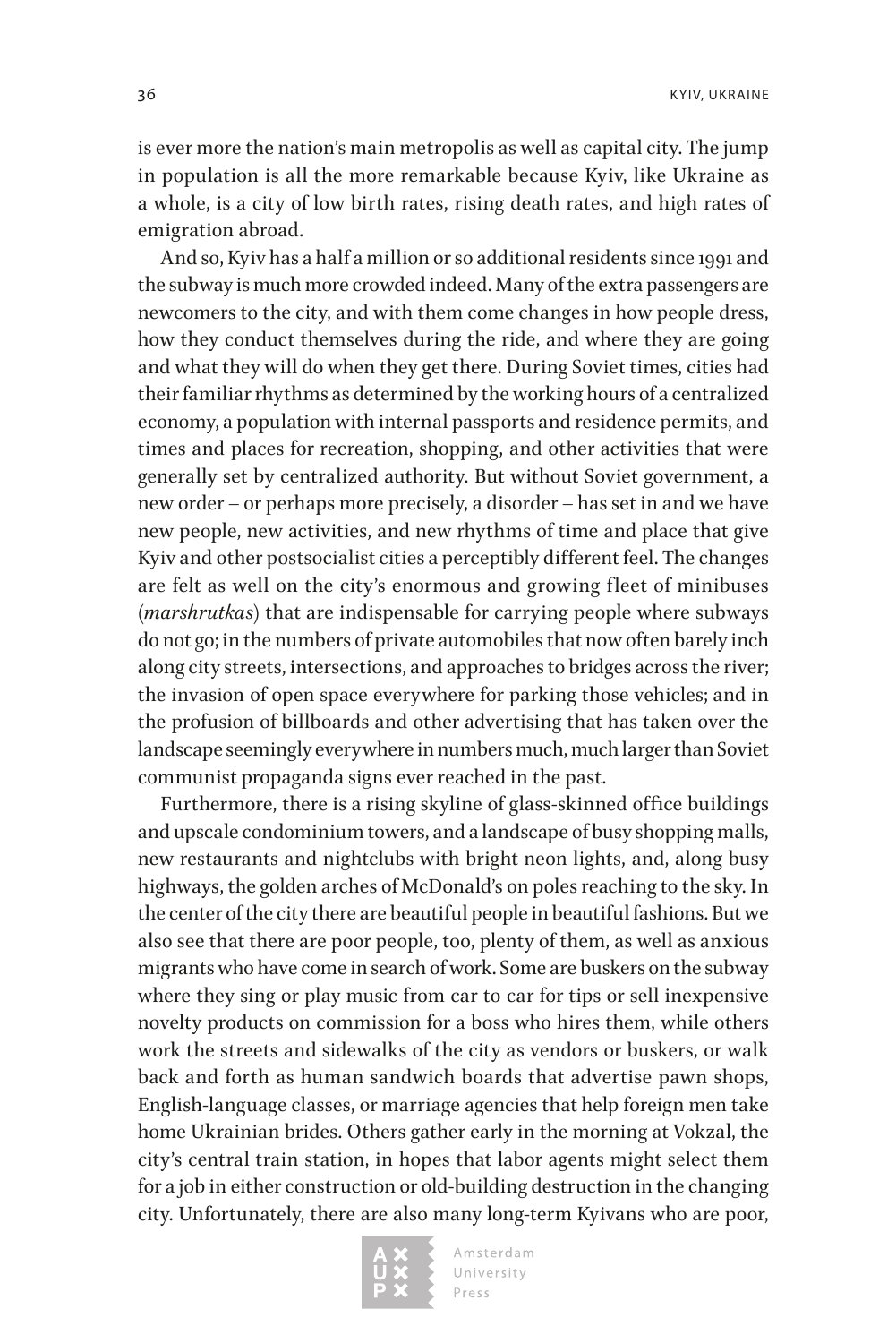is ever more the nation's main metropolis as well as capital city. The jump in population is all the more remarkable because Kyiv, like Ukraine as a whole, is a city of low birth rates, rising death rates, and high rates of emigration abroad.

And so, Kyiv has a half a million or so additional residents since 1991 and the subway is much more crowded indeed. Many of the extra passengers are newcomers to the city, and with them come changes in how people dress, how they conduct themselves during the ride, and where they are going and what they will do when they get there. During Soviet times, cities had their familiar rhythms as determined by the working hours of a centralized economy, a population with internal passports and residence permits, and times and places for recreation, shopping, and other activities that were generally set by centralized authority. But without Soviet government, a new order – or perhaps more precisely, a disorder – has set in and we have new people, new activities, and new rhythms of time and place that give Kyiv and other postsocialist cities a perceptibly different feel. The changes are felt as well on the city's enormous and growing fleet of minibuses (*marshrutkas*) that are indispensable for carrying people where subways do not go; in the numbers of private automobiles that now often barely inch along city streets, intersections, and approaches to bridges across the river; the invasion of open space everywhere for parking those vehicles; and in the profusion of billboards and other advertising that has taken over the landscape seemingly everywhere in numbers much, much larger than Soviet communist propaganda signs ever reached in the past.

Furthermore, there is a rising skyline of glass-skinned office buildings and upscale condominium towers, and a landscape of busy shopping malls, new restaurants and nightclubs with bright neon lights, and, along busy highways, the golden arches of McDonald's on poles reaching to the sky. In the center of the city there are beautiful people in beautiful fashions. But we also see that there are poor people, too, plenty of them, as well as anxious migrants who have come in search of work. Some are buskers on the subway where they sing or play music from car to car for tips or sell inexpensive novelty products on commission for a boss who hires them, while others work the streets and sidewalks of the city as vendors or buskers, or walk back and forth as human sandwich boards that advertise pawn shops, English-language classes, or marriage agencies that help foreign men take home Ukrainian brides. Others gather early in the morning at Vokzal, the city's central train station, in hopes that labor agents might select them for a job in either construction or old-building destruction in the changing city. Unfortunately, there are also many long-term Kyivans who are poor,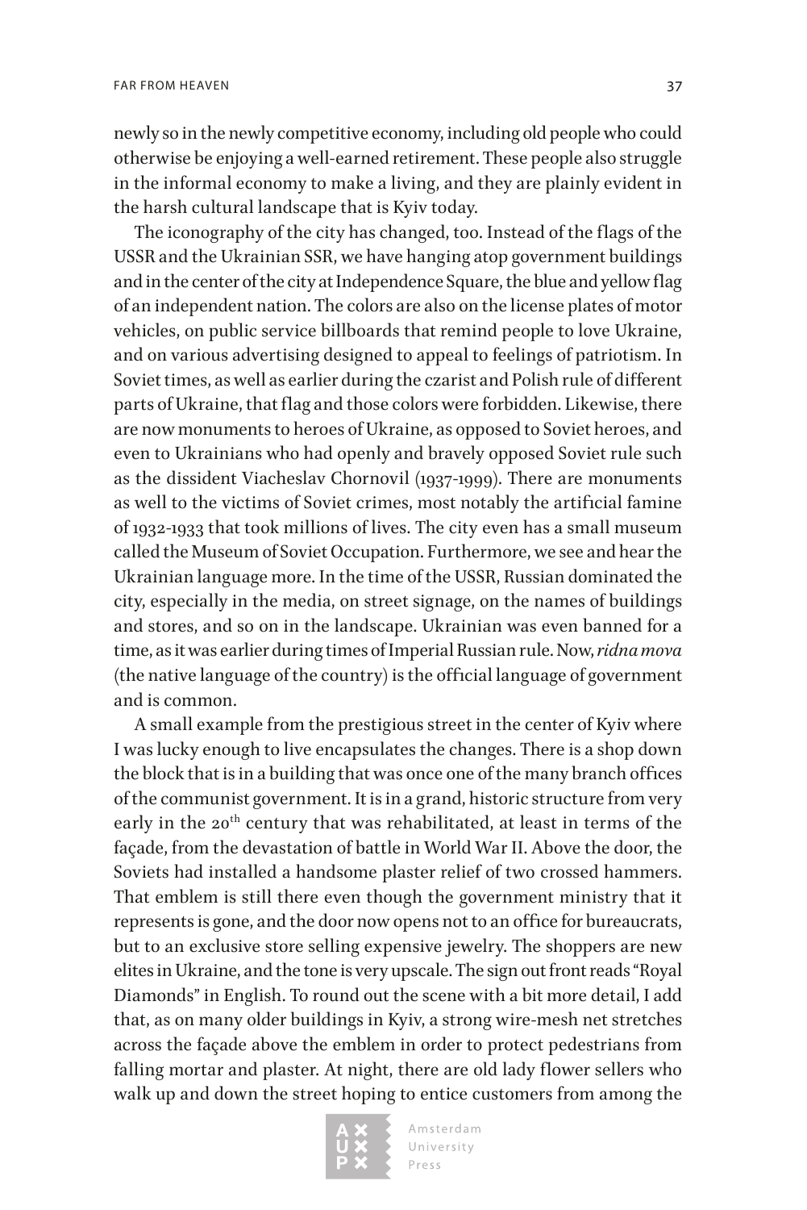newly so in the newly competitive economy, including old people who could otherwise be enjoying a well-earned retirement. These people also struggle in the informal economy to make a living, and they are plainly evident in the harsh cultural landscape that is Kyiv today.

The iconography of the city has changed, too. Instead of the flags of the USSR and the Ukrainian SSR, we have hanging atop government buildings and in the center of the city at Independence Square, the blue and yellow flag of an independent nation. The colors are also on the license plates of motor vehicles, on public service billboards that remind people to love Ukraine, and on various advertising designed to appeal to feelings of patriotism. In Soviet times, as well as earlier during the czarist and Polish rule of different parts of Ukraine, that flag and those colors were forbidden. Likewise, there are now monuments to heroes of Ukraine, as opposed to Soviet heroes, and even to Ukrainians who had openly and bravely opposed Soviet rule such as the dissident Viacheslav Chornovil (1937-1999). There are monuments as well to the victims of Soviet crimes, most notably the artificial famine of 1932-1933 that took millions of lives. The city even has a small museum called the Museum of Soviet Occupation. Furthermore, we see and hear the Ukrainian language more. In the time of the USSR, Russian dominated the city, especially in the media, on street signage, on the names of buildings and stores, and so on in the landscape. Ukrainian was even banned for a time, as it was earlier during times of Imperial Russian rule. Now, *ridna mova* (the native language of the country) is the official language of government and is common.

A small example from the prestigious street in the center of Kyiv where I was lucky enough to live encapsulates the changes. There is a shop down the block that is in a building that was once one of the many branch offices of the communist government. It is in a grand, historic structure from very early in the 20th century that was rehabilitated, at least in terms of the façade, from the devastation of battle in World War II. Above the door, the Soviets had installed a handsome plaster relief of two crossed hammers. That emblem is still there even though the government ministry that it represents is gone, and the door now opens not to an office for bureaucrats, but to an exclusive store selling expensive jewelry. The shoppers are new elites in Ukraine, and the tone is very upscale. The sign out front reads "Royal Diamonds" in English. To round out the scene with a bit more detail, I add that, as on many older buildings in Kyiv, a strong wire-mesh net stretches across the façade above the emblem in order to protect pedestrians from falling mortar and plaster. At night, there are old lady flower sellers who walk up and down the street hoping to entice customers from among the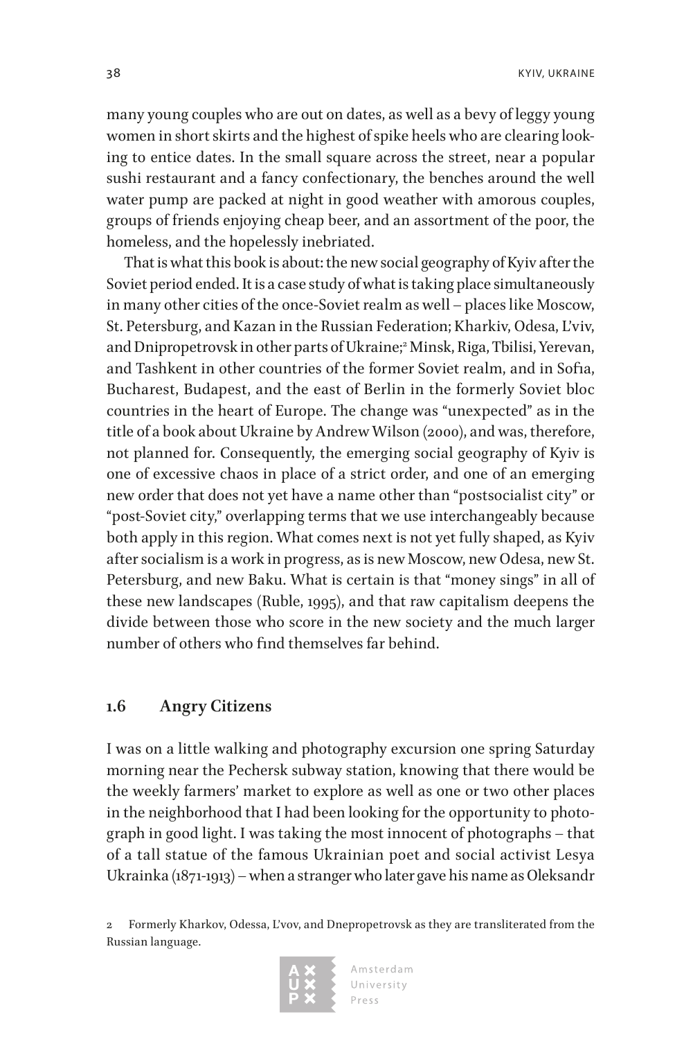many young couples who are out on dates, as well as a bevy of leggy young women in short skirts and the highest of spike heels who are clearing looking to entice dates. In the small square across the street, near a popular sushi restaurant and a fancy confectionary, the benches around the well water pump are packed at night in good weather with amorous couples, groups of friends enjoying cheap beer, and an assortment of the poor, the homeless, and the hopelessly inebriated.

That is what this book is about: the new social geography of Kyiv after the Soviet period ended. It is a case study of what is taking place simultaneously in many other cities of the once-Soviet realm as well – places like Moscow, St. Petersburg, and Kazan in the Russian Federation; Kharkiv, Odesa, L'viv, and Dnipropetrovsk in other parts of Ukraine;[2] Minsk, Riga, Tbilisi, Yerevan, and Tashkent in other countries of the former Soviet realm, and in Sofia, Bucharest, Budapest, and the east of Berlin in the formerly Soviet bloc countries in the heart of Europe. The change was "unexpected" as in the title of a book about Ukraine by Andrew Wilson (2000), and was, therefore, not planned for. Consequently, the emerging social geography of Kyiv is one of excessive chaos in place of a strict order, and one of an emerging new order that does not yet have a name other than "postsocialist city" or "post-Soviet city," overlapping terms that we use interchangeably because both apply in this region. What comes next is not yet fully shaped, as Kyiv after socialism is a work in progress, as is new Moscow, new Odesa, new St. Petersburg, and new Baku. What is certain is that "money sings" in all of these new landscapes (Ruble, 1995), and that raw capitalism deepens the divide between those who score in the new society and the much larger number of others who find themselves far behind.

## 1.6 Angry Citizens

I was on a little walking and photography excursion one spring Saturday morning near the Pechersk subway station, knowing that there would be the weekly farmers' market to explore as well as one or two other places in the neighborhood that I had been looking for the opportunity to photograph in good light. I was taking the most innocent of photographs – that of a tall statue of the famous Ukrainian poet and social activist Lesya Ukrainka (1871-1913) – when a stranger who later gave his name as Oleksandr

2 Formerly Kharkov, Odessa, L'vov, and Dnepropetrovsk as they are transliterated from the Russian language.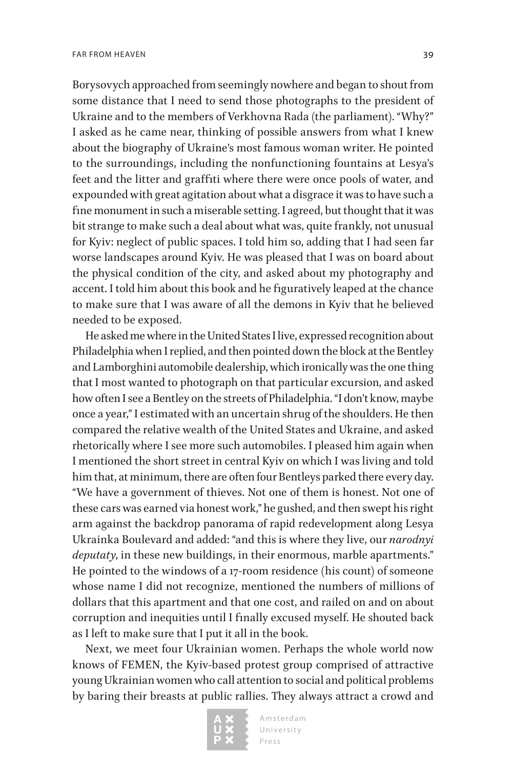Borysovych approached from seemingly nowhere and began to shout from some distance that I need to send those photographs to the president of Ukraine and to the members of Verkhovna Rada (the parliament). "Why?" I asked as he came near, thinking of possible answers from what I knew about the biography of Ukraine's most famous woman writer. He pointed to the surroundings, including the nonfunctioning fountains at Lesya's feet and the litter and graffiti where there were once pools of water, and expounded with great agitation about what a disgrace it was to have such a fine monument in such a miserable setting. I agreed, but thought that it was bit strange to make such a deal about what was, quite frankly, not unusual for Kyiv: neglect of public spaces. I told him so, adding that I had seen far worse landscapes around Kyiv. He was pleased that I was on board about the physical condition of the city, and asked about my photography and accent. I told him about this book and he figuratively leaped at the chance to make sure that I was aware of all the demons in Kyiv that he believed needed to be exposed.

He asked me where in the United States I live, expressed recognition about Philadelphia when I replied, and then pointed down the block at the Bentley and Lamborghini automobile dealership, which ironically was the one thing that I most wanted to photograph on that particular excursion, and asked how often I see a Bentley on the streets of Philadelphia. "I don't know, maybe once a year," I estimated with an uncertain shrug of the shoulders. He then compared the relative wealth of the United States and Ukraine, and asked rhetorically where I see more such automobiles. I pleased him again when I mentioned the short street in central Kyiv on which I was living and told him that, at minimum, there are often four Bentleys parked there every day. "We have a government of thieves. Not one of them is honest. Not one of these cars was earned via honest work," he gushed, and then swept his right arm against the backdrop panorama of rapid redevelopment along Lesya Ukrainka Boulevard and added: "and this is where they live, our *narodnyi deputaty*, in these new buildings, in their enormous, marble apartments." He pointed to the windows of a 17-room residence (his count) of someone whose name I did not recognize, mentioned the numbers of millions of dollars that this apartment and that one cost, and railed on and on about corruption and inequities until I finally excused myself. He shouted back as I left to make sure that I put it all in the book.

Next, we meet four Ukrainian women. Perhaps the whole world now knows of FEMEN, the Kyiv-based protest group comprised of attractive young Ukrainian women who call attention to social and political problems by baring their breasts at public rallies. They always attract a crowd and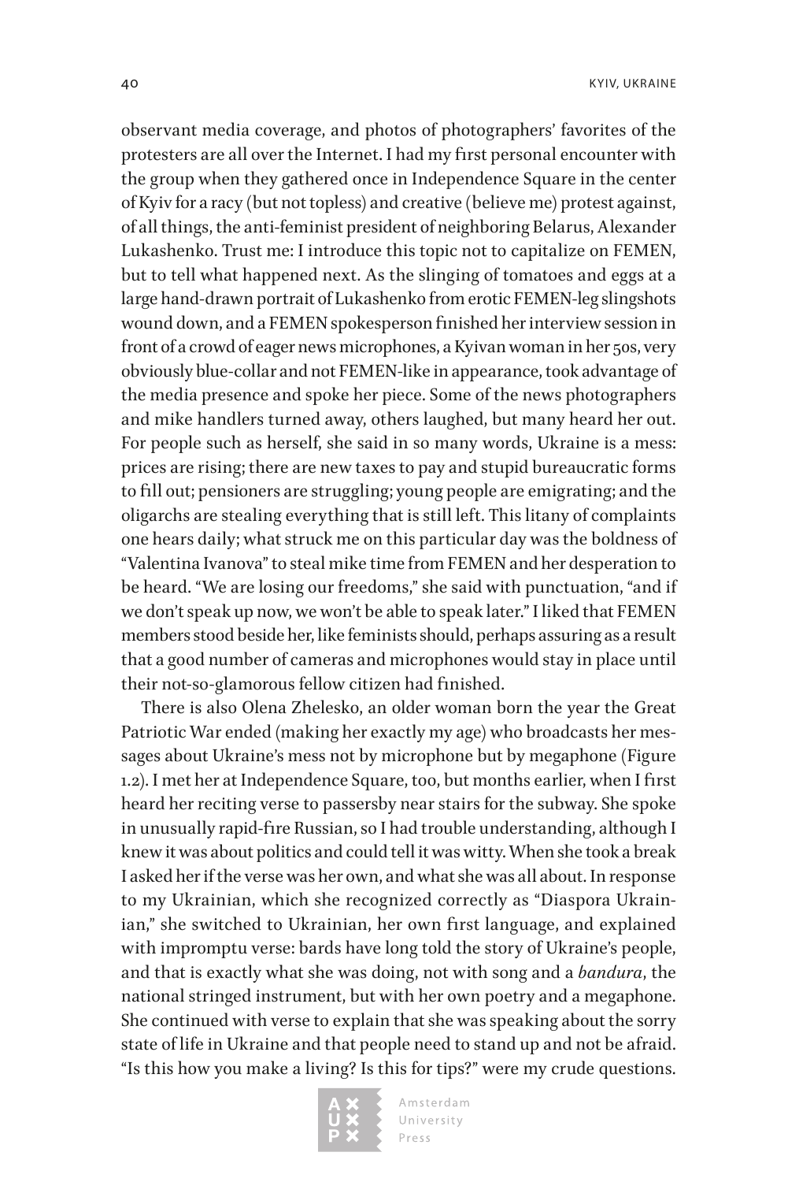observant media coverage, and photos of photographers' favorites of the protesters are all over the Internet. I had my first personal encounter with the group when they gathered once in Independence Square in the center of Kyiv for a racy (but not topless) and creative (believe me) protest against, of all things, the anti-feminist president of neighboring Belarus, Alexander Lukashenko. Trust me: I introduce this topic not to capitalize on FEMEN, but to tell what happened next. As the slinging of tomatoes and eggs at a large hand-drawn portrait of Lukashenko from erotic FEMEN-leg slingshots wound down, and a FEMEN spokesperson finished her interview session in front of a crowd of eager news microphones, a Kyivan woman in her 50s, very obviously blue-collar and not FEMEN-like in appearance, took advantage of the media presence and spoke her piece. Some of the news photographers and mike handlers turned away, others laughed, but many heard her out. For people such as herself, she said in so many words, Ukraine is a mess: prices are rising; there are new taxes to pay and stupid bureaucratic forms to fill out; pensioners are struggling; young people are emigrating; and the oligarchs are stealing everything that is still left. This litany of complaints one hears daily; what struck me on this particular day was the boldness of "Valentina Ivanova" to steal mike time from FEMEN and her desperation to be heard. "We are losing our freedoms," she said with punctuation, "and if we don't speak up now, we won't be able to speak later." I liked that FEMEN members stood beside her, like feminists should, perhaps assuring as a result that a good number of cameras and microphones would stay in place until their not-so-glamorous fellow citizen had finished.

There is also Olena Zhelesko, an older woman born the year the Great Patriotic War ended (making her exactly my age) who broadcasts her messages about Ukraine's mess not by microphone but by megaphone (Figure 1.2). I met her at Independence Square, too, but months earlier, when I first heard her reciting verse to passersby near stairs for the subway. She spoke in unusually rapid-fire Russian, so I had trouble understanding, although I knew it was about politics and could tell it was witty. When she took a break I asked her if the verse was her own, and what she was all about. In response to my Ukrainian, which she recognized correctly as "Diaspora Ukrainian," she switched to Ukrainian, her own first language, and explained with impromptu verse: bards have long told the story of Ukraine's people, and that is exactly what she was doing, not with song and a *bandura*, the national stringed instrument, but with her own poetry and a megaphone. She continued with verse to explain that she was speaking about the sorry state of life in Ukraine and that people need to stand up and not be afraid. "Is this how you make a living? Is this for tips?" were my crude questions.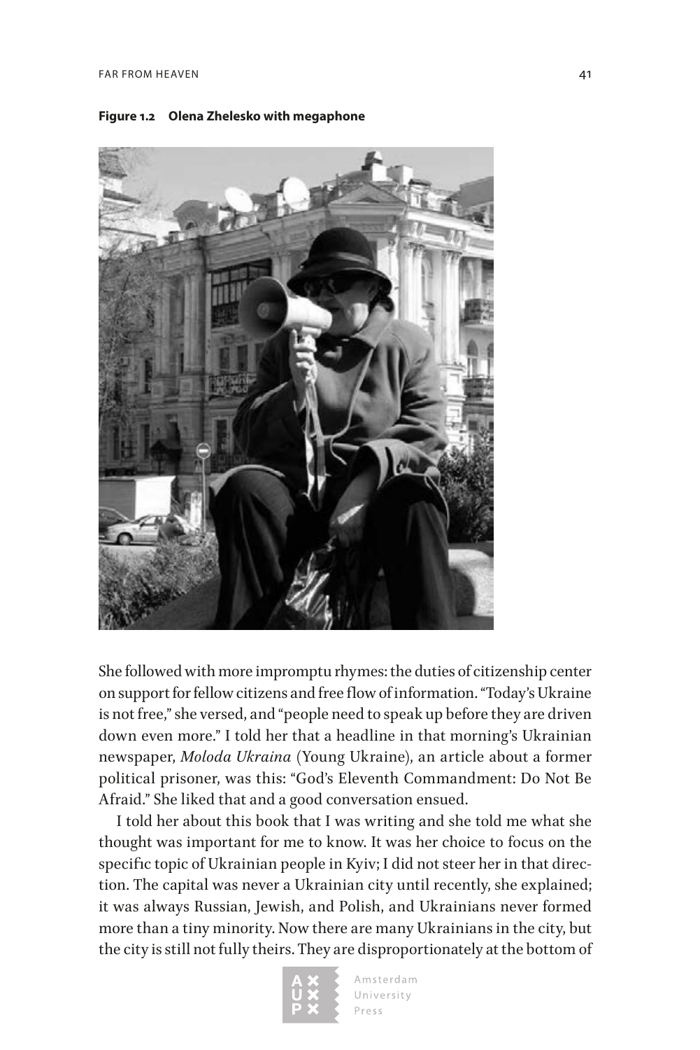**Figure 1.2 Olena Zhelesko with megaphone**

She followed with more impromptu rhymes: the duties of citizenship center on support for fellow citizens and free flow of information. "Today's Ukraine is not free," she versed, and "people need to speak up before they are driven down even more." I told her that a headline in that morning's Ukrainian newspaper, *Moloda Ukraina* (Young Ukraine), an article about a former political prisoner, was this: "God's Eleventh Commandment: Do Not Be Afraid." She liked that and a good conversation ensued.

I told her about this book that I was writing and she told me what she thought was important for me to know. It was her choice to focus on the specific topic of Ukrainian people in Kyiv; I did not steer her in that direction. The capital was never a Ukrainian city until recently, she explained; it was always Russian, Jewish, and Polish, and Ukrainians never formed more than a tiny minority. Now there are many Ukrainians in the city, but the city is still not fully theirs. They are disproportionately at the bottom of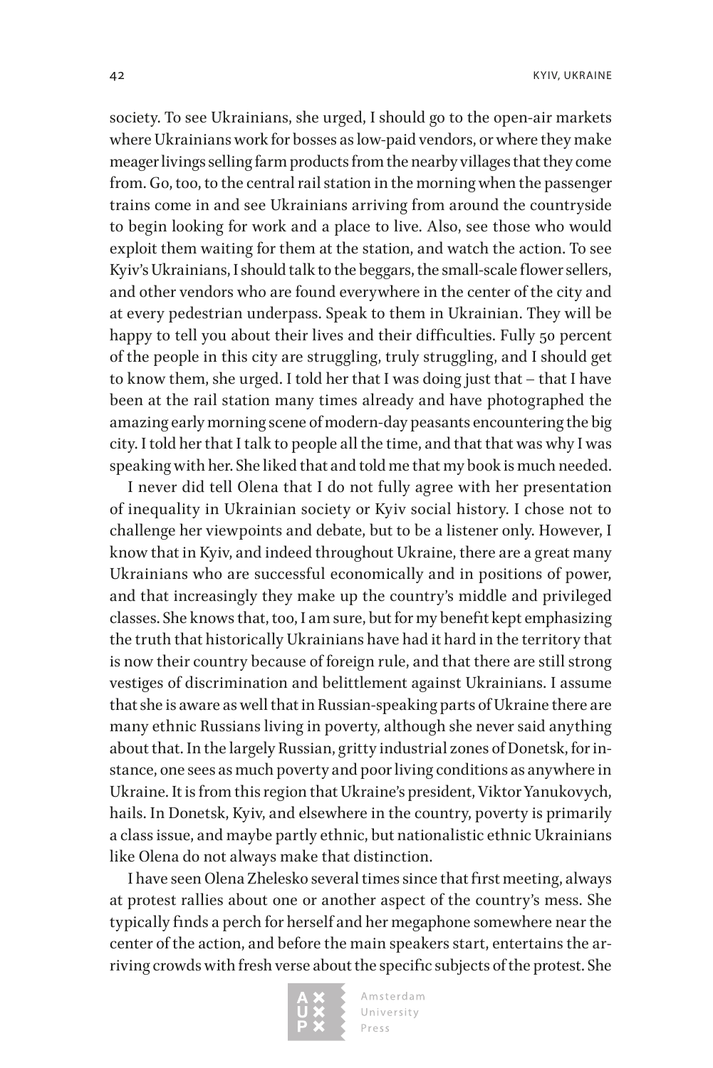society. To see Ukrainians, she urged, I should go to the open-air markets where Ukrainians work for bosses as low-paid vendors, or where they make meager livings selling farm products from the nearby villages that they come from. Go, too, to the central rail station in the morning when the passenger trains come in and see Ukrainians arriving from around the countryside to begin looking for work and a place to live. Also, see those who would exploit them waiting for them at the station, and watch the action. To see Kyiv's Ukrainians, I should talk to the beggars, the small-scale flower sellers, and other vendors who are found everywhere in the center of the city and at every pedestrian underpass. Speak to them in Ukrainian. They will be happy to tell you about their lives and their difficulties. Fully 50 percent of the people in this city are struggling, truly struggling, and I should get to know them, she urged. I told her that I was doing just that – that I have been at the rail station many times already and have photographed the amazing early morning scene of modern-day peasants encountering the big city. I told her that I talk to people all the time, and that that was why I was speaking with her. She liked that and told me that my book is much needed.

I never did tell Olena that I do not fully agree with her presentation of inequality in Ukrainian society or Kyiv social history. I chose not to challenge her viewpoints and debate, but to be a listener only. However, I know that in Kyiv, and indeed throughout Ukraine, there are a great many Ukrainians who are successful economically and in positions of power, and that increasingly they make up the country's middle and privileged classes. She knows that, too, I am sure, but for my benefit kept emphasizing the truth that historically Ukrainians have had it hard in the territory that is now their country because of foreign rule, and that there are still strong vestiges of discrimination and belittlement against Ukrainians. I assume that she is aware as well that in Russian-speaking parts of Ukraine there are many ethnic Russians living in poverty, although she never said anything about that. In the largely Russian, gritty industrial zones of Donetsk, for instance, one sees as much poverty and poor living conditions as anywhere in Ukraine. It is from this region that Ukraine's president, Viktor Yanukovych, hails. In Donetsk, Kyiv, and elsewhere in the country, poverty is primarily a class issue, and maybe partly ethnic, but nationalistic ethnic Ukrainians like Olena do not always make that distinction.

I have seen Olena Zhelesko several times since that first meeting, always at protest rallies about one or another aspect of the country's mess. She typically finds a perch for herself and her megaphone somewhere near the center of the action, and before the main speakers start, entertains the arriving crowds with fresh verse about the specific subjects of the protest. She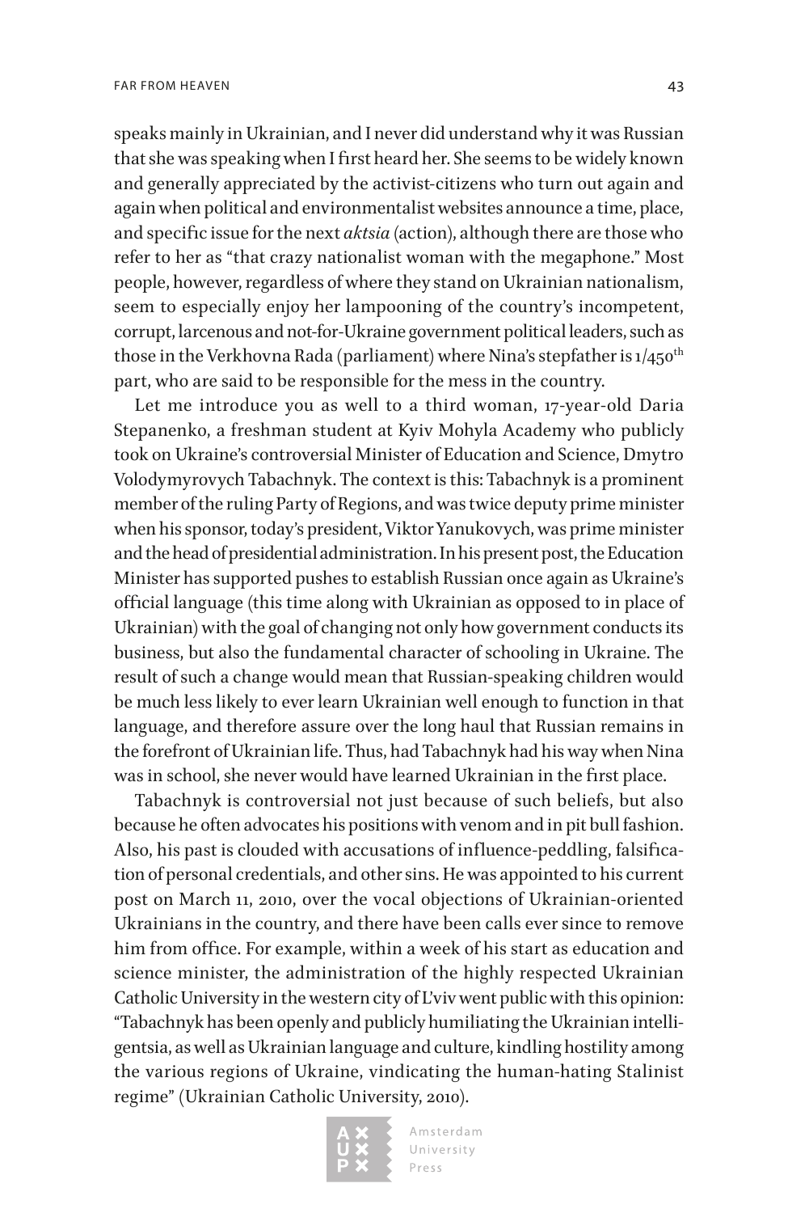speaks mainly in Ukrainian, and I never did understand why it was Russian that she was speaking when I first heard her. She seems to be widely known and generally appreciated by the activist-citizens who turn out again and again when political and environmentalist websites announce a time, place, and specific issue for the next *aktsia* (action), although there are those who refer to her as "that crazy nationalist woman with the megaphone." Most people, however, regardless of where they stand on Ukrainian nationalism, seem to especially enjoy her lampooning of the country's incompetent, corrupt, larcenous and not-for-Ukraine government political leaders, such as those in the Verkhovna Rada (parliament) where Nina's stepfather is $1/450^{th}$ part, who are said to be responsible for the mess in the country.

Let me introduce you as well to a third woman, 17-year-old Daria Stepanenko, a freshman student at Kyiv Mohyla Academy who publicly took on Ukraine's controversial Minister of Education and Science, Dmytro Volodymyrovych Tabachnyk. The context is this: Tabachnyk is a prominent member of the ruling Party of Regions, and was twice deputy prime minister when his sponsor, today's president, Viktor Yanukovych, was prime minister and the head of presidential administration. In his present post, the Education Minister has supported pushes to establish Russian once again as Ukraine's official language (this time along with Ukrainian as opposed to in place of Ukrainian) with the goal of changing not only how government conducts its business, but also the fundamental character of schooling in Ukraine. The result of such a change would mean that Russian-speaking children would be much less likely to ever learn Ukrainian well enough to function in that language, and therefore assure over the long haul that Russian remains in the forefront of Ukrainian life. Thus, had Tabachnyk had his way when Nina was in school, she never would have learned Ukrainian in the first place.

Tabachnyk is controversial not just because of such beliefs, but also because he often advocates his positions with venom and in pit bull fashion. Also, his past is clouded with accusations of influence-peddling, falsification of personal credentials, and other sins. He was appointed to his current post on March 11, 2010, over the vocal objections of Ukrainian-oriented Ukrainians in the country, and there have been calls ever since to remove him from office. For example, within a week of his start as education and science minister, the administration of the highly respected Ukrainian Catholic University in the western city of L'viv went public with this opinion: "Tabachnyk has been openly and publicly humiliating the Ukrainian intelligentsia, as well as Ukrainian language and culture, kindling hostility among the various regions of Ukraine, vindicating the human-hating Stalinist regime" (Ukrainian Catholic University, 2010).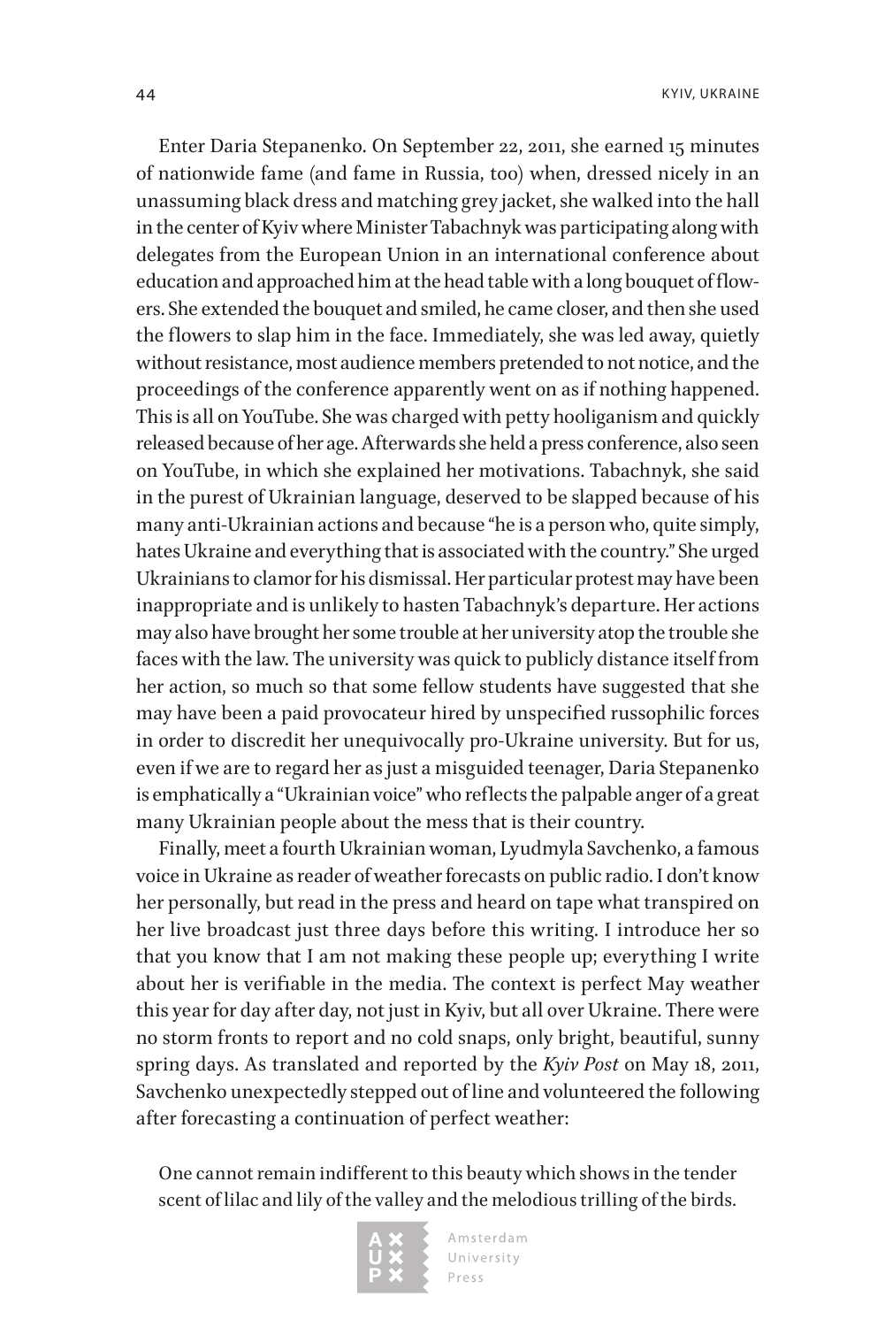Enter Daria Stepanenko. On September 22, 2011, she earned 15 minutes of nationwide fame (and fame in Russia, too) when, dressed nicely in an unassuming black dress and matching grey jacket, she walked into the hall in the center of Kyiv where Minister Tabachnyk was participating along with delegates from the European Union in an international conference about education and approached him at the head table with a long bouquet of flowers. She extended the bouquet and smiled, he came closer, and then she used the flowers to slap him in the face. Immediately, she was led away, quietly without resistance, most audience members pretended to not notice, and the proceedings of the conference apparently went on as if nothing happened. This is all on YouTube. She was charged with petty hooliganism and quickly released because of her age. Afterwards she held a press conference, also seen on YouTube, in which she explained her motivations. Tabachnyk, she said in the purest of Ukrainian language, deserved to be slapped because of his many anti-Ukrainian actions and because "he is a person who, quite simply, hates Ukraine and everything that is associated with the country." She urged Ukrainians to clamor for his dismissal. Her particular protest may have been inappropriate and is unlikely to hasten Tabachnyk's departure. Her actions may also have brought her some trouble at her university atop the trouble she faces with the law. The university was quick to publicly distance itself from her action, so much so that some fellow students have suggested that she may have been a paid provocateur hired by unspecified russophilic forces in order to discredit her unequivocally pro-Ukraine university. But for us, even if we are to regard her as just a misguided teenager, Daria Stepanenko is emphatically a "Ukrainian voice" who reflects the palpable anger of a great many Ukrainian people about the mess that is their country.

Finally, meet a fourth Ukrainian woman, Lyudmyla Savchenko, a famous voice in Ukraine as reader of weather forecasts on public radio. I don't know her personally, but read in the press and heard on tape what transpired on her live broadcast just three days before this writing. I introduce her so that you know that I am not making these people up; everything I write about her is verifiable in the media. The context is perfect May weather this year for day after day, not just in Kyiv, but all over Ukraine. There were no storm fronts to report and no cold snaps, only bright, beautiful, sunny spring days. As translated and reported by the *Kyiv Post* on May 18, 2011, Savchenko unexpectedly stepped out of line and volunteered the following after forecasting a continuation of perfect weather:

> One cannot remain indifferent to this beauty which shows in the tender scent of lilac and lily of the valley and the melodious trilling of the birds.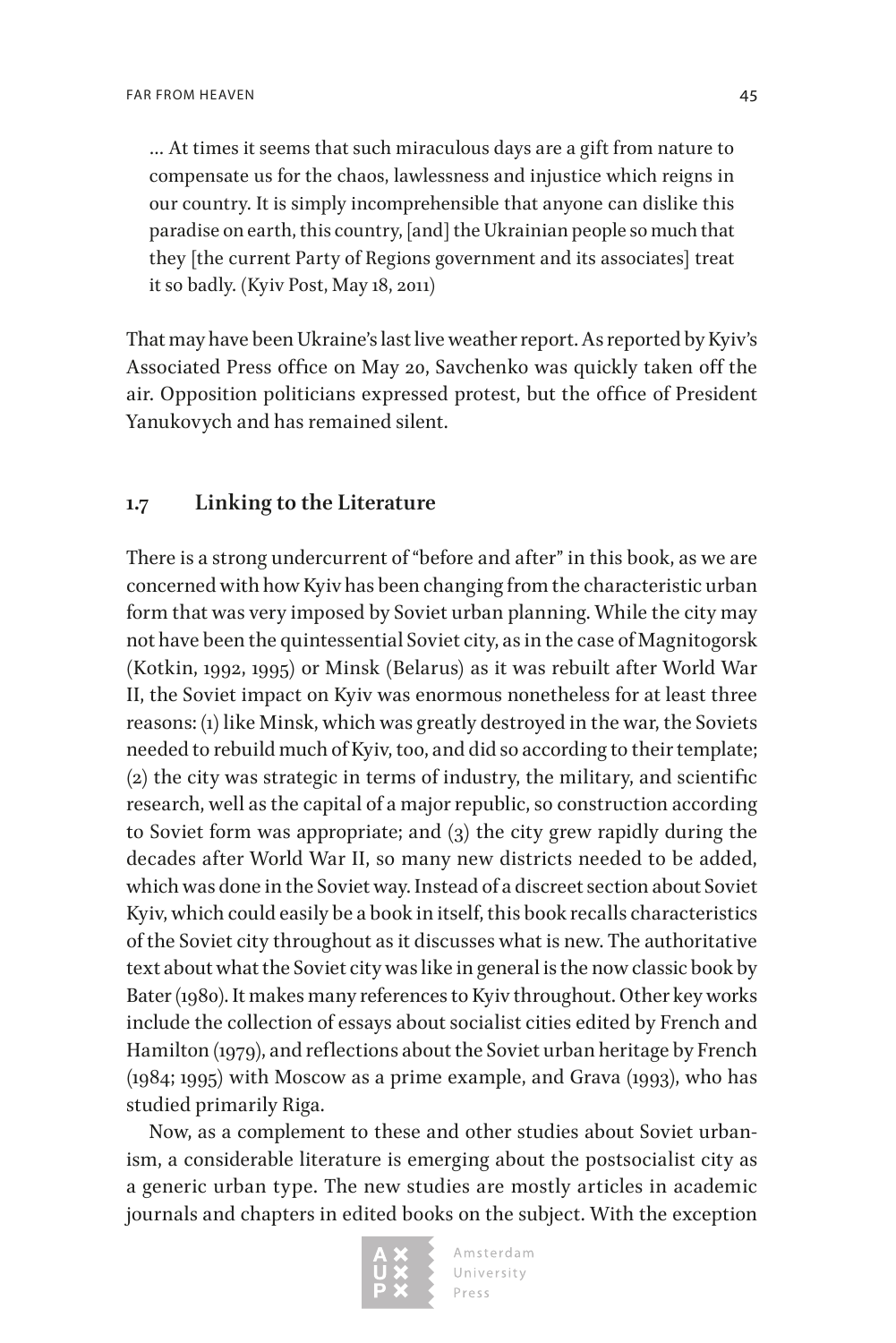… At times it seems that such miraculous days are a gift from nature to compensate us for the chaos, lawlessness and injustice which reigns in our country. It is simply incomprehensible that anyone can dislike this paradise on earth, this country, [and] the Ukrainian people so much that they [the current Party of Regions government and its associates] treat it so badly. (Kyiv Post, May 18, 2011)

That may have been Ukraine's last live weather report. As reported by Kyiv's Associated Press office on May 20, Savchenko was quickly taken off the air. Opposition politicians expressed protest, but the office of President Yanukovych and has remained silent.

## 1.7 Linking to the Literature

There is a strong undercurrent of "before and after" in this book, as we are concerned with how Kyiv has been changing from the characteristic urban form that was very imposed by Soviet urban planning. While the city may not have been the quintessential Soviet city, as in the case of Magnitogorsk (Kotkin, 1992, 1995) or Minsk (Belarus) as it was rebuilt after World War II, the Soviet impact on Kyiv was enormous nonetheless for at least three reasons: (1) like Minsk, which was greatly destroyed in the war, the Soviets needed to rebuild much of Kyiv, too, and did so according to their template; (2) the city was strategic in terms of industry, the military, and scientific research, well as the capital of a major republic, so construction according to Soviet form was appropriate; and (3) the city grew rapidly during the decades after World War II, so many new districts needed to be added, which was done in the Soviet way. Instead of a discreet section about Soviet Kyiv, which could easily be a book in itself, this book recalls characteristics of the Soviet city throughout as it discusses what is new. The authoritative text about what the Soviet city was like in general is the now classic book by Bater (1980). It makes many references to Kyiv throughout. Other key works include the collection of essays about socialist cities edited by French and Hamilton (1979), and reflections about the Soviet urban heritage by French (1984; 1995) with Moscow as a prime example, and Grava (1993), who has studied primarily Riga.

Now, as a complement to these and other studies about Soviet urbanism, a considerable literature is emerging about the postsocialist city as a generic urban type. The new studies are mostly articles in academic journals and chapters in edited books on the subject. With the exception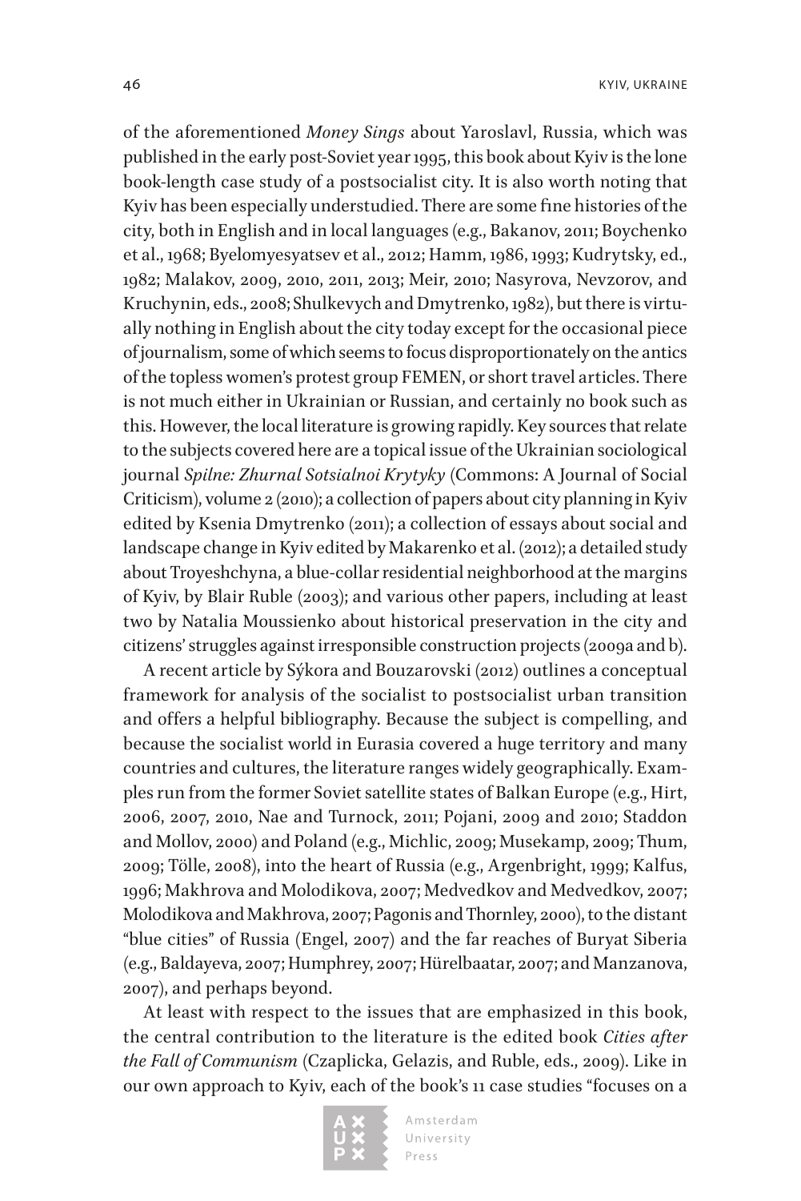of the aforementioned *Money Sings* about Yaroslavl, Russia, which was published in the early post-Soviet year 1995, this book about Kyiv is the lone book-length case study of a postsocialist city. It is also worth noting that Kyiv has been especially understudied. There are some fine histories of the city, both in English and in local languages (e.g., Bakanov, 2011; Boychenko et al., 1968; Byelomyesyatsev et al., 2012; Hamm, 1986, 1993; Kudrytsky, ed., 1982; Malakov, 2009, 2010, 2011, 2013; Meir, 2010; Nasyrova, Nevzorov, and Kruchynin, eds., 2008; Shulkevych and Dmytrenko, 1982), but there is virtually nothing in English about the city today except for the occasional piece of journalism, some of which seems to focus disproportionately on the antics of the topless women's protest group FEMEN, or short travel articles. There is not much either in Ukrainian or Russian, and certainly no book such as this. However, the local literature is growing rapidly. Key sources that relate to the subjects covered here are a topical issue of the Ukrainian sociological journal *Spilne: Zhurnal Sotsialnoi Krytyky* (Commons: A Journal of Social Criticism), volume 2 (2010); a collection of papers about city planning in Kyiv edited by Ksenia Dmytrenko (2011); a collection of essays about social and landscape change in Kyiv edited by Makarenko et al. (2012); a detailed study about Troyeshchyna, a blue-collar residential neighborhood at the margins of Kyiv, by Blair Ruble (2003); and various other papers, including at least two by Natalia Moussienko about historical preservation in the city and citizens' struggles against irresponsible construction projects (2009a and b).

A recent article by Sýkora and Bouzarovski (2012) outlines a conceptual framework for analysis of the socialist to postsocialist urban transition and offers a helpful bibliography. Because the subject is compelling, and because the socialist world in Eurasia covered a huge territory and many countries and cultures, the literature ranges widely geographically. Examples run from the former Soviet satellite states of Balkan Europe (e.g., Hirt, 2006, 2007, 2010, Nae and Turnock, 2011; Pojani, 2009 and 2010; Staddon and Mollov, 2000) and Poland (e.g., Michlic, 2009; Musekamp, 2009; Thum, 2009; Tölle, 2008), into the heart of Russia (e.g., Argenbright, 1999; Kalfus, 1996; Makhrova and Molodikova, 2007; Medvedkov and Medvedkov, 2007; Molodikova and Makhrova, 2007; Pagonis and Thornley, 2000), to the distant "blue cities" of Russia (Engel, 2007) and the far reaches of Buryat Siberia (e.g., Baldayeva, 2007; Humphrey, 2007; Hürelbaatar, 2007; and Manzanova, 2007), and perhaps beyond.

At least with respect to the issues that are emphasized in this book, the central contribution to the literature is the edited book *Cities after the Fall of Communism* (Czaplicka, Gelazis, and Ruble, eds., 2009). Like in our own approach to Kyiv, each of the book's 11 case studies "focuses on a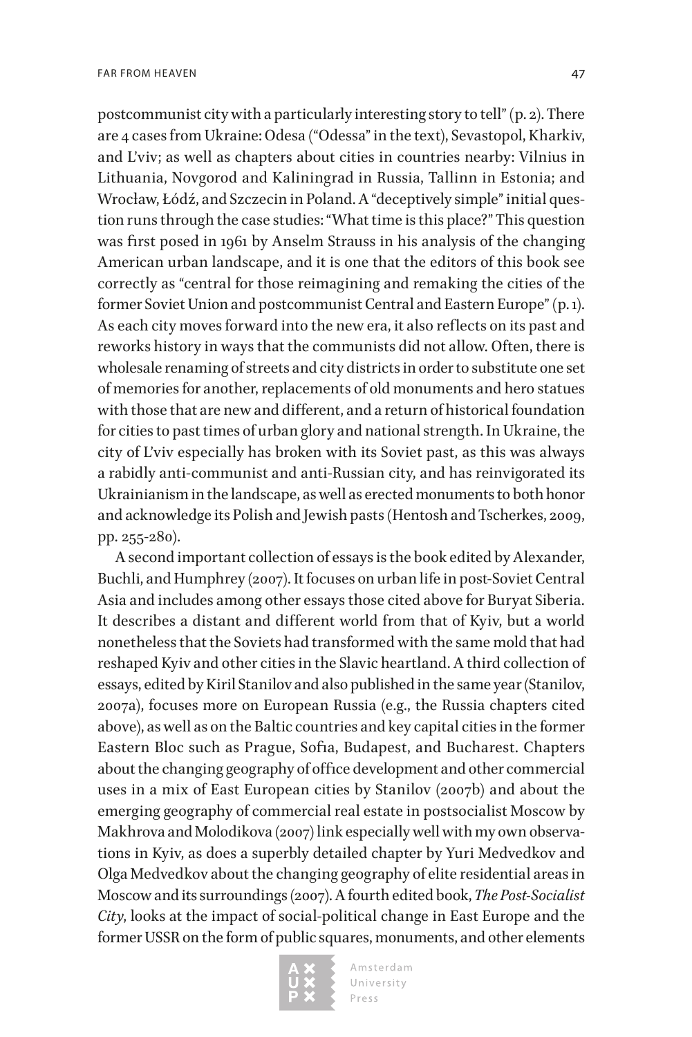postcommunist city with a particularly interesting story to tell" (p. 2). There are 4 cases from Ukraine: Odesa ("Odessa" in the text), Sevastopol, Kharkiv, and L'viv; as well as chapters about cities in countries nearby: Vilnius in Lithuania, Novgorod and Kaliningrad in Russia, Tallinn in Estonia; and Wrocław, Łódź, and Szczecin in Poland. A "deceptively simple" initial question runs through the case studies: "What time is this place?" This question was first posed in 1961 by Anselm Strauss in his analysis of the changing American urban landscape, and it is one that the editors of this book see correctly as "central for those reimagining and remaking the cities of the former Soviet Union and postcommunist Central and Eastern Europe" (p. 1). As each city moves forward into the new era, it also reflects on its past and reworks history in ways that the communists did not allow. Often, there is wholesale renaming of streets and city districts in order to substitute one set of memories for another, replacements of old monuments and hero statues with those that are new and different, and a return of historical foundation for cities to past times of urban glory and national strength. In Ukraine, the city of L'viv especially has broken with its Soviet past, as this was always a rabidly anti-communist and anti-Russian city, and has reinvigorated its Ukrainianism in the landscape, as well as erected monuments to both honor and acknowledge its Polish and Jewish pasts (Hentosh and Tscherkes, 2009, pp. 255-280).

A second important collection of essays is the book edited by Alexander, Buchli, and Humphrey (2007). It focuses on urban life in post-Soviet Central Asia and includes among other essays those cited above for Buryat Siberia. It describes a distant and different world from that of Kyiv, but a world nonetheless that the Soviets had transformed with the same mold that had reshaped Kyiv and other cities in the Slavic heartland. A third collection of essays, edited by Kiril Stanilov and also published in the same year (Stanilov, 2007a), focuses more on European Russia (e.g., the Russia chapters cited above), as well as on the Baltic countries and key capital cities in the former Eastern Bloc such as Prague, Sofia, Budapest, and Bucharest. Chapters about the changing geography of office development and other commercial uses in a mix of East European cities by Stanilov (2007b) and about the emerging geography of commercial real estate in postsocialist Moscow by Makhrova and Molodikova (2007) link especially well with my own observations in Kyiv, as does a superbly detailed chapter by Yuri Medvedkov and Olga Medvedkov about the changing geography of elite residential areas in Moscow and its surroundings (2007). A fourth edited book, *The Post-Socialist City*, looks at the impact of social-political change in East Europe and the former USSR on the form of public squares, monuments, and other elements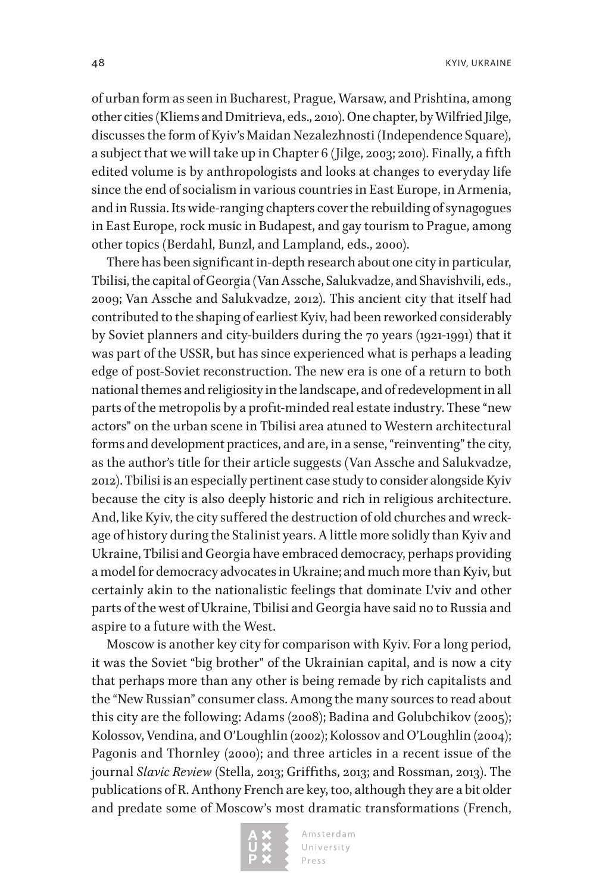of urban form as seen in Bucharest, Prague, Warsaw, and Prishtina, among other cities (Kliems and Dmitrieva, eds., 2010). One chapter, by Wilfried Jilge, discusses the form of Kyiv's Maidan Nezalezhnosti (Independence Square), a subject that we will take up in Chapter 6 (Jilge, 2003; 2010). Finally, a fifth edited volume is by anthropologists and looks at changes to everyday life since the end of socialism in various countries in East Europe, in Armenia, and in Russia. Its wide-ranging chapters cover the rebuilding of synagogues in East Europe, rock music in Budapest, and gay tourism to Prague, among other topics (Berdahl, Bunzl, and Lampland, eds., 2000).

There has been significant in-depth research about one city in particular, Tbilisi, the capital of Georgia (Van Assche, Salukvadze, and Shavishvili, eds., 2009; Van Assche and Salukvadze, 2012). This ancient city that itself had contributed to the shaping of earliest Kyiv, had been reworked considerably by Soviet planners and city-builders during the 70 years (1921-1991) that it was part of the USSR, but has since experienced what is perhaps a leading edge of post-Soviet reconstruction. The new era is one of a return to both national themes and religiosity in the landscape, and of redevelopment in all parts of the metropolis by a profit-minded real estate industry. These "new actors" on the urban scene in Tbilisi area atuned to Western architectural forms and development practices, and are, in a sense, "reinventing" the city, as the author's title for their article suggests (Van Assche and Salukvadze, 2012). Tbilisi is an especially pertinent case study to consider alongside Kyiv because the city is also deeply historic and rich in religious architecture. And, like Kyiv, the city suffered the destruction of old churches and wreckage of history during the Stalinist years. A little more solidly than Kyiv and Ukraine, Tbilisi and Georgia have embraced democracy, perhaps providing a model for democracy advocates in Ukraine; and much more than Kyiv, but certainly akin to the nationalistic feelings that dominate L'viv and other parts of the west of Ukraine, Tbilisi and Georgia have said no to Russia and aspire to a future with the West.

Moscow is another key city for comparison with Kyiv. For a long period, it was the Soviet "big brother" of the Ukrainian capital, and is now a city that perhaps more than any other is being remade by rich capitalists and the "New Russian" consumer class. Among the many sources to read about this city are the following: Adams (2008); Badina and Golubchikov (2005); Kolossov, Vendina, and O'Loughlin (2002); Kolossov and O'Loughlin (2004); Pagonis and Thornley (2000); and three articles in a recent issue of the journal *Slavic Review* (Stella, 2013; Griffiths, 2013; and Rossman, 2013). The publications of R. Anthony French are key, too, although they are a bit older and predate some of Moscow's most dramatic transformations (French,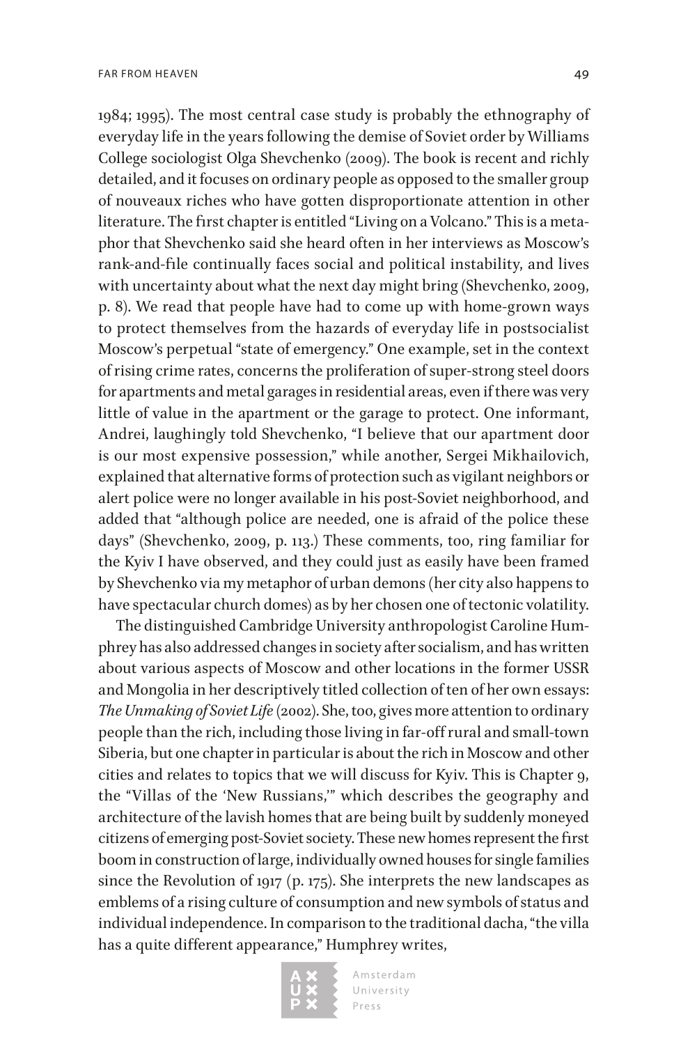1984; 1995). The most central case study is probably the ethnography of everyday life in the years following the demise of Soviet order by Williams College sociologist Olga Shevchenko (2009). The book is recent and richly detailed, and it focuses on ordinary people as opposed to the smaller group of nouveaux riches who have gotten disproportionate attention in other literature. The first chapter is entitled "Living on a Volcano." This is a metaphor that Shevchenko said she heard often in her interviews as Moscow's rank-and-file continually faces social and political instability, and lives with uncertainty about what the next day might bring (Shevchenko, 2009, p. 8). We read that people have had to come up with home-grown ways to protect themselves from the hazards of everyday life in postsocialist Moscow's perpetual "state of emergency." One example, set in the context of rising crime rates, concerns the proliferation of super-strong steel doors for apartments and metal garages in residential areas, even if there was very little of value in the apartment or the garage to protect. One informant, Andrei, laughingly told Shevchenko, "I believe that our apartment door is our most expensive possession," while another, Sergei Mikhailovich, explained that alternative forms of protection such as vigilant neighbors or alert police were no longer available in his post-Soviet neighborhood, and added that "although police are needed, one is afraid of the police these days" (Shevchenko, 2009, p. 113.) These comments, too, ring familiar for the Kyiv I have observed, and they could just as easily have been framed by Shevchenko via my metaphor of urban demons (her city also happens to have spectacular church domes) as by her chosen one of tectonic volatility.

The distinguished Cambridge University anthropologist Caroline Humphrey has also addressed changes in society after socialism, and has written about various aspects of Moscow and other locations in the former USSR and Mongolia in her descriptively titled collection of ten of her own essays: *The Unmaking of Soviet Life* (2002). She, too, gives more attention to ordinary people than the rich, including those living in far-off rural and small-town Siberia, but one chapter in particular is about the rich in Moscow and other cities and relates to topics that we will discuss for Kyiv. This is Chapter 9, the "Villas of the 'New Russians,'" which describes the geography and architecture of the lavish homes that are being built by suddenly moneyed citizens of emerging post-Soviet society. These new homes represent the first boom in construction of large, individually owned houses for single families since the Revolution of 1917 (p. 175). She interprets the new landscapes as emblems of a rising culture of consumption and new symbols of status and individual independence. In comparison to the traditional dacha, "the villa has a quite different appearance," Humphrey writes,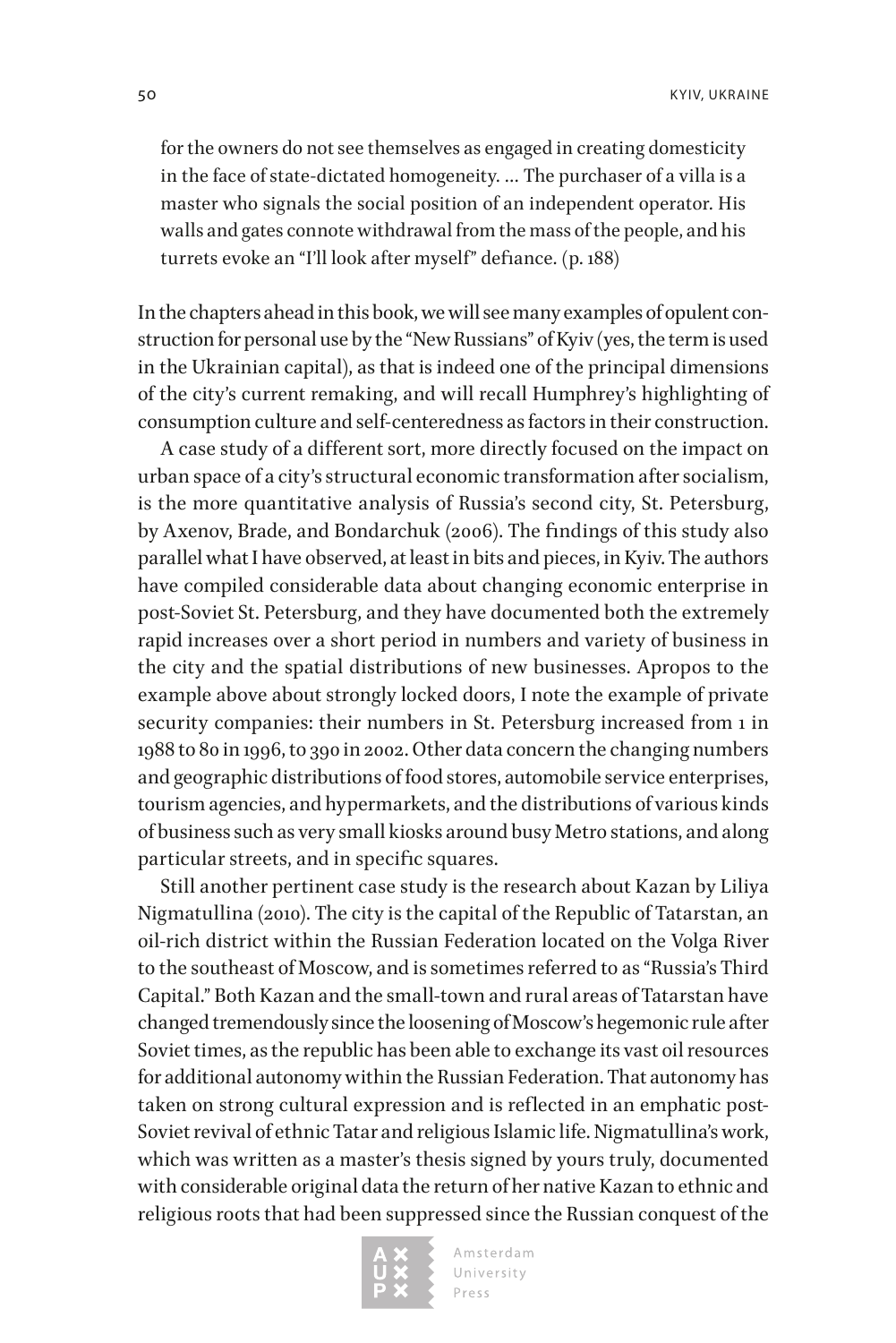> for the owners do not see themselves as engaged in creating domesticity in the face of state-dictated homogeneity. … The purchaser of a villa is a master who signals the social position of an independent operator. His walls and gates connote withdrawal from the mass of the people, and his turrets evoke an "I'll look after myself" defiance. (p. 188)

In the chapters ahead in this book, we will see many examples of opulent construction for personal use by the "New Russians" of Kyiv (yes, the term is used in the Ukrainian capital), as that is indeed one of the principal dimensions of the city's current remaking, and will recall Humphrey's highlighting of consumption culture and self-centeredness as factors in their construction.

A case study of a different sort, more directly focused on the impact on urban space of a city's structural economic transformation after socialism, is the more quantitative analysis of Russia's second city, St. Petersburg, by Axenov, Brade, and Bondarchuk (2006). The findings of this study also parallel what I have observed, at least in bits and pieces, in Kyiv. The authors have compiled considerable data about changing economic enterprise in post-Soviet St. Petersburg, and they have documented both the extremely rapid increases over a short period in numbers and variety of business in the city and the spatial distributions of new businesses. Apropos to the example above about strongly locked doors, I note the example of private security companies: their numbers in St. Petersburg increased from 1 in 1988 to 80 in 1996, to 390 in 2002. Other data concern the changing numbers and geographic distributions of food stores, automobile service enterprises, tourism agencies, and hypermarkets, and the distributions of various kinds of business such as very small kiosks around busy Metro stations, and along particular streets, and in specific squares.

Still another pertinent case study is the research about Kazan by Liliya Nigmatullina (2010). The city is the capital of the Republic of Tatarstan, an oil-rich district within the Russian Federation located on the Volga River to the southeast of Moscow, and is sometimes referred to as "Russia's Third Capital." Both Kazan and the small-town and rural areas of Tatarstan have changed tremendously since the loosening of Moscow's hegemonic rule after Soviet times, as the republic has been able to exchange its vast oil resources for additional autonomy within the Russian Federation. That autonomy has taken on strong cultural expression and is reflected in an emphatic post-Soviet revival of ethnic Tatar and religious Islamic life. Nigmatullina's work, which was written as a master's thesis signed by yours truly, documented with considerable original data the return of her native Kazan to ethnic and religious roots that had been suppressed since the Russian conquest of the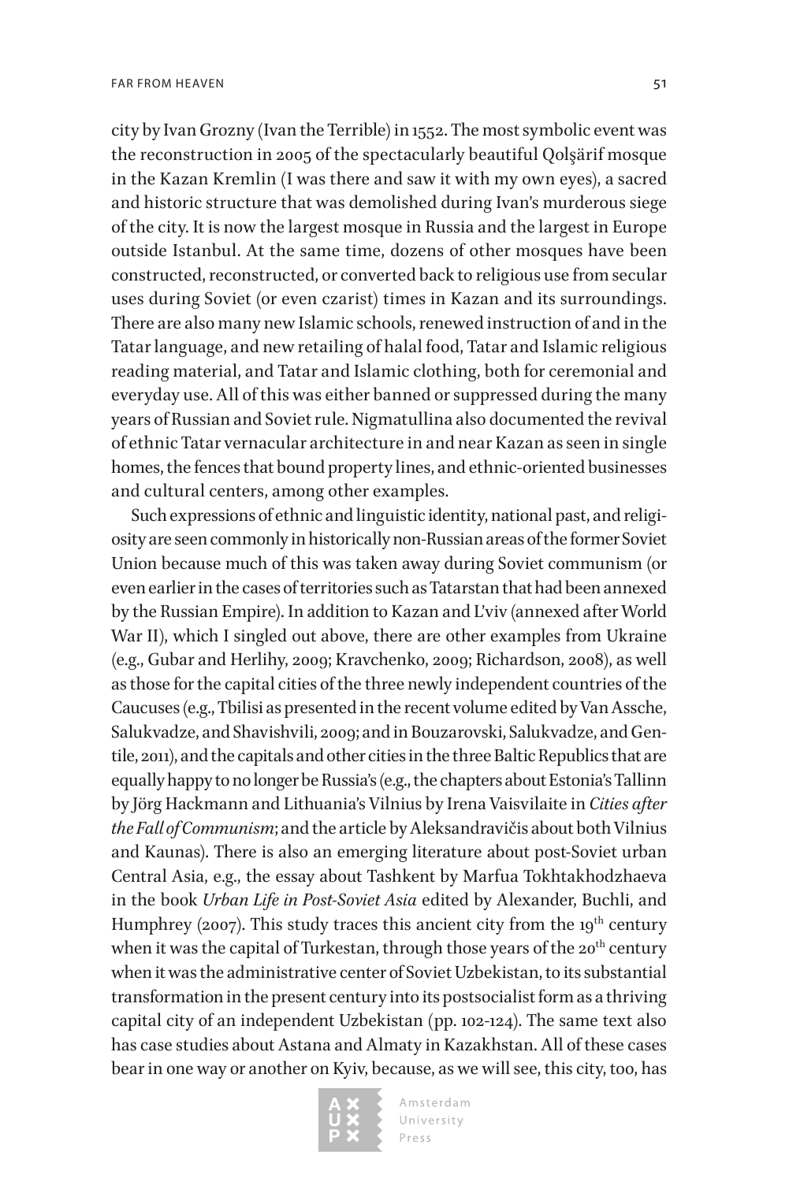city by Ivan Grozny (Ivan the Terrible) in 1552. The most symbolic event was the reconstruction in 2005 of the spectacularly beautiful Qolşärif mosque in the Kazan Kremlin (I was there and saw it with my own eyes), a sacred and historic structure that was demolished during Ivan's murderous siege of the city. It is now the largest mosque in Russia and the largest in Europe outside Istanbul. At the same time, dozens of other mosques have been constructed, reconstructed, or converted back to religious use from secular uses during Soviet (or even czarist) times in Kazan and its surroundings. There are also many new Islamic schools, renewed instruction of and in the Tatar language, and new retailing of halal food, Tatar and Islamic religious reading material, and Tatar and Islamic clothing, both for ceremonial and everyday use. All of this was either banned or suppressed during the many years of Russian and Soviet rule. Nigmatullina also documented the revival of ethnic Tatar vernacular architecture in and near Kazan as seen in single homes, the fences that bound property lines, and ethnic-oriented businesses and cultural centers, among other examples.

Such expressions of ethnic and linguistic identity, national past, and religiosity are seen commonly in historically non-Russian areas of the former Soviet Union because much of this was taken away during Soviet communism (or even earlier in the cases of territories such as Tatarstan that had been annexed by the Russian Empire). In addition to Kazan and L'viv (annexed after World War II), which I singled out above, there are other examples from Ukraine (e.g., Gubar and Herlihy, 2009; Kravchenko, 2009; Richardson, 2008), as well as those for the capital cities of the three newly independent countries of the Caucuses (e.g., Tbilisi as presented in the recent volume edited by Van Assche, Salukvadze, and Shavishvili, 2009; and in Bouzarovski, Salukvadze, and Gentile, 2011), and the capitals and other cities in the three Baltic Republics that are equally happy to no longer be Russia's (e.g., the chapters about Estonia's Tallinn by Jörg Hackmann and Lithuania's Vilnius by Irena Vaisvilaite in *Cities after the Fall of Communism*; and the article by Aleksandravičis about both Vilnius and Kaunas). There is also an emerging literature about post-Soviet urban Central Asia, e.g., the essay about Tashkent by Marfua Tokhtakhodzhaeva in the book *Urban Life in Post-Soviet Asia* edited by Alexander, Buchli, and Humphrey (2007). This study traces this ancient city from the 19th century when it was the capital of Turkestan, through those years of the 20th century when it was the administrative center of Soviet Uzbekistan, to its substantial transformation in the present century into its postsocialist form as a thriving capital city of an independent Uzbekistan (pp. 102-124). The same text also has case studies about Astana and Almaty in Kazakhstan. All of these cases bear in one way or another on Kyiv, because, as we will see, this city, too, has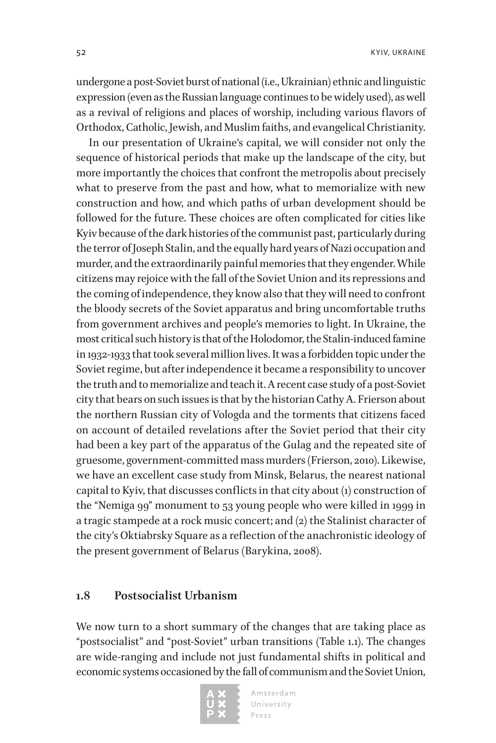undergone a post-Soviet burst of national (i.e., Ukrainian) ethnic and linguistic expression (even as the Russian language continues to be widely used), as well as a revival of religions and places of worship, including various flavors of Orthodox, Catholic, Jewish, and Muslim faiths, and evangelical Christianity.

In our presentation of Ukraine's capital, we will consider not only the sequence of historical periods that make up the landscape of the city, but more importantly the choices that confront the metropolis about precisely what to preserve from the past and how, what to memorialize with new construction and how, and which paths of urban development should be followed for the future. These choices are often complicated for cities like Kyiv because of the dark histories of the communist past, particularly during the terror of Joseph Stalin, and the equally hard years of Nazi occupation and murder, and the extraordinarily painful memories that they engender. While citizens may rejoice with the fall of the Soviet Union and its repressions and the coming of independence, they know also that they will need to confront the bloody secrets of the Soviet apparatus and bring uncomfortable truths from government archives and people's memories to light. In Ukraine, the most critical such history is that of the Holodomor, the Stalin-induced famine in 1932-1933 that took several million lives. It was a forbidden topic under the Soviet regime, but after independence it became a responsibility to uncover the truth and to memorialize and teach it. A recent case study of a post-Soviet city that bears on such issues is that by the historian Cathy A. Frierson about the northern Russian city of Vologda and the torments that citizens faced on account of detailed revelations after the Soviet period that their city had been a key part of the apparatus of the Gulag and the repeated site of gruesome, government-committed mass murders (Frierson, 2010). Likewise, we have an excellent case study from Minsk, Belarus, the nearest national capital to Kyiv, that discusses conflicts in that city about (1) construction of the "Nemiga 99" monument to 53 young people who were killed in 1999 in a tragic stampede at a rock music concert; and (2) the Stalinist character of the city's Oktiabrsky Square as a reflection of the anachronistic ideology of the present government of Belarus (Barykina, 2008).

## 1.8 Postsocialist Urbanism

We now turn to a short summary of the changes that are taking place as "postsocialist" and "post-Soviet" urban transitions (Table 1.1). The changes are wide-ranging and include not just fundamental shifts in political and economic systems occasioned by the fall of communism and the Soviet Union,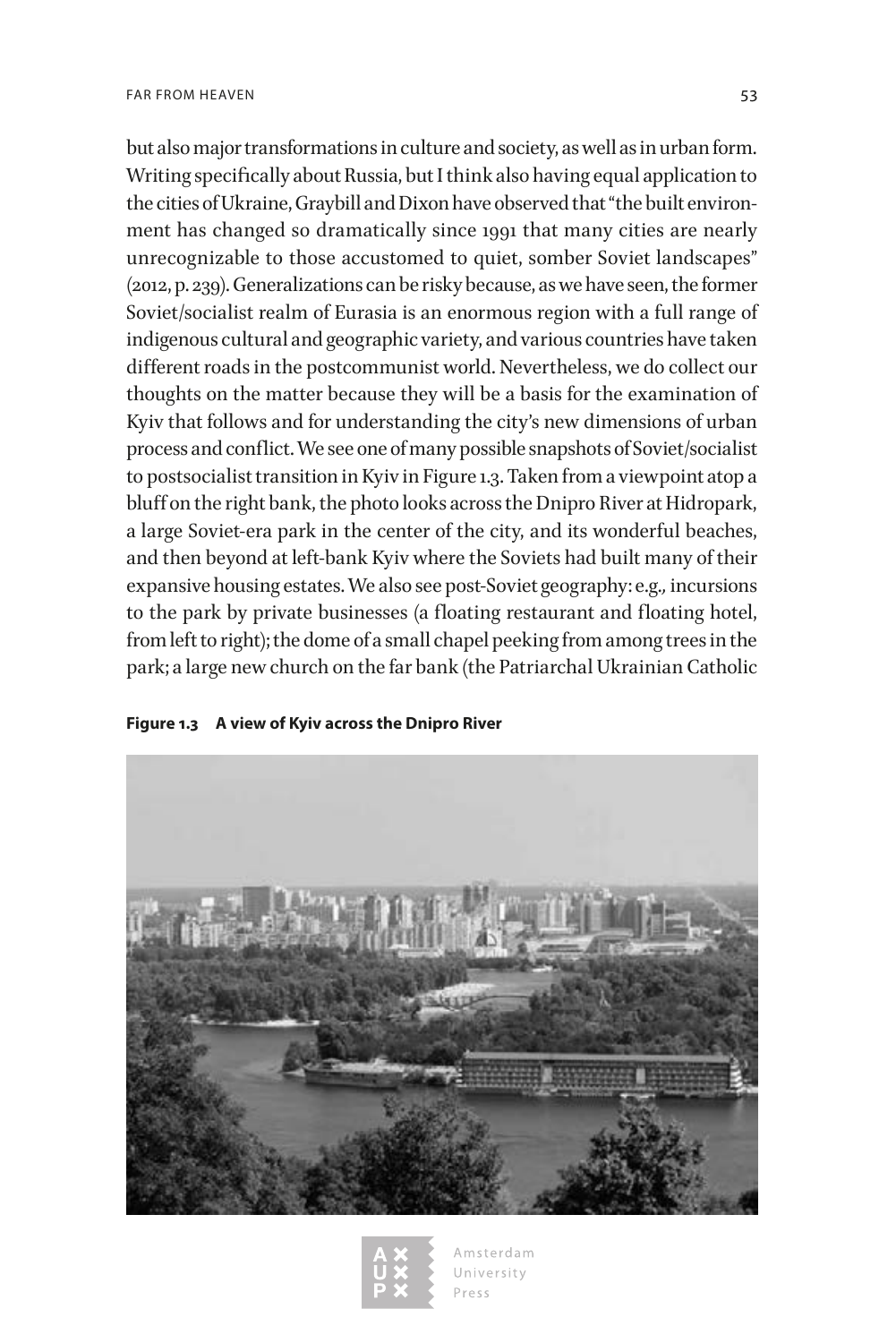but also major transformations in culture and society, as well as in urban form. Writing specifically about Russia, but I think also having equal application to the cities of Ukraine, Graybill and Dixon have observed that "the built environment has changed so dramatically since 1991 that many cities are nearly unrecognizable to those accustomed to quiet, somber Soviet landscapes" (2012, p. 239). Generalizations can be risky because, as we have seen, the former Soviet/socialist realm of Eurasia is an enormous region with a full range of indigenous cultural and geographic variety, and various countries have taken different roads in the postcommunist world. Nevertheless, we do collect our thoughts on the matter because they will be a basis for the examination of Kyiv that follows and for understanding the city's new dimensions of urban process and conflict. We see one of many possible snapshots of Soviet/socialist to postsocialist transition in Kyiv in Figure 1.3. Taken from a viewpoint atop a bluff on the right bank, the photo looks across the Dnipro River at Hidropark, a large Soviet-era park in the center of the city, and its wonderful beaches, and then beyond at left-bank Kyiv where the Soviets had built many of their expansive housing estates. We also see post-Soviet geography: e.g., incursions to the park by private businesses (a floating restaurant and floating hotel, from left to right); the dome of a small chapel peeking from among trees in the park; a large new church on the far bank (the Patriarchal Ukrainian Catholic

**Figure 1.3 A view of Kyiv across the Dnipro River**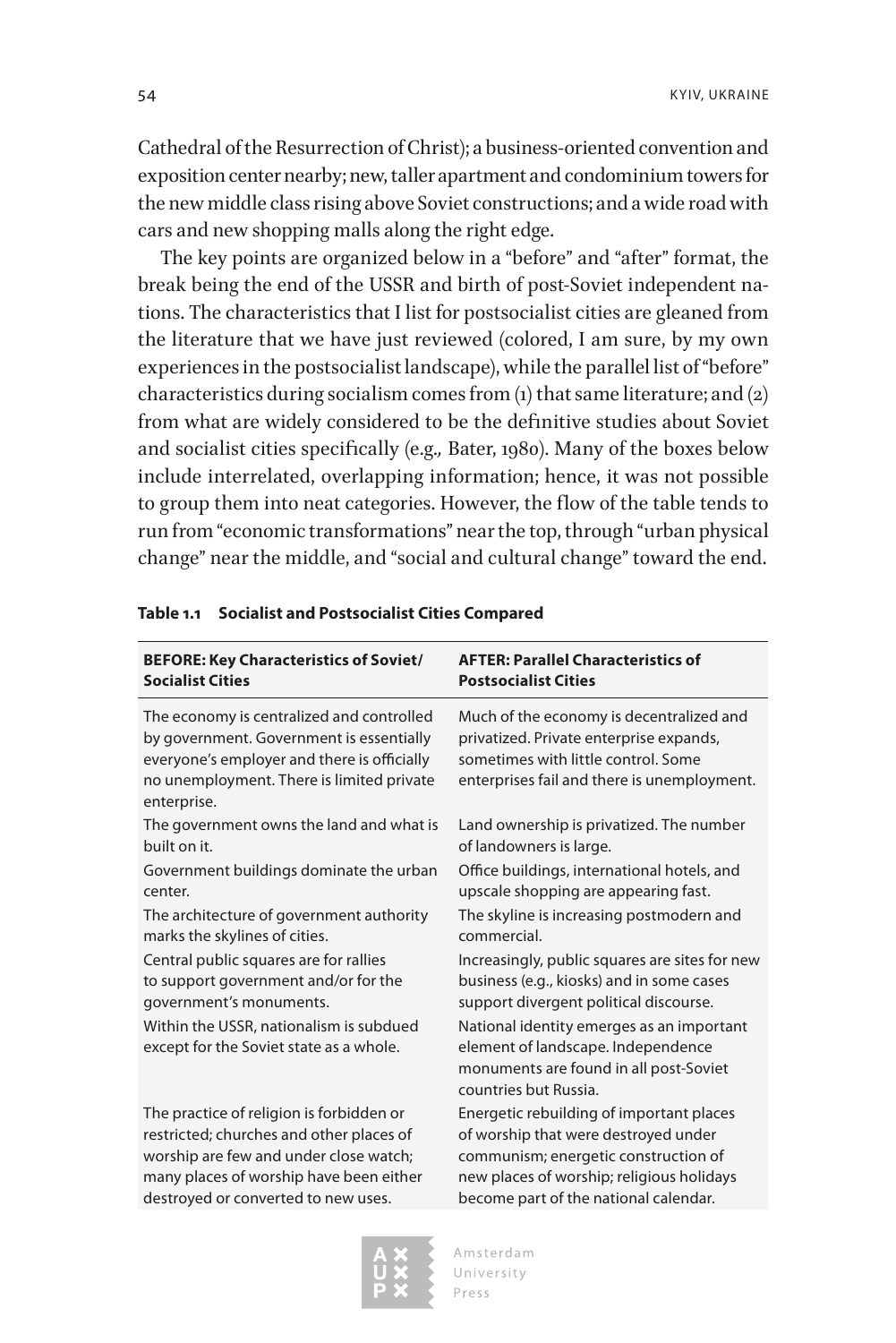Cathedral of the Resurrection of Christ); a business-oriented convention and exposition center nearby; new, taller apartment and condominium towers for the new middle class rising above Soviet constructions; and a wide road with cars and new shopping malls along the right edge.

The key points are organized below in a "before" and "after" format, the break being the end of the USSR and birth of post-Soviet independent nations. The characteristics that I list for postsocialist cities are gleaned from the literature that we have just reviewed (colored, I am sure, by my own experiences in the postsocialist landscape), while the parallel list of "before" characteristics during socialism comes from (1) that same literature; and (2) from what are widely considered to be the definitive studies about Soviet and socialist cities specifically (e.g., Bater, 1980). Many of the boxes below include interrelated, overlapping information; hence, it was not possible to group them into neat categories. However, the flow of the table tends to run from "economic transformations" near the top, through "urban physical change" near the middle, and "social and cultural change" toward the end.

**Table 1.1 Socialist and Postsocialist Cities Compared**

| BEFORE: Key Characteristics of Soviet/Socialist Cities | AFTER: Parallel Characteristics of Postsocialist Cities |
|---|---|
| The economy is centralized and controlled by government. Government is essentially everyone's employer and there is officially no unemployment. There is limited private enterprise. | Much of the economy is decentralized and privatized. Private enterprise expands, sometimes with little control. Some enterprises fail and there is unemployment. |
| The government owns the land and what is built on it. | Land ownership is privatized. The number of landowners is large. |
| Government buildings dominate the urban center. | Office buildings, international hotels, and upscale shopping are appearing fast. |
| The architecture of government authority marks the skylines of cities. | The skyline is increasing postmodern and commercial. |
| Central public squares are for rallies to support government and/or for the government's monuments. | Increasingly, public squares are sites for new business (e.g., kiosks) and in some cases support divergent political discourse. |
| Within the USSR, nationalism is subdued except for the Soviet state as a whole. | National identity emerges as an important element of landscape. Independence monuments are found in all post-Soviet countries but Russia. |
| The practice of religion is forbidden or restricted; churches and other places of worship are few and under close watch; many places of worship have been either destroyed or converted to new uses. | Energetic rebuilding of important places of worship that were destroyed under communism; energetic construction of new places of worship; religious holidays become part of the national calendar. |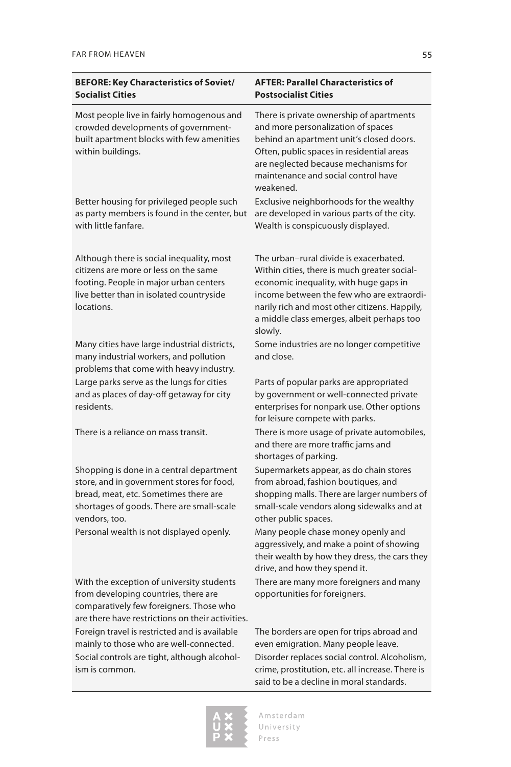| BEFORE: Key Characteristics of Soviet/Socialist Cities | AFTER: Parallel Characteristics of Postsocialist Cities |
|---|---|
| Most people live in fairly homogenous and crowded developments of government-built apartment blocks with few amenities within buildings. | There is private ownership of apartments and more personalization of spaces behind an apartment unit's closed doors. Often, public spaces in residential areas are neglected because mechanisms for maintenance and social control have weakened. |
| Better housing for privileged people such as party members is found in the center, but with little fanfare. | Exclusive neighborhoods for the wealthy are developed in various parts of the city. Wealth is conspicuously displayed. |
| Although there is social inequality, most citizens are more or less on the same footing. People in major urban centers live better than in isolated countryside locations. | The urban–rural divide is exacerbated. Within cities, there is much greater social-economic inequality, with huge gaps in income between the few who are extraordinarily rich and most other citizens. Happily, a middle class emerges, albeit perhaps too slowly. |
| Many cities have large industrial districts, many industrial workers, and pollution problems that come with heavy industry. | Some industries are no longer competitive and close. |
| Large parks serve as the lungs for cities and as places of day-off getaway for city residents. | Parts of popular parks are appropriated by government or well-connected private enterprises for nonpark use. Other options for leisure compete with parks. |
| There is a reliance on mass transit. | There is more usage of private automobiles, and there are more traffic jams and shortages of parking. |
| Shopping is done in a central department store, and in government stores for food, bread, meat, etc. Sometimes there are shortages of goods. There are small-scale vendors, too. | Supermarkets appear, as do chain stores from abroad, fashion boutiques, and shopping malls. There are larger numbers of small-scale vendors along sidewalks and at other public spaces. |
| Personal wealth is not displayed openly. | Many people chase money openly and aggressively, and make a point of showing their wealth by how they dress, the cars they drive, and how they spend it. |
| With the exception of university students from developing countries, there are comparatively few foreigners. Those who are there have restrictions on their activities. | There are many more foreigners and many opportunities for foreigners. |
| Foreign travel is restricted and is available mainly to those who are well-connected. | The borders are open for trips abroad and even emigration. Many people leave. |
| Social controls are tight, although alcoholism is common. | Disorder replaces social control. Alcoholism, crime, prostitution, etc. all increase. There is said to be a decline in moral standards. |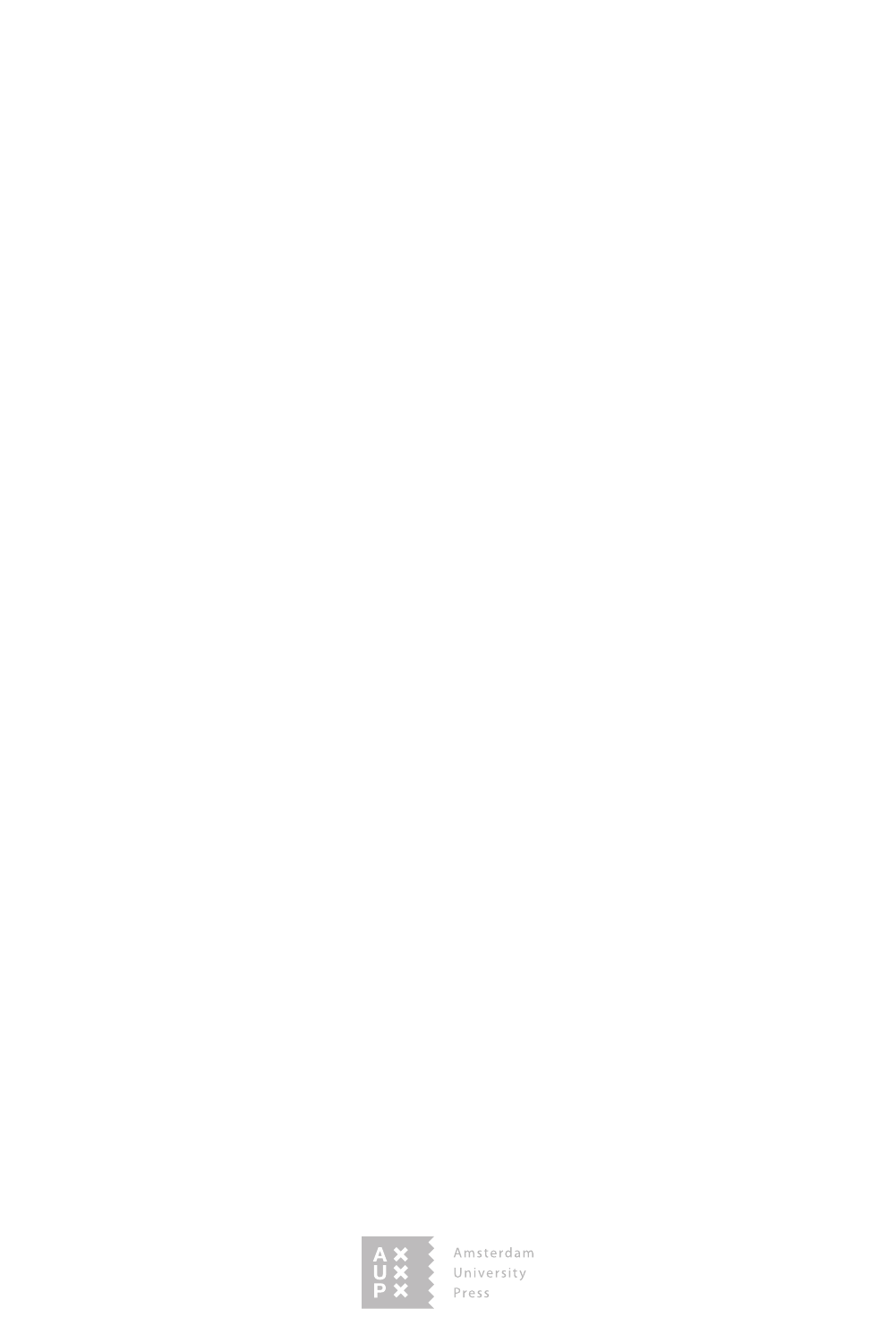Amsterdam
University
Press